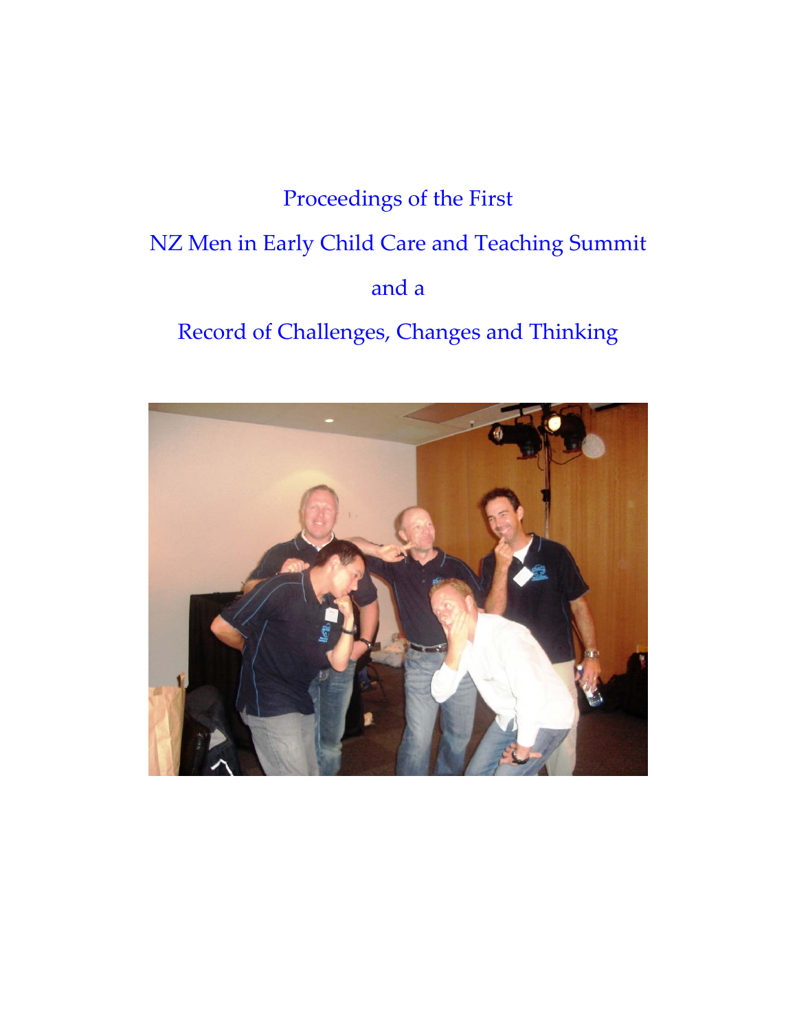# Proceedings of the First

# NZ Men in Early Child Care and Teaching Summit

# and a

# Record of Challenges, Changes and Thinking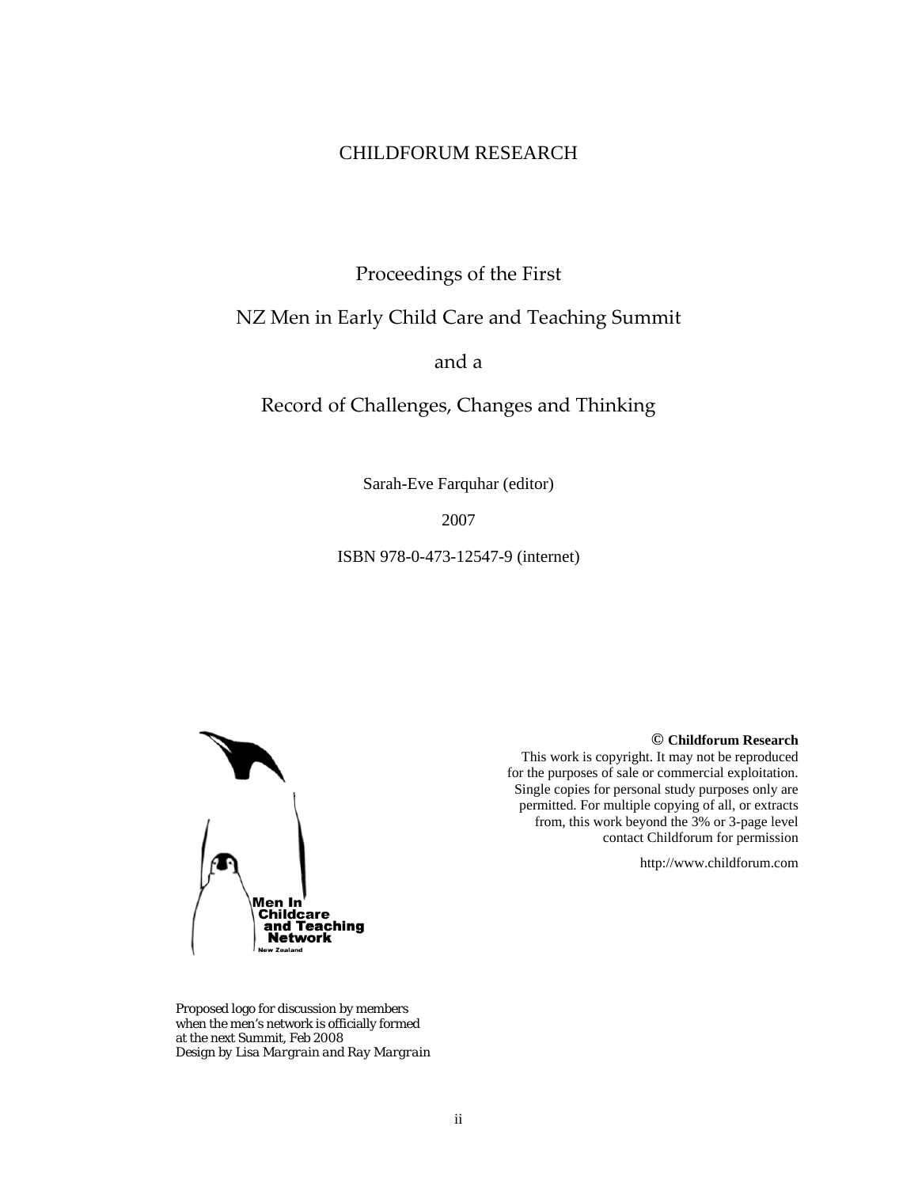CHILDFORUM RESEARCH

# Proceedings of the First

# NZ Men in Early Child Care and Teaching Summit

# and a

# Record of Challenges, Changes and Thinking

Sarah-Eve Farquhar (editor)

2007

ISBN 978-0-473-12547-9 (internet)

Men In Childcare and Teaching Network New Zealand

*Proposed logo for discussion by members when the men's network is officially formed at the next Summit, Feb 2008*
*Design by Lisa Margrain and Ray Margrain*

**© Childforum Research**
This work is copyright. It may not be reproduced for the purposes of sale or commercial exploitation. Single copies for personal study purposes only are permitted. For multiple copying of all, or extracts from, this work beyond the 3% or 3-page level contact Childforum for permission

http://www.childforum.com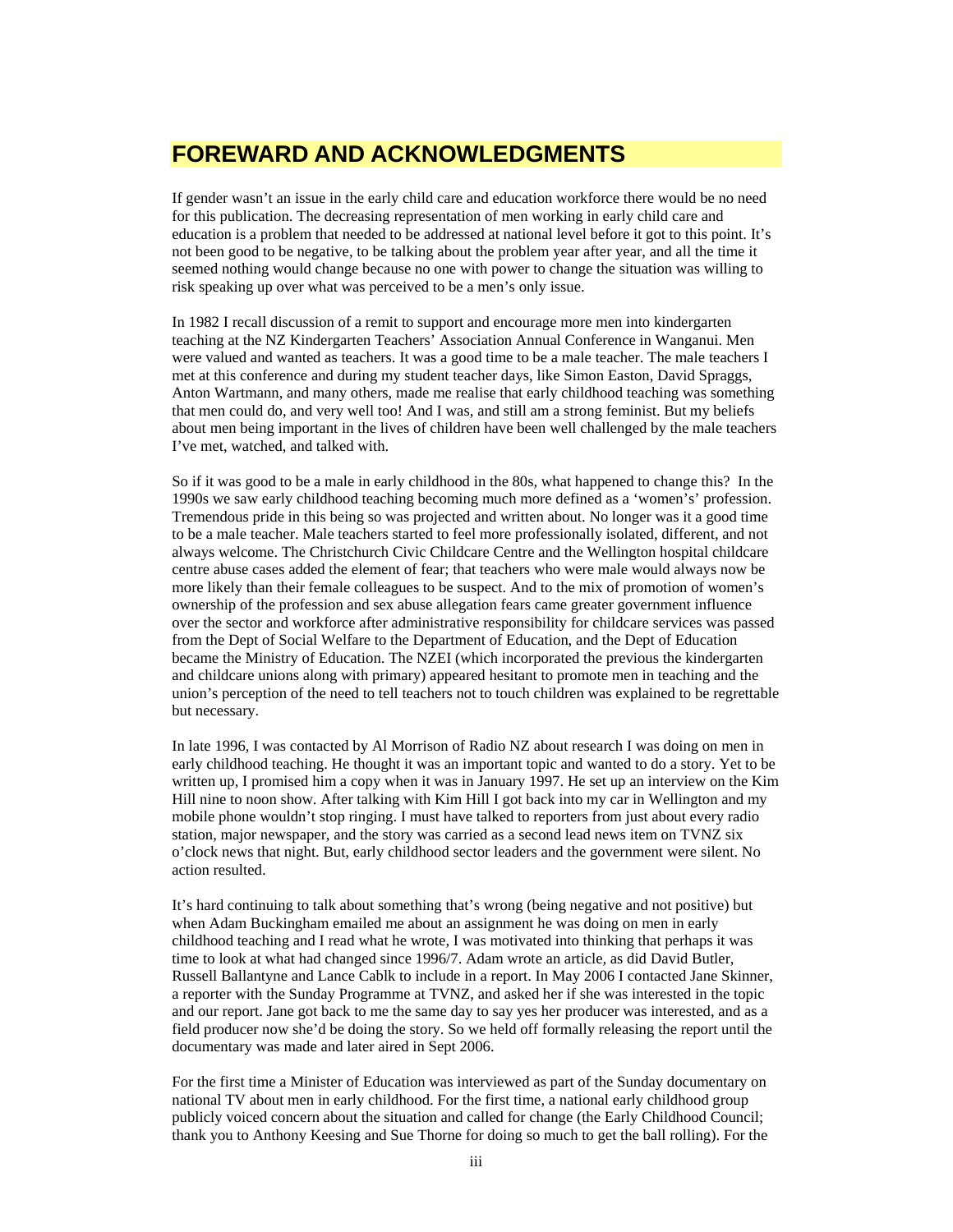# FOREWARD AND ACKNOWLEDGMENTS

If gender wasn't an issue in the early child care and education workforce there would be no need for this publication. The decreasing representation of men working in early child care and education is a problem that needed to be addressed at national level before it got to this point. It's not been good to be negative, to be talking about the problem year after year, and all the time it seemed nothing would change because no one with power to change the situation was willing to risk speaking up over what was perceived to be a men's only issue.

In 1982 I recall discussion of a remit to support and encourage more men into kindergarten teaching at the NZ Kindergarten Teachers' Association Annual Conference in Wanganui. Men were valued and wanted as teachers. It was a good time to be a male teacher. The male teachers I met at this conference and during my student teacher days, like Simon Easton, David Spraggs, Anton Wartmann, and many others, made me realise that early childhood teaching was something that men could do, and very well too! And I was, and still am a strong feminist. But my beliefs about men being important in the lives of children have been well challenged by the male teachers I've met, watched, and talked with.

So if it was good to be a male in early childhood in the 80s, what happened to change this? In the 1990s we saw early childhood teaching becoming much more defined as a 'women's' profession. Tremendous pride in this being so was projected and written about. No longer was it a good time to be a male teacher. Male teachers started to feel more professionally isolated, different, and not always welcome. The Christchurch Civic Childcare Centre and the Wellington hospital childcare centre abuse cases added the element of fear; that teachers who were male would always now be more likely than their female colleagues to be suspect. And to the mix of promotion of women's ownership of the profession and sex abuse allegation fears came greater government influence over the sector and workforce after administrative responsibility for childcare services was passed from the Dept of Social Welfare to the Department of Education, and the Dept of Education became the Ministry of Education. The NZEI (which incorporated the previous the kindergarten and childcare unions along with primary) appeared hesitant to promote men in teaching and the union's perception of the need to tell teachers not to touch children was explained to be regrettable but necessary.

In late 1996, I was contacted by Al Morrison of Radio NZ about research I was doing on men in early childhood teaching. He thought it was an important topic and wanted to do a story. Yet to be written up, I promised him a copy when it was in January 1997. He set up an interview on the Kim Hill nine to noon show. After talking with Kim Hill I got back into my car in Wellington and my mobile phone wouldn't stop ringing. I must have talked to reporters from just about every radio station, major newspaper, and the story was carried as a second lead news item on TVNZ six o'clock news that night. But, early childhood sector leaders and the government were silent. No action resulted.

It's hard continuing to talk about something that's wrong (being negative and not positive) but when Adam Buckingham emailed me about an assignment he was doing on men in early childhood teaching and I read what he wrote, I was motivated into thinking that perhaps it was time to look at what had changed since 1996/7. Adam wrote an article, as did David Butler, Russell Ballantyne and Lance Cablk to include in a report. In May 2006 I contacted Jane Skinner, a reporter with the Sunday Programme at TVNZ, and asked her if she was interested in the topic and our report. Jane got back to me the same day to say yes her producer was interested, and as a field producer now she'd be doing the story. So we held off formally releasing the report until the documentary was made and later aired in Sept 2006.

For the first time a Minister of Education was interviewed as part of the Sunday documentary on national TV about men in early childhood. For the first time, a national early childhood group publicly voiced concern about the situation and called for change (the Early Childhood Council; thank you to Anthony Keesing and Sue Thorne for doing so much to get the ball rolling). For the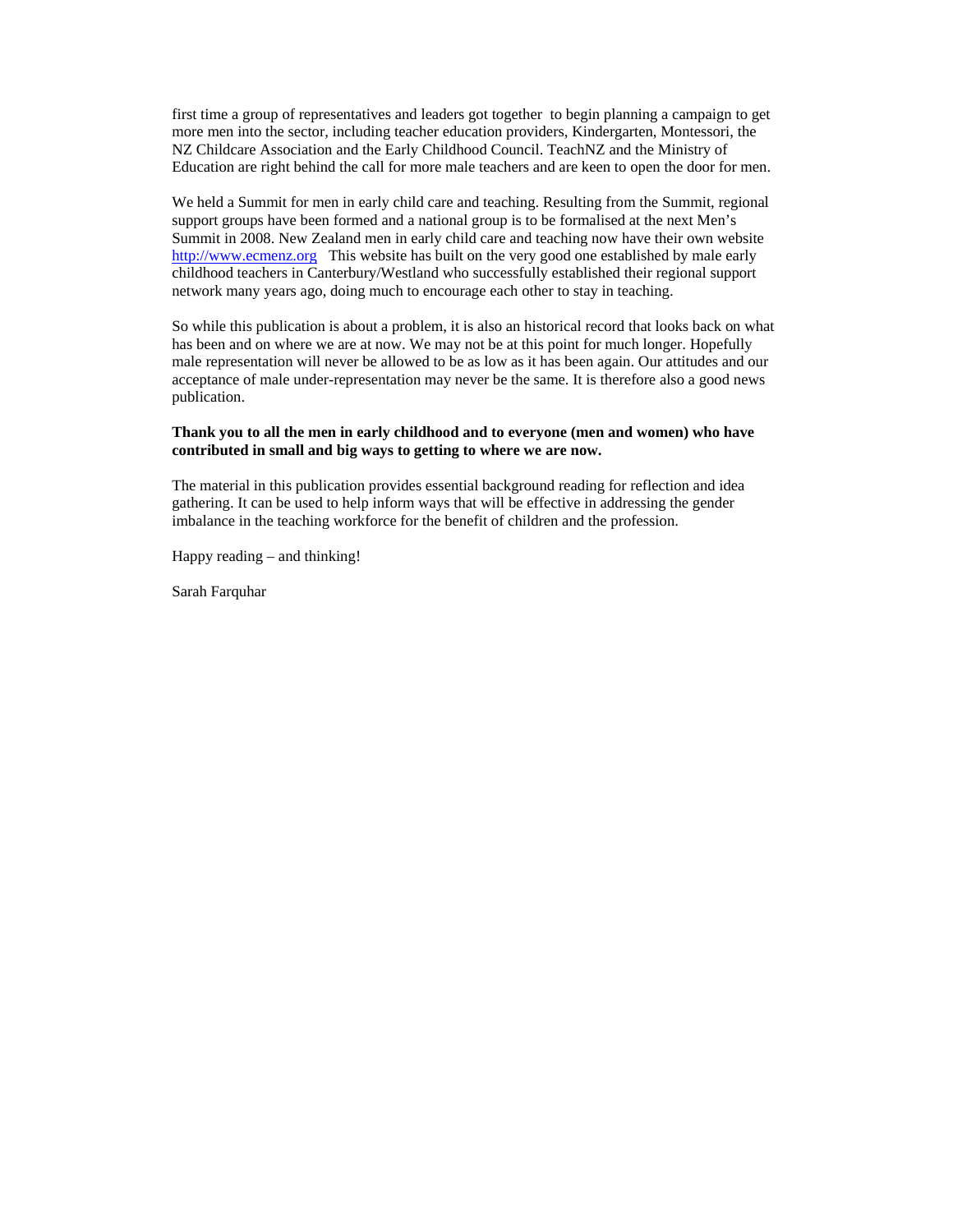first time a group of representatives and leaders got together to begin planning a campaign to get more men into the sector, including teacher education providers, Kindergarten, Montessori, the NZ Childcare Association and the Early Childhood Council. TeachNZ and the Ministry of Education are right behind the call for more male teachers and are keen to open the door for men.

We held a Summit for men in early child care and teaching. Resulting from the Summit, regional support groups have been formed and a national group is to be formalised at the next Men's Summit in 2008. New Zealand men in early child care and teaching now have their own website http://www.ecmenz.org This website has built on the very good one established by male early childhood teachers in Canterbury/Westland who successfully established their regional support network many years ago, doing much to encourage each other to stay in teaching.

So while this publication is about a problem, it is also an historical record that looks back on what has been and on where we are at now. We may not be at this point for much longer. Hopefully male representation will never be allowed to be as low as it has been again. Our attitudes and our acceptance of male under-representation may never be the same. It is therefore also a good news publication.

**Thank you to all the men in early childhood and to everyone (men and women) who have contributed in small and big ways to getting to where we are now.**

The material in this publication provides essential background reading for reflection and idea gathering. It can be used to help inform ways that will be effective in addressing the gender imbalance in the teaching workforce for the benefit of children and the profession.

Happy reading – and thinking!

Sarah Farquhar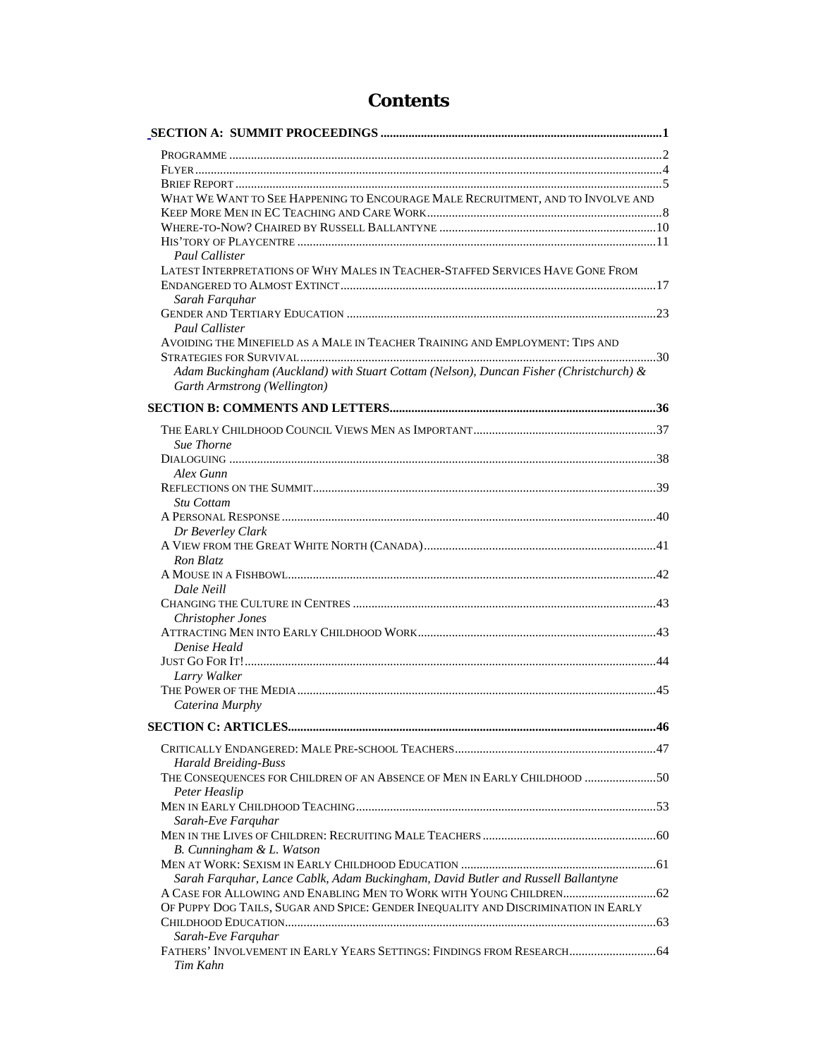# Contents

**SECTION A: SUMMIT PROCEEDINGS** .......... 1

- PROGRAMME .......... 2
- FLYER .......... 4
- BRIEF REPORT .......... 5
- WHAT WE WANT TO SEE HAPPENING TO ENCOURAGE MALE RECRUITMENT, AND TO INVOLVE AND KEEP MORE MEN IN EC TEACHING AND CARE WORK .......... 8
- WHERE-TO-NOW? CHAIRED BY RUSSELL BALLANTYNE .......... 10
- HIS'TORY OF PLAYCENTRE .......... 11
  *Paul Callister*
- LATEST INTERPRETATIONS OF WHY MALES IN TEACHER-STAFFED SERVICES HAVE GONE FROM ENDANGERED TO ALMOST EXTINCT .......... 17
  *Sarah Farquhar*
- GENDER AND TERTIARY EDUCATION .......... 23
  *Paul Callister*
- AVOIDING THE MINEFIELD AS A MALE IN TEACHER TRAINING AND EMPLOYMENT: TIPS AND STRATEGIES FOR SURVIVAL .......... 30
  *Adam Buckingham (Auckland) with Stuart Cottam (Nelson), Duncan Fisher (Christchurch) & Garth Armstrong (Wellington)*

**SECTION B: COMMENTS AND LETTERS** .......... 36

- THE EARLY CHILDHOOD COUNCIL VIEWS MEN AS IMPORTANT .......... 37
  *Sue Thorne*
- DIALOGUING .......... 38
  *Alex Gunn*
- REFLECTIONS ON THE SUMMIT .......... 39
  *Stu Cottam*
- A PERSONAL RESPONSE .......... 40
  *Dr Beverley Clark*
- A VIEW FROM THE GREAT WHITE NORTH (CANADA) .......... 41
  *Ron Blatz*
- A MOUSE IN A FISHBOWL .......... 42
  *Dale Neill*
- CHANGING THE CULTURE IN CENTRES .......... 43
  *Christopher Jones*
- ATTRACTING MEN INTO EARLY CHILDHOOD WORK .......... 43
  *Denise Heald*
- JUST GO FOR IT! .......... 44
  *Larry Walker*
- THE POWER OF THE MEDIA .......... 45
  *Caterina Murphy*

**SECTION C: ARTICLES** .......... 46

- CRITICALLY ENDANGERED: MALE PRE-SCHOOL TEACHERS .......... 47
  *Harald Breiding-Buss*
- THE CONSEQUENCES FOR CHILDREN OF AN ABSENCE OF MEN IN EARLY CHILDHOOD .......... 50
  *Peter Heaslip*
- MEN IN EARLY CHILDHOOD TEACHING .......... 53
  *Sarah-Eve Farquhar*
- MEN IN THE LIVES OF CHILDREN: RECRUITING MALE TEACHERS .......... 60
  *B. Cunningham & L. Watson*
- MEN AT WORK: SEXISM IN EARLY CHILDHOOD EDUCATION .......... 61
  *Sarah Farquhar, Lance Cablk, Adam Buckingham, David Butler and Russell Ballantyne*
- A CASE FOR ALLOWING AND ENABLING MEN TO WORK WITH YOUNG CHILDREN .......... 62
- OF PUPPY DOG TAILS, SUGAR AND SPICE: GENDER INEQUALITY AND DISCRIMINATION IN EARLY CHILDHOOD EDUCATION .......... 63
  *Sarah-Eve Farquhar*
- FATHERS' INVOLVEMENT IN EARLY YEARS SETTINGS: FINDINGS FROM RESEARCH .......... 64
  *Tim Kahn*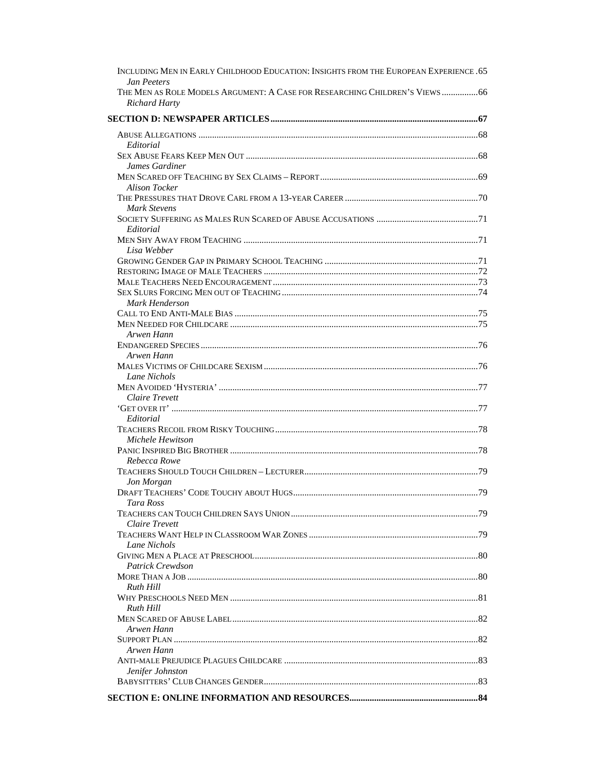Including Men in Early Childhood Education: Insights from the European Experience .65
*Jan Peeters*
The Men as Role Models Argument: A Case for Researching Children's Views ...............66
*Richard Harty*

**SECTION D: NEWSPAPER ARTICLES...........................................................................................67**

Abuse Allegations ..........................................................................................................................68
*Editorial*
Sex Abuse Fears Keep Men Out .....................................................................................................68
*James Gardiner*
Men Scared off Teaching by Sex Claims – Report.....................................................................69
*Alison Tocker*
The Pressures that Drove Carl from a 13-year Career ..........................................................70
*Mark Stevens*
Society Suffering as Males Run Scared of Abuse Accusations ............................................71
*Editorial*
Men Shy Away from Teaching ......................................................................................................71
*Lisa Webber*
Growing Gender Gap in Primary School Teaching ...................................................................71
Restoring Image of Male Teachers ..............................................................................................72
Male Teachers Need Encouragement..........................................................................................73
Sex Slurs Forcing Men out of Teaching......................................................................................74
*Mark Henderson*
Call to End Anti-Male Bias ...........................................................................................................75
Men Needed for Childcare ............................................................................................................75
*Arwen Hann*
Endangered Species.........................................................................................................................76
*Arwen Hann*
Males Victims of Childcare Sexism.............................................................................................76
*Lane Nichols*
Men Avoided 'Hysteria' .................................................................................................................77
*Claire Trevett*
'Get over it' ......................................................................................................................................77
*Editorial*
Teachers Recoil from Risky Touching.........................................................................................78
*Michele Hewitson*
Panic Inspired Big Brother ............................................................................................................78
*Rebecca Rowe*
Teachers Should Touch Children – Lecturer............................................................................79
*Jon Morgan*
Draft Teachers' Code Touchy about Hugs.................................................................................79
*Tara Ross*
Teachers can Touch Children Says Union..................................................................................79
*Claire Trevett*
Teachers Want Help in Classroom War Zones ..........................................................................79
*Lane Nichols*
Giving Men a Place at Preschool..................................................................................................80
*Patrick Crewdson*
More Than a Job ...............................................................................................................................80
*Ruth Hill*
Why Preschools Need Men ............................................................................................................81
*Ruth Hill*
Men Scared of Abuse Label...........................................................................................................82
*Arwen Hann*
Support Plan .....................................................................................................................................82
*Arwen Hann*
Anti-male Prejudice Plagues Childcare .....................................................................................83
*Jenifer Johnston*
Babysitters' Club Changes Gender.............................................................................................83

**SECTION E: ONLINE INFORMATION AND RESOURCES........................................................84**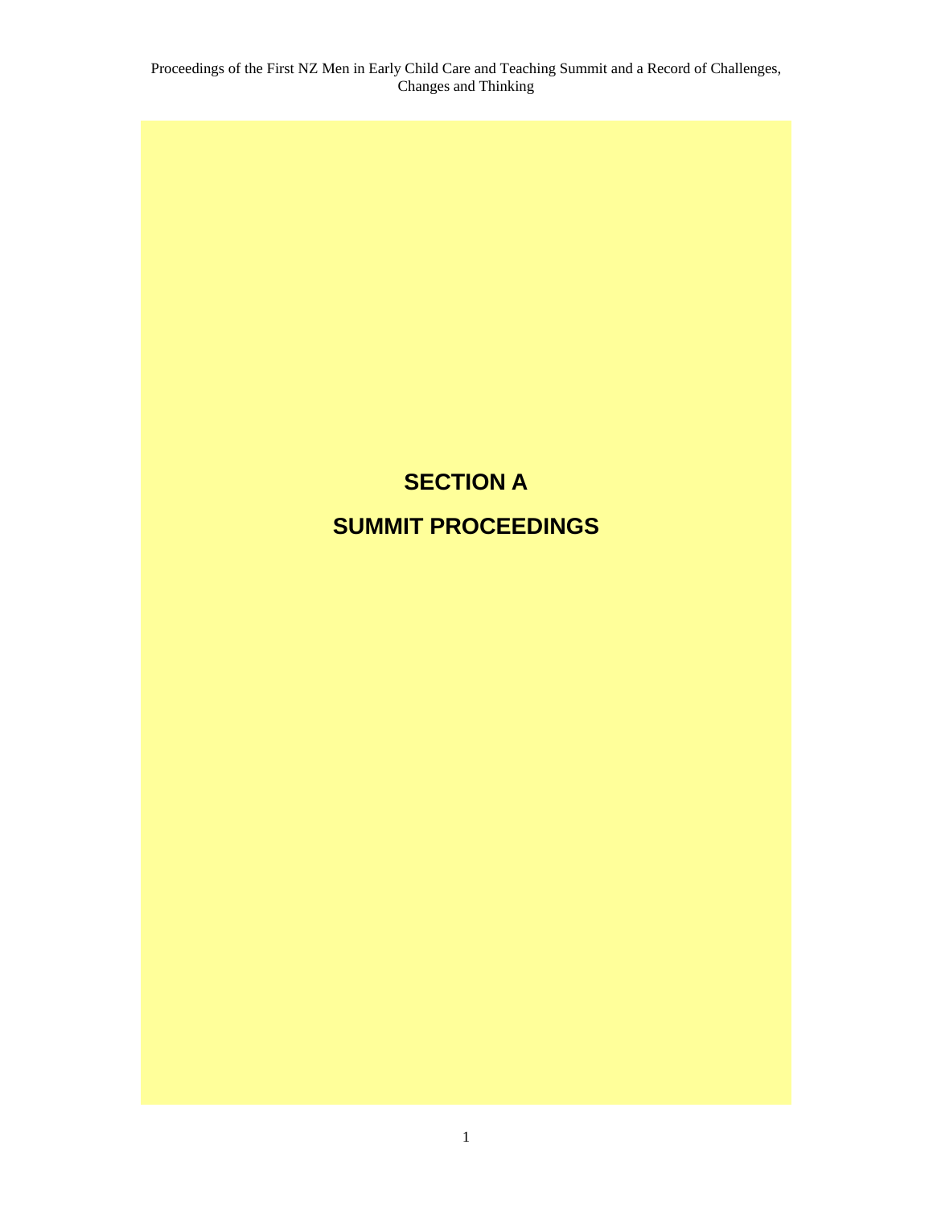# SECTION A

# SUMMIT PROCEEDINGS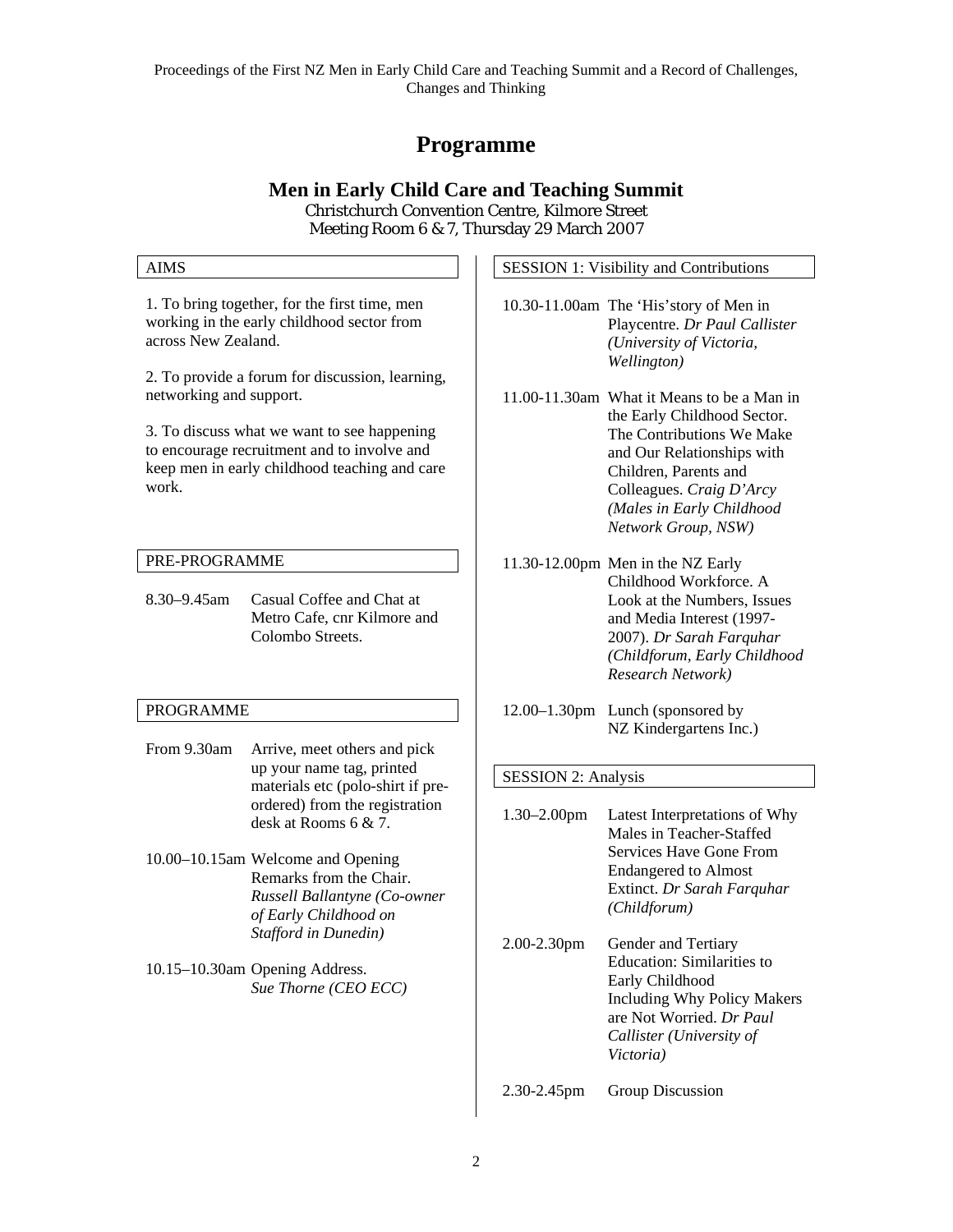# Programme

## Men in Early Child Care and Teaching Summit

Christchurch Convention Centre, Kilmore Street
Meeting Room 6 & 7, Thursday 29 March 2007

### AIMS

1. To bring together, for the first time, men working in the early childhood sector from across New Zealand.

2. To provide a forum for discussion, learning, networking and support.

3. To discuss what we want to see happening to encourage recruitment and to involve and keep men in early childhood teaching and care work.

### PRE-PROGRAMME

| | |
|---|---|
| 8.30–9.45am | Casual Coffee and Chat at Metro Cafe, cnr Kilmore and Colombo Streets. |

### PROGRAMME

| | |
|---|---|
| From 9.30am | Arrive, meet others and pick up your name tag, printed materials etc (polo-shirt if pre-ordered) from the registration desk at Rooms 6 & 7. |
| 10.00–10.15am | Welcome and Opening Remarks from the Chair. *Russell Ballantyne (Co-owner of Early Childhood on Stafford in Dunedin)* |
| 10.15–10.30am | Opening Address. *Sue Thorne (CEO ECC)* |

### SESSION 1: Visibility and Contributions

| | |
|---|---|
| 10.30-11.00am | The 'His'story of Men in Playcentre. *Dr Paul Callister (University of Victoria, Wellington)* |
| 11.00-11.30am | What it Means to be a Man in the Early Childhood Sector. The Contributions We Make and Our Relationships with Children, Parents and Colleagues. *Craig D'Arcy (Males in Early Childhood Network Group, NSW)* |
| 11.30-12.00pm | Men in the NZ Early Childhood Workforce. A Look at the Numbers, Issues and Media Interest (1997-2007). *Dr Sarah Farquhar (Childforum, Early Childhood Research Network)* |
| 12.00–1.30pm | Lunch (sponsored by NZ Kindergartens Inc.) |

### SESSION 2: Analysis

| | |
|---|---|
| 1.30–2.00pm | Latest Interpretations of Why Males in Teacher-Staffed Services Have Gone From Endangered to Almost Extinct. *Dr Sarah Farquhar (Childforum)* |
| 2.00-2.30pm | Gender and Tertiary Education: Similarities to Early Childhood Including Why Policy Makers are Not Worried. *Dr Paul Callister (University of Victoria)* |
| 2.30-2.45pm | Group Discussion |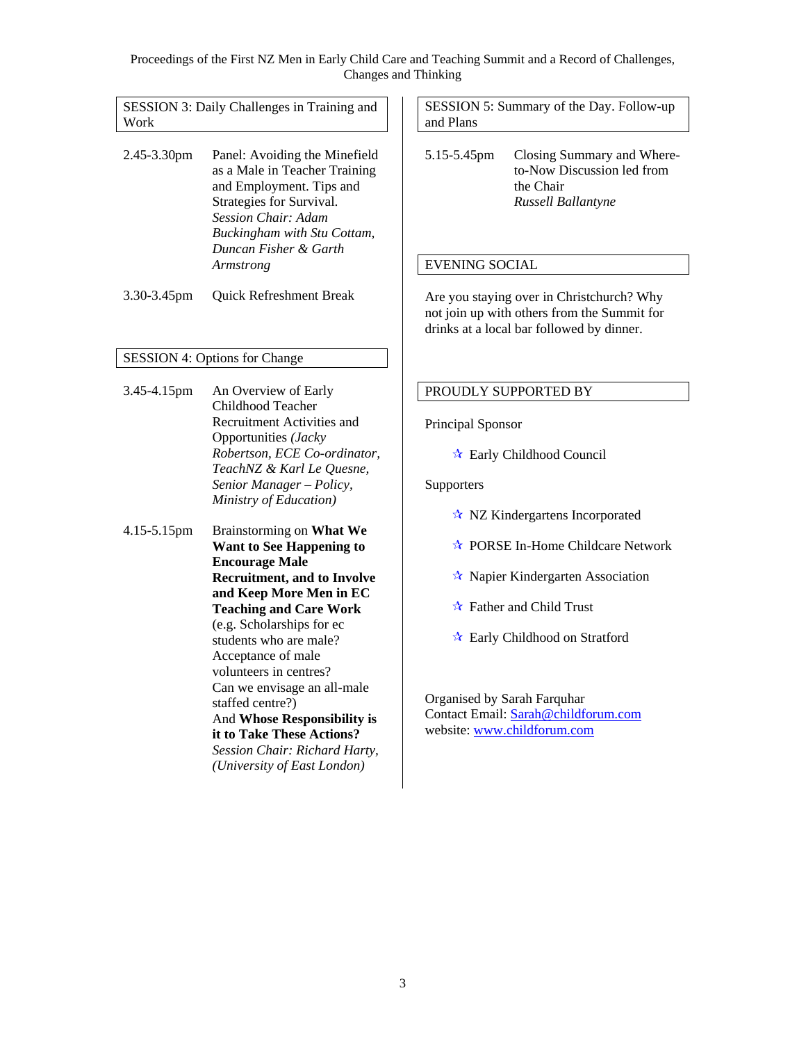## SESSION 3: Daily Challenges in Training and Work

2.45-3.30pm Panel: Avoiding the Minefield as a Male in Teacher Training and Employment. Tips and Strategies for Survival. *Session Chair: Adam Buckingham with Stu Cottam, Duncan Fisher & Garth Armstrong*

3.30-3.45pm Quick Refreshment Break

## SESSION 4: Options for Change

3.45-4.15pm An Overview of Early Childhood Teacher Recruitment Activities and Opportunities *(Jacky Robertson, ECE Co-ordinator, TeachNZ & Karl Le Quesne, Senior Manager – Policy, Ministry of Education)*

4.15-5.15pm Brainstorming on **What We Want to See Happening to Encourage Male Recruitment, and to Involve and Keep More Men in EC Teaching and Care Work** (e.g. Scholarships for ec students who are male? Acceptance of male volunteers in centres? Can we envisage an all-male staffed centre?) And **Whose Responsibility is it to Take These Actions?** *Session Chair: Richard Harty, (University of East London)*

## SESSION 5: Summary of the Day. Follow-up and Plans

5.15-5.45pm Closing Summary and Where-to-Now Discussion led from the Chair *Russell Ballantyne*

## EVENING SOCIAL

Are you staying over in Christchurch? Why not join up with others from the Summit for drinks at a local bar followed by dinner.

## PROUDLY SUPPORTED BY

Principal Sponsor

- ☆ Early Childhood Council

Supporters

- ☆ NZ Kindergartens Incorporated
- ☆ PORSE In-Home Childcare Network
- ☆ Napier Kindergarten Association
- ☆ Father and Child Trust
- ☆ Early Childhood on Stratford

Organised by Sarah Farquhar
Contact Email: Sarah@childforum.com
website: www.childforum.com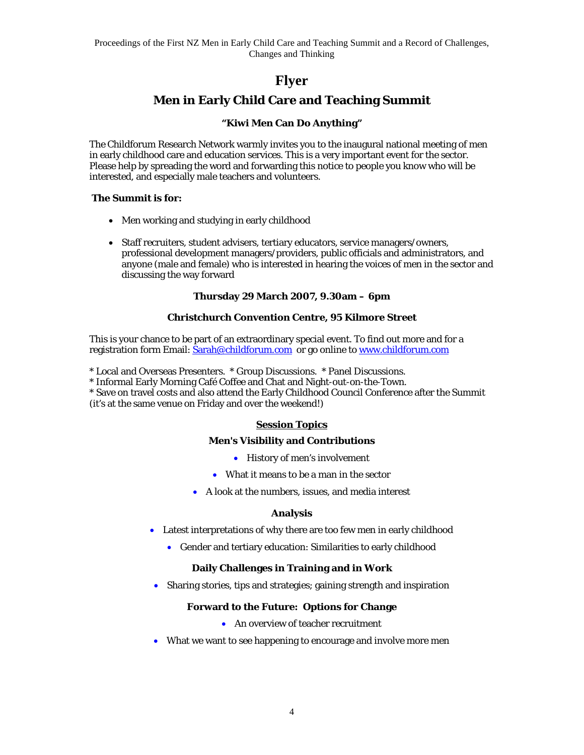# Flyer

## Men in Early Child Care and Teaching Summit

**"Kiwi Men Can Do Anything"**

The Childforum Research Network warmly invites you to the inaugural national meeting of men in early childhood care and education services. This is a very important event for the sector. Please help by spreading the word and forwarding this notice to people you know who will be interested, and especially male teachers and volunteers.

**The Summit is for:**

- Men working and studying in early childhood
- Staff recruiters, student advisers, tertiary educators, service managers/owners, professional development managers/providers, public officials and administrators, and anyone (male and female) who is interested in hearing the voices of men in the sector and discussing the way forward

**Thursday 29 March 2007, 9.30am – 6pm**

**Christchurch Convention Centre, 95 Kilmore Street**

This is your chance to be part of an extraordinary special event. To find out more and for a registration form Email: Sarah@childforum.com or go online to www.childforum.com

* Local and Overseas Presenters. * Group Discussions. * Panel Discussions.
* Informal Early Morning Café Coffee and Chat and Night-out-on-the-Town.
* Save on travel costs and also attend the Early Childhood Council Conference after the Summit (it's at the same venue on Friday and over the weekend!)

### Session Topics

**Men's Visibility and Contributions**

- History of men's involvement
- What it means to be a man in the sector
- A look at the numbers, issues, and media interest

**Analysis**

- Latest interpretations of why there are too few men in early childhood
- Gender and tertiary education: Similarities to early childhood

**Daily Challenges in Training and in Work**

- Sharing stories, tips and strategies; gaining strength and inspiration

**Forward to the Future: Options for Change**

- An overview of teacher recruitment
- What we want to see happening to encourage and involve more men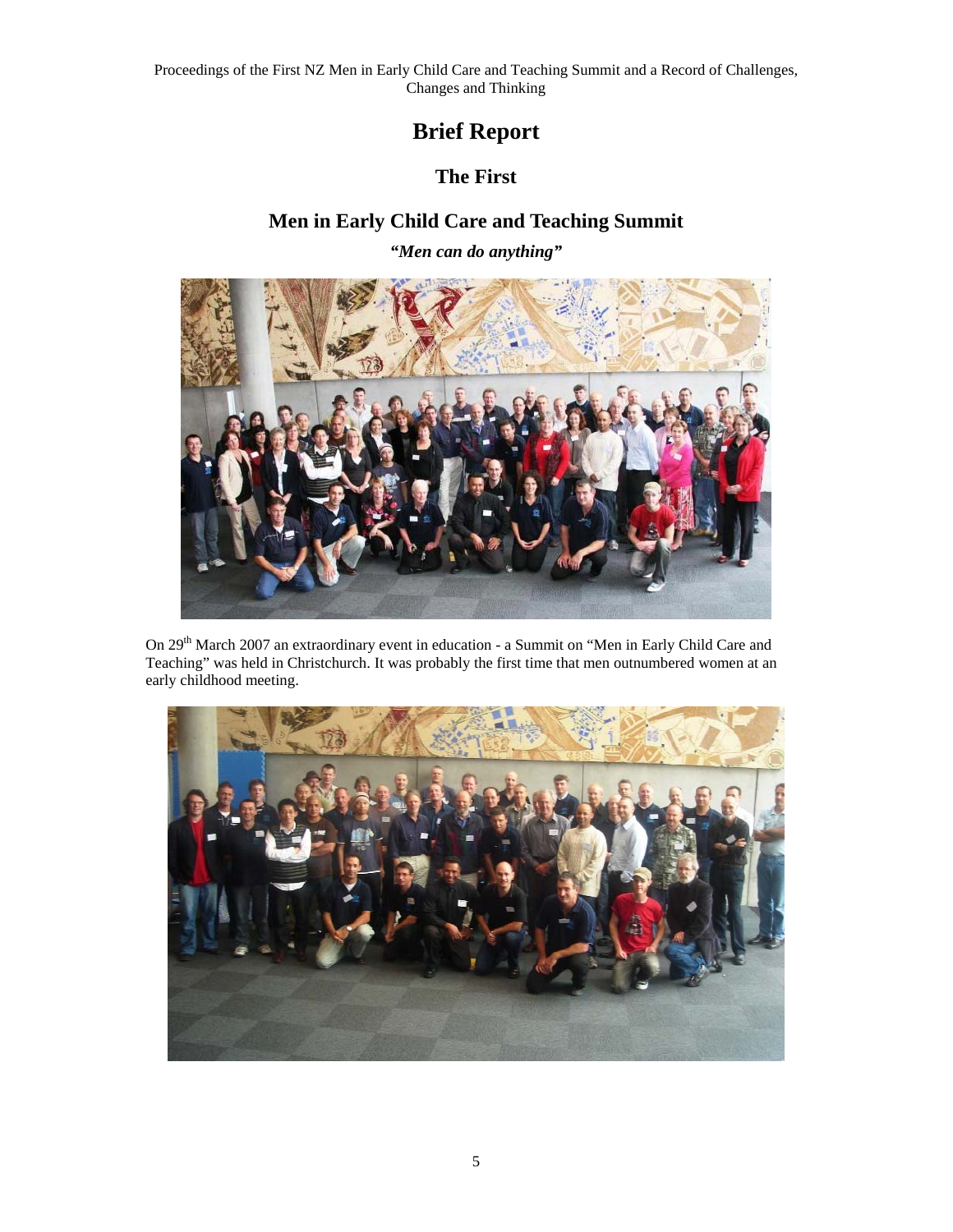# Brief Report

## The First

## Men in Early Child Care and Teaching Summit

***"Men can do anything"***

On 29th March 2007 an extraordinary event in education - a Summit on "Men in Early Child Care and Teaching" was held in Christchurch. It was probably the first time that men outnumbered women at an early childhood meeting.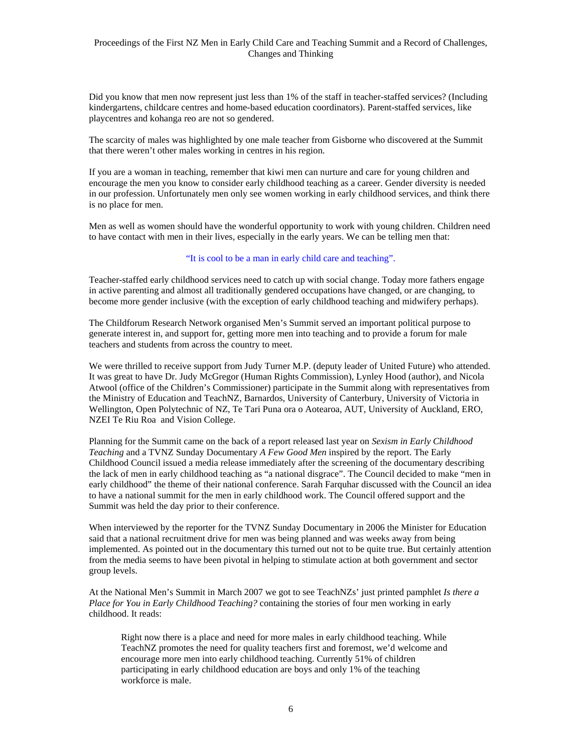Did you know that men now represent just less than 1% of the staff in teacher-staffed services? (Including kindergartens, childcare centres and home-based education coordinators). Parent-staffed services, like playcentres and kohanga reo are not so gendered.

The scarcity of males was highlighted by one male teacher from Gisborne who discovered at the Summit that there weren't other males working in centres in his region.

If you are a woman in teaching, remember that kiwi men can nurture and care for young children and encourage the men you know to consider early childhood teaching as a career. Gender diversity is needed in our profession. Unfortunately men only see women working in early childhood services, and think there is no place for men.

Men as well as women should have the wonderful opportunity to work with young children. Children need to have contact with men in their lives, especially in the early years. We can be telling men that:

"It is cool to be a man in early child care and teaching".

Teacher-staffed early childhood services need to catch up with social change. Today more fathers engage in active parenting and almost all traditionally gendered occupations have changed, or are changing, to become more gender inclusive (with the exception of early childhood teaching and midwifery perhaps).

The Childforum Research Network organised Men's Summit served an important political purpose to generate interest in, and support for, getting more men into teaching and to provide a forum for male teachers and students from across the country to meet.

We were thrilled to receive support from Judy Turner M.P. (deputy leader of United Future) who attended. It was great to have Dr. Judy McGregor (Human Rights Commission), Lynley Hood (author), and Nicola Atwool (office of the Children's Commissioner) participate in the Summit along with representatives from the Ministry of Education and TeachNZ, Barnardos, University of Canterbury, University of Victoria in Wellington, Open Polytechnic of NZ, Te Tari Puna ora o Aotearoa, AUT, University of Auckland, ERO, NZEI Te Riu Roa and Vision College.

Planning for the Summit came on the back of a report released last year on *Sexism in Early Childhood Teaching* and a TVNZ Sunday Documentary *A Few Good Men* inspired by the report. The Early Childhood Council issued a media release immediately after the screening of the documentary describing the lack of men in early childhood teaching as "a national disgrace". The Council decided to make "men in early childhood" the theme of their national conference. Sarah Farquhar discussed with the Council an idea to have a national summit for the men in early childhood work. The Council offered support and the Summit was held the day prior to their conference.

When interviewed by the reporter for the TVNZ Sunday Documentary in 2006 the Minister for Education said that a national recruitment drive for men was being planned and was weeks away from being implemented. As pointed out in the documentary this turned out not to be quite true. But certainly attention from the media seems to have been pivotal in helping to stimulate action at both government and sector group levels.

At the National Men's Summit in March 2007 we got to see TeachNZs' just printed pamphlet *Is there a Place for You in Early Childhood Teaching?* containing the stories of four men working in early childhood. It reads:

> Right now there is a place and need for more males in early childhood teaching. While TeachNZ promotes the need for quality teachers first and foremost, we'd welcome and encourage more men into early childhood teaching. Currently 51% of children participating in early childhood education are boys and only 1% of the teaching workforce is male.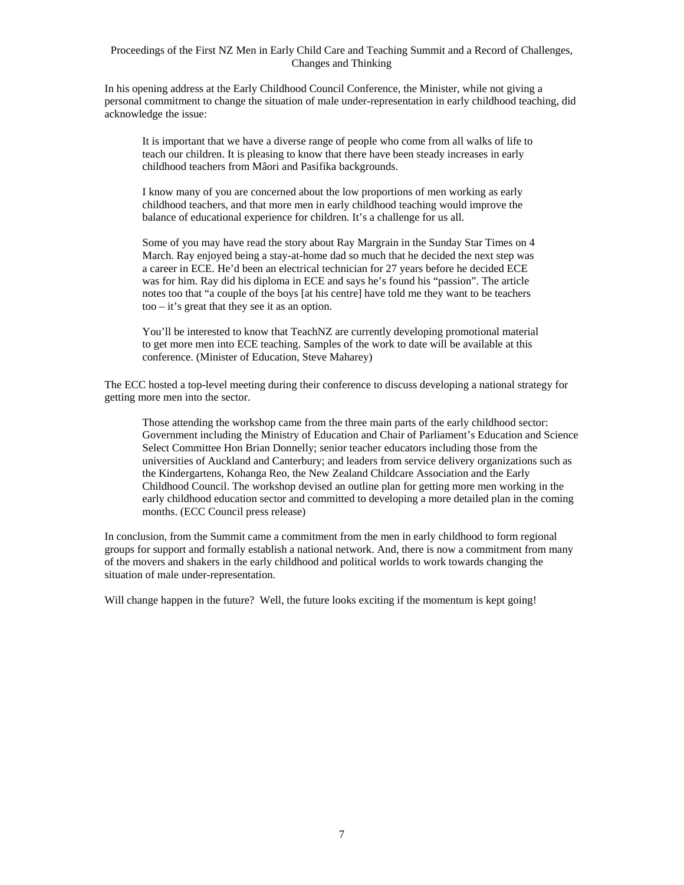In his opening address at the Early Childhood Council Conference, the Minister, while not giving a personal commitment to change the situation of male under-representation in early childhood teaching, did acknowledge the issue:

> It is important that we have a diverse range of people who come from all walks of life to teach our children. It is pleasing to know that there have been steady increases in early childhood teachers from Mâori and Pasifika backgrounds.
>
> I know many of you are concerned about the low proportions of men working as early childhood teachers, and that more men in early childhood teaching would improve the balance of educational experience for children. It's a challenge for us all.
>
> Some of you may have read the story about Ray Margrain in the Sunday Star Times on 4 March. Ray enjoyed being a stay-at-home dad so much that he decided the next step was a career in ECE. He'd been an electrical technician for 27 years before he decided ECE was for him. Ray did his diploma in ECE and says he's found his "passion". The article notes too that "a couple of the boys [at his centre] have told me they want to be teachers too – it's great that they see it as an option.
>
> You'll be interested to know that TeachNZ are currently developing promotional material to get more men into ECE teaching. Samples of the work to date will be available at this conference. (Minister of Education, Steve Maharey)

The ECC hosted a top-level meeting during their conference to discuss developing a national strategy for getting more men into the sector.

> Those attending the workshop came from the three main parts of the early childhood sector: Government including the Ministry of Education and Chair of Parliament's Education and Science Select Committee Hon Brian Donnelly; senior teacher educators including those from the universities of Auckland and Canterbury; and leaders from service delivery organizations such as the Kindergartens, Kohanga Reo, the New Zealand Childcare Association and the Early Childhood Council. The workshop devised an outline plan for getting more men working in the early childhood education sector and committed to developing a more detailed plan in the coming months. (ECC Council press release)

In conclusion, from the Summit came a commitment from the men in early childhood to form regional groups for support and formally establish a national network. And, there is now a commitment from many of the movers and shakers in the early childhood and political worlds to work towards changing the situation of male under-representation.

Will change happen in the future? Well, the future looks exciting if the momentum is kept going!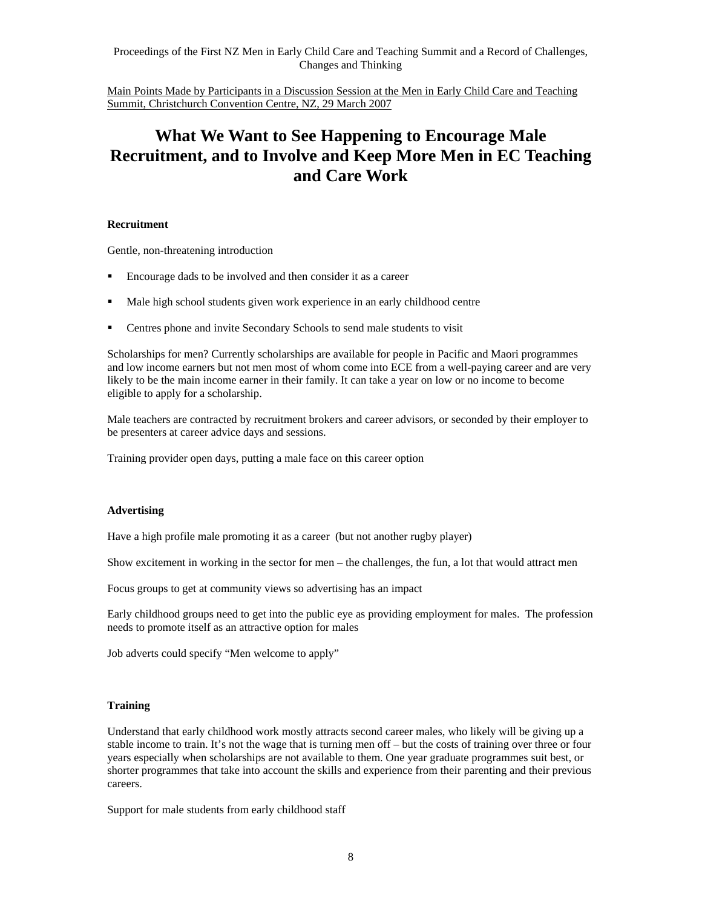Main Points Made by Participants in a Discussion Session at the Men in Early Child Care and Teaching Summit, Christchurch Convention Centre, NZ, 29 March 2007

# What We Want to See Happening to Encourage Male Recruitment, and to Involve and Keep More Men in EC Teaching and Care Work

**Recruitment**

Gentle, non-threatening introduction

- Encourage dads to be involved and then consider it as a career
- Male high school students given work experience in an early childhood centre
- Centres phone and invite Secondary Schools to send male students to visit

Scholarships for men? Currently scholarships are available for people in Pacific and Maori programmes and low income earners but not men most of whom come into ECE from a well-paying career and are very likely to be the main income earner in their family. It can take a year on low or no income to become eligible to apply for a scholarship.

Male teachers are contracted by recruitment brokers and career advisors, or seconded by their employer to be presenters at career advice days and sessions.

Training provider open days, putting a male face on this career option

**Advertising**

Have a high profile male promoting it as a career (but not another rugby player)

Show excitement in working in the sector for men – the challenges, the fun, a lot that would attract men

Focus groups to get at community views so advertising has an impact

Early childhood groups need to get into the public eye as providing employment for males. The profession needs to promote itself as an attractive option for males

Job adverts could specify “Men welcome to apply”

**Training**

Understand that early childhood work mostly attracts second career males, who likely will be giving up a stable income to train. It’s not the wage that is turning men off – but the costs of training over three or four years especially when scholarships are not available to them. One year graduate programmes suit best, or shorter programmes that take into account the skills and experience from their parenting and their previous careers.

Support for male students from early childhood staff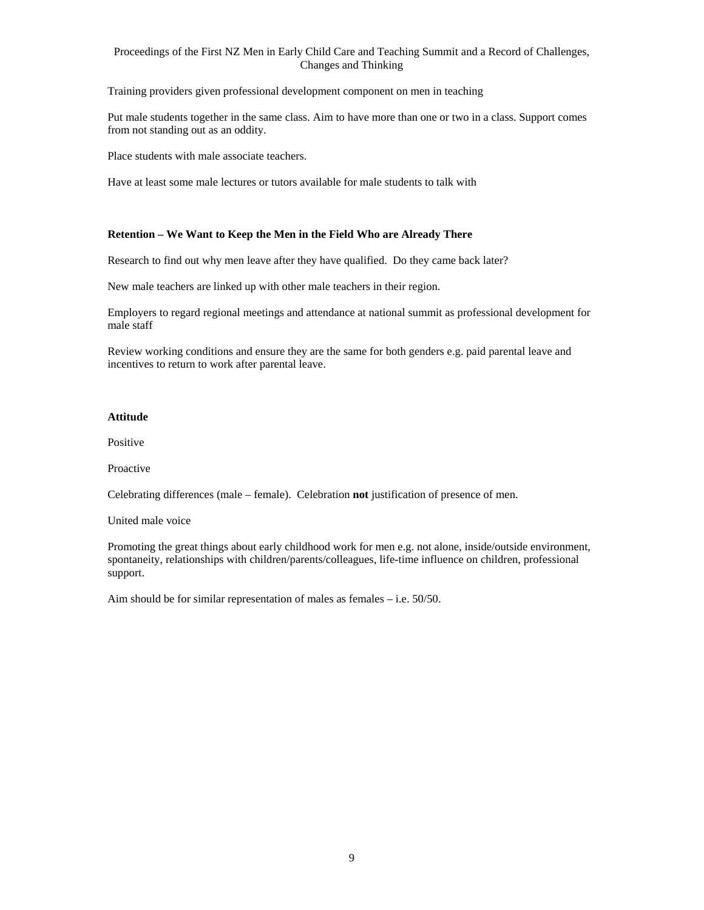Training providers given professional development component on men in teaching

Put male students together in the same class. Aim to have more than one or two in a class. Support comes from not standing out as an oddity.

Place students with male associate teachers.

Have at least some male lectures or tutors available for male students to talk with

**Retention – We Want to Keep the Men in the Field Who are Already There**

Research to find out why men leave after they have qualified. Do they came back later?

New male teachers are linked up with other male teachers in their region.

Employers to regard regional meetings and attendance at national summit as professional development for male staff

Review working conditions and ensure they are the same for both genders e.g. paid parental leave and incentives to return to work after parental leave.

**Attitude**

Positive

Proactive

Celebrating differences (male – female). Celebration **not** justification of presence of men.

United male voice

Promoting the great things about early childhood work for men e.g. not alone, inside/outside environment, spontaneity, relationships with children/parents/colleagues, life-time influence on children, professional support.

Aim should be for similar representation of males as females – i.e. 50/50.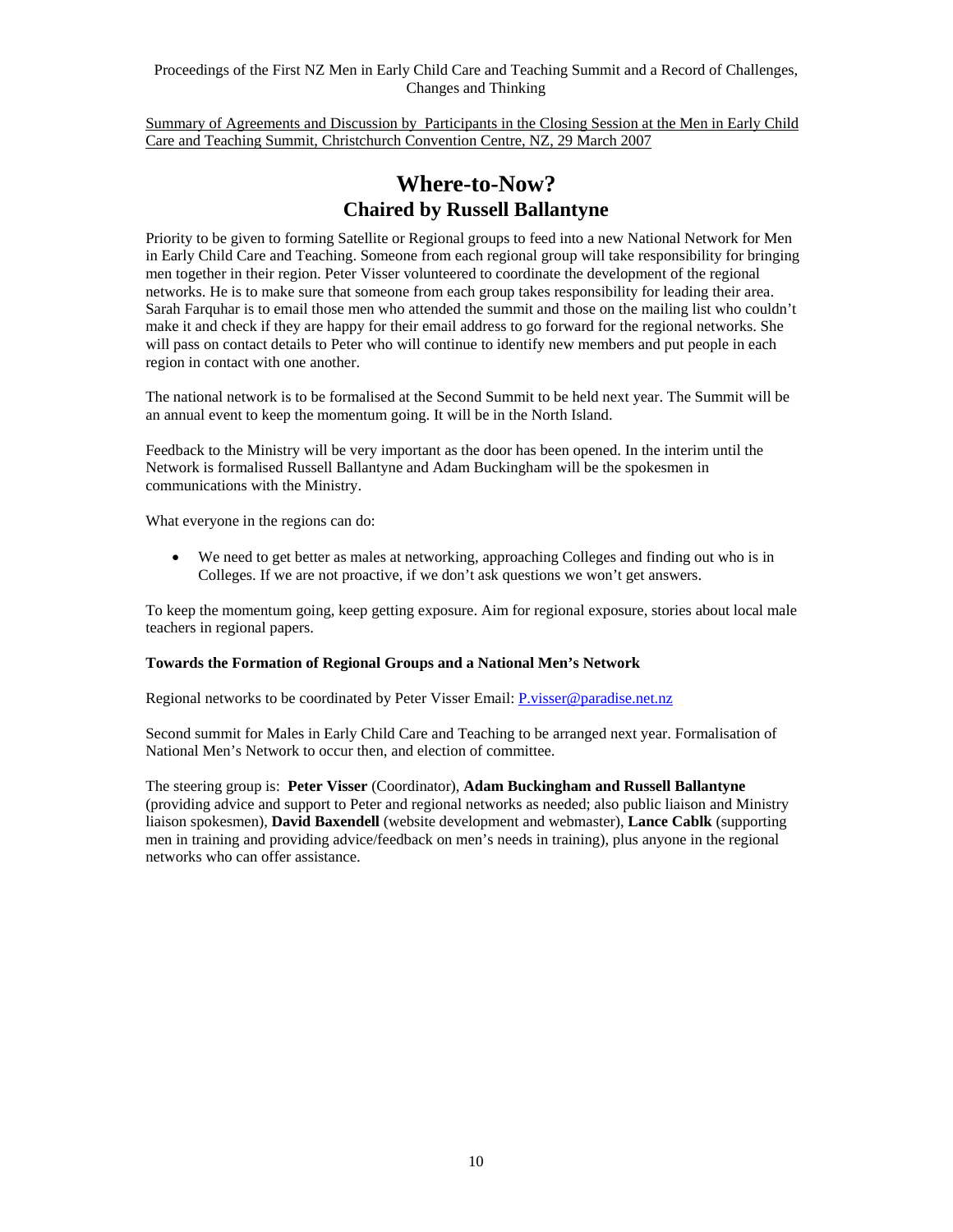Summary of Agreements and Discussion by Participants in the Closing Session at the Men in Early Child Care and Teaching Summit, Christchurch Convention Centre, NZ, 29 March 2007

# Where-to-Now?
## Chaired by Russell Ballantyne

Priority to be given to forming Satellite or Regional groups to feed into a new National Network for Men in Early Child Care and Teaching. Someone from each regional group will take responsibility for bringing men together in their region. Peter Visser volunteered to coordinate the development of the regional networks. He is to make sure that someone from each group takes responsibility for leading their area. Sarah Farquhar is to email those men who attended the summit and those on the mailing list who couldn't make it and check if they are happy for their email address to go forward for the regional networks. She will pass on contact details to Peter who will continue to identify new members and put people in each region in contact with one another.

The national network is to be formalised at the Second Summit to be held next year. The Summit will be an annual event to keep the momentum going. It will be in the North Island.

Feedback to the Ministry will be very important as the door has been opened. In the interim until the Network is formalised Russell Ballantyne and Adam Buckingham will be the spokesmen in communications with the Ministry.

What everyone in the regions can do:

- We need to get better as males at networking, approaching Colleges and finding out who is in Colleges. If we are not proactive, if we don't ask questions we won't get answers.

To keep the momentum going, keep getting exposure. Aim for regional exposure, stories about local male teachers in regional papers.

**Towards the Formation of Regional Groups and a National Men's Network**

Regional networks to be coordinated by Peter Visser Email: P.visser@paradise.net.nz

Second summit for Males in Early Child Care and Teaching to be arranged next year. Formalisation of National Men's Network to occur then, and election of committee.

The steering group is: **Peter Visser** (Coordinator), **Adam Buckingham and Russell Ballantyne** (providing advice and support to Peter and regional networks as needed; also public liaison and Ministry liaison spokesmen), **David Baxendell** (website development and webmaster), **Lance Cablk** (supporting men in training and providing advice/feedback on men's needs in training), plus anyone in the regional networks who can offer assistance.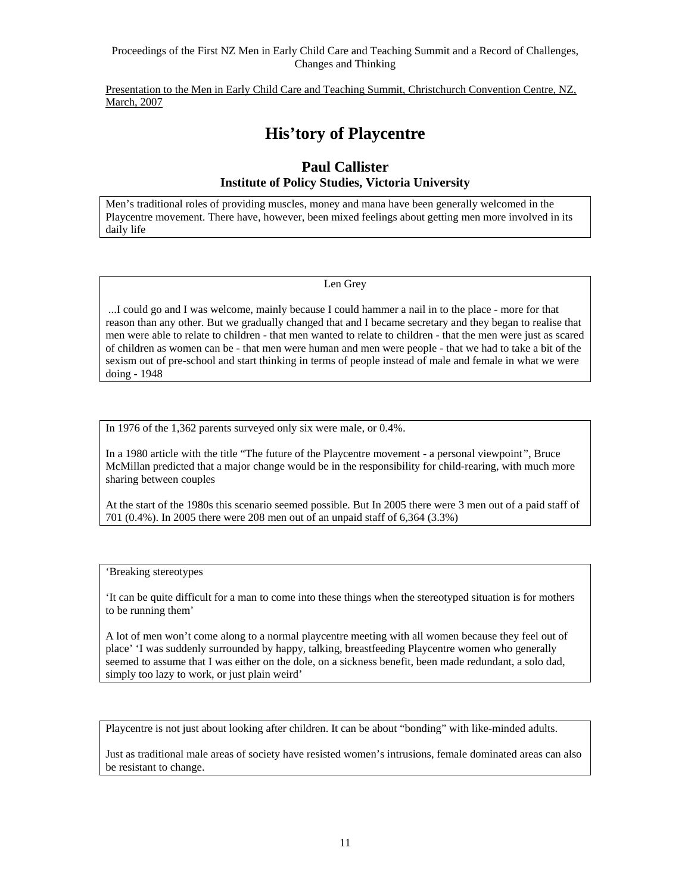Presentation to the Men in Early Child Care and Teaching Summit, Christchurch Convention Centre, NZ, March, 2007

# His'tory of Playcentre

## Paul Callister

### Institute of Policy Studies, Victoria University

Men's traditional roles of providing muscles, money and mana have been generally welcomed in the Playcentre movement. There have, however, been mixed feelings about getting men more involved in its daily life

Len Grey

...I could go and I was welcome, mainly because I could hammer a nail in to the place - more for that reason than any other. But we gradually changed that and I became secretary and they began to realise that men were able to relate to children - that men wanted to relate to children - that the men were just as scared of children as women can be - that men were human and men were people - that we had to take a bit of the sexism out of pre-school and start thinking in terms of people instead of male and female in what we were doing - 1948

In 1976 of the 1,362 parents surveyed only six were male, or 0.4%.

In a 1980 article with the title "The future of the Playcentre movement - a personal viewpoint", Bruce McMillan predicted that a major change would be in the responsibility for child-rearing, with much more sharing between couples

At the start of the 1980s this scenario seemed possible. But In 2005 there were 3 men out of a paid staff of 701 (0.4%). In 2005 there were 208 men out of an unpaid staff of 6,364 (3.3%)

'Breaking stereotypes

'It can be quite difficult for a man to come into these things when the stereotyped situation is for mothers to be running them'

A lot of men won't come along to a normal playcentre meeting with all women because they feel out of place' 'I was suddenly surrounded by happy, talking, breastfeeding Playcentre women who generally seemed to assume that I was either on the dole, on a sickness benefit, been made redundant, a solo dad, simply too lazy to work, or just plain weird'

Playcentre is not just about looking after children. It can be about "bonding" with like-minded adults.

Just as traditional male areas of society have resisted women's intrusions, female dominated areas can also be resistant to change.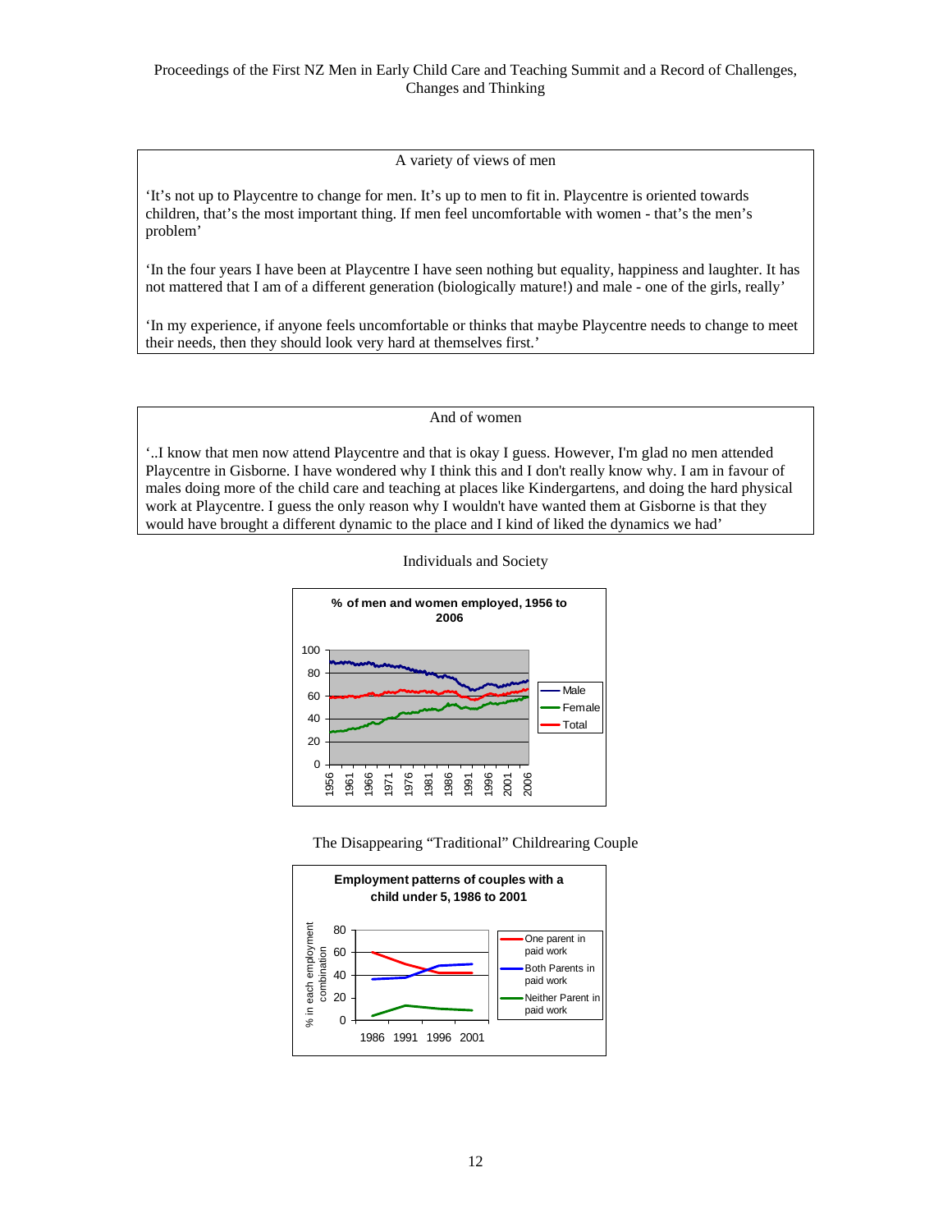### A variety of views of men

'It's not up to Playcentre to change for men. It's up to men to fit in. Playcentre is oriented towards children, that's the most important thing. If men feel uncomfortable with women - that's the men's problem'

'In the four years I have been at Playcentre I have seen nothing but equality, happiness and laughter. It has not mattered that I am of a different generation (biologically mature!) and male - one of the girls, really'

'In my experience, if anyone feels uncomfortable or thinks that maybe Playcentre needs to change to meet their needs, then they should look very hard at themselves first.'

### And of women

'..I know that men now attend Playcentre and that is okay I guess. However, I'm glad no men attended Playcentre in Gisborne. I have wondered why I think this and I don't really know why. I am in favour of males doing more of the child care and teaching at places like Kindergartens, and doing the hard physical work at Playcentre. I guess the only reason why I wouldn't have wanted them at Gisborne is that they would have brought a different dynamic to the place and I kind of liked the dynamics we had'

Individuals and Society

**% of men and women employed, 1956 to 2006**

The Disappearing "Traditional" Childrearing Couple

**Employment patterns of couples with a child under 5, 1986 to 2001**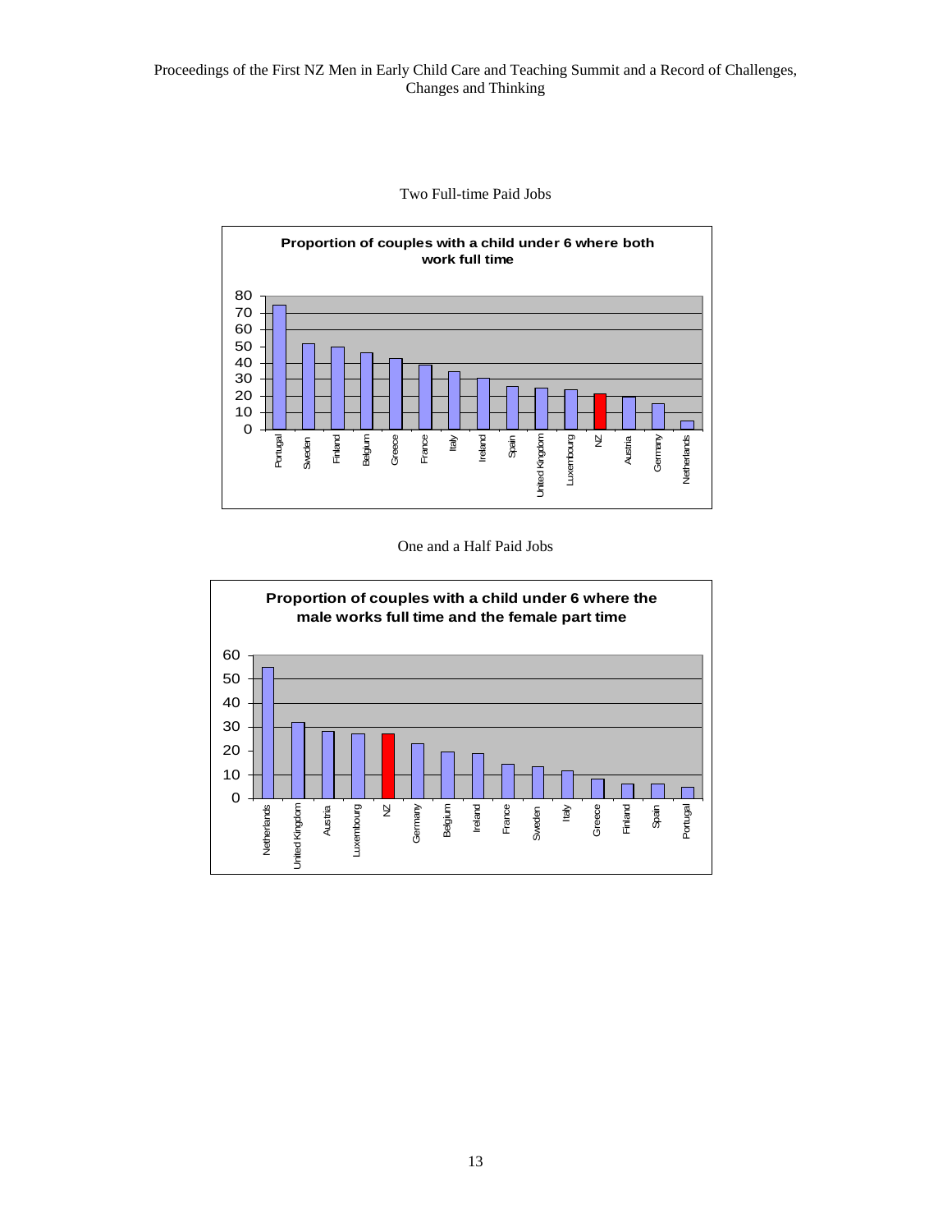Two Full-time Paid Jobs

**Proportion of couples with a child under 6 where both work full time**

One and a Half Paid Jobs

**Proportion of couples with a child under 6 where the male works full time and the female part time**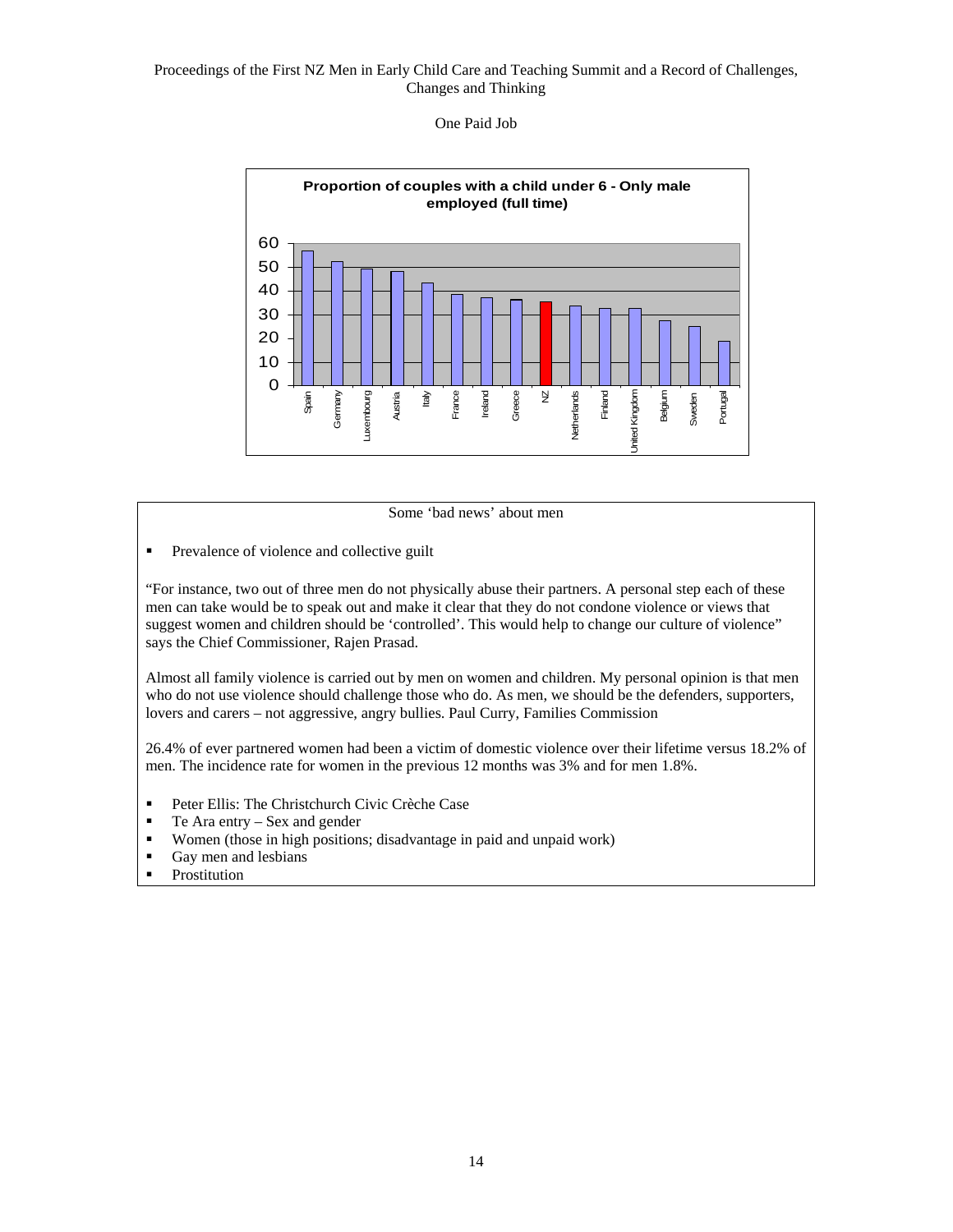One Paid Job

**Proportion of couples with a child under 6 - Only male employed (full time)**

| Country | Value |
|---|---|
| Spain | 57 |
| Germany | 52 |
| Luxembourg | 49 |
| Austria | 48 |
| Italy | 43 |
| France | 38 |
| Ireland | 37 |
| Greece | 36 |
| NZ | 35 |
| Netherlands | 33 |
| Finland | 32 |
| United Kingdom | 32 |
| Belgium | 27 |
| Sweden | 25 |
| Portugal | 19 |

Some 'bad news' about men

- Prevalence of violence and collective guilt

"For instance, two out of three men do not physically abuse their partners. A personal step each of these men can take would be to speak out and make it clear that they do not condone violence or views that suggest women and children should be 'controlled'. This would help to change our culture of violence" says the Chief Commissioner, Rajen Prasad.

Almost all family violence is carried out by men on women and children. My personal opinion is that men who do not use violence should challenge those who do. As men, we should be the defenders, supporters, lovers and carers – not aggressive, angry bullies. Paul Curry, Families Commission

26.4% of ever partnered women had been a victim of domestic violence over their lifetime versus 18.2% of men. The incidence rate for women in the previous 12 months was 3% and for men 1.8%.

- Peter Ellis: The Christchurch Civic Crèche Case
- Te Ara entry – Sex and gender
- Women (those in high positions; disadvantage in paid and unpaid work)
- Gay men and lesbians
- Prostitution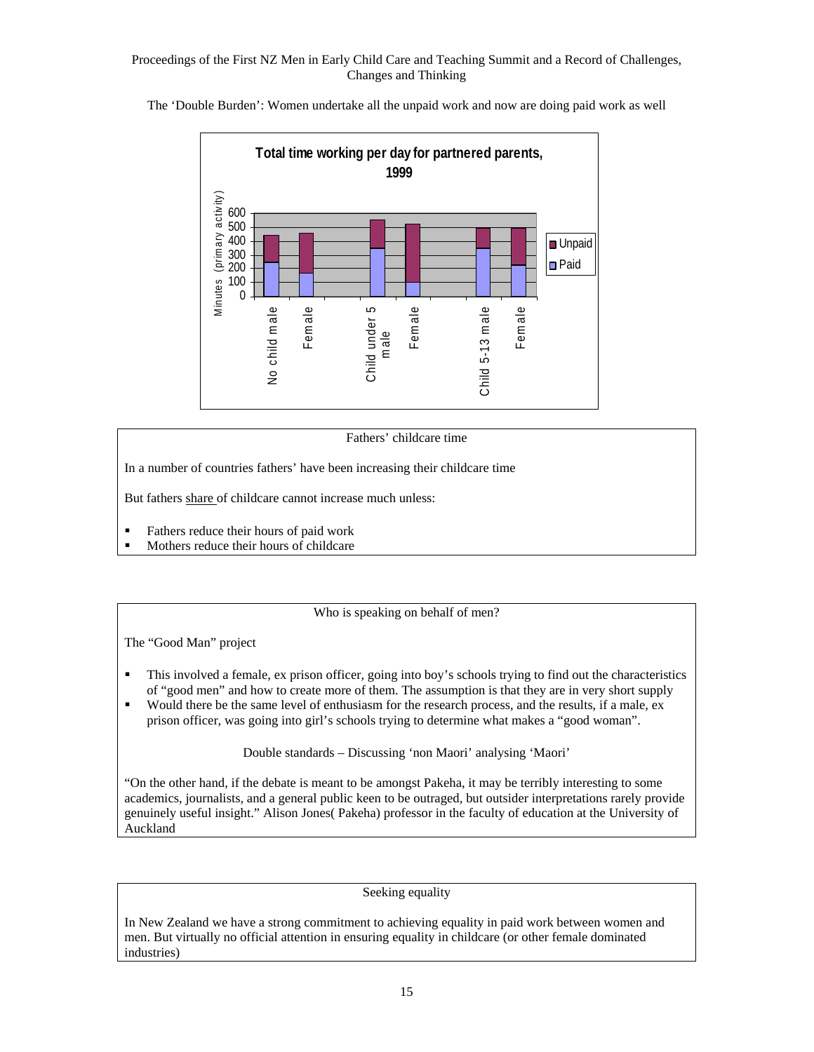The 'Double Burden': Women undertake all the unpaid work and now are doing paid work as well

**Total time working per day for partnered parents, 1999**

| | Paid | Unpaid |
|---|---|---|
| No child male | 245 | 200 |
| Female | 165 | 295 |
| Child under 5 male | 350 | 200 |
| Female | 100 | 420 |
| Child 5-13 male | 350 | 145 |
| Female | 225 | 270 |

Minutes (primary activity)

Fathers' childcare time

In a number of countries fathers' have been increasing their childcare time

But fathers share of childcare cannot increase much unless:

- Fathers reduce their hours of paid work
- Mothers reduce their hours of childcare

Who is speaking on behalf of men?

The "Good Man" project

- This involved a female, ex prison officer, going into boy's schools trying to find out the characteristics of "good men" and how to create more of them. The assumption is that they are in very short supply
- Would there be the same level of enthusiasm for the research process, and the results, if a male, ex prison officer, was going into girl's schools trying to determine what makes a "good woman".

Double standards – Discussing 'non Maori' analysing 'Maori'

"On the other hand, if the debate is meant to be amongst Pakeha, it may be terribly interesting to some academics, journalists, and a general public keen to be outraged, but outsider interpretations rarely provide genuinely useful insight." Alison Jones( Pakeha) professor in the faculty of education at the University of Auckland

Seeking equality

In New Zealand we have a strong commitment to achieving equality in paid work between women and men. But virtually no official attention in ensuring equality in childcare (or other female dominated industries)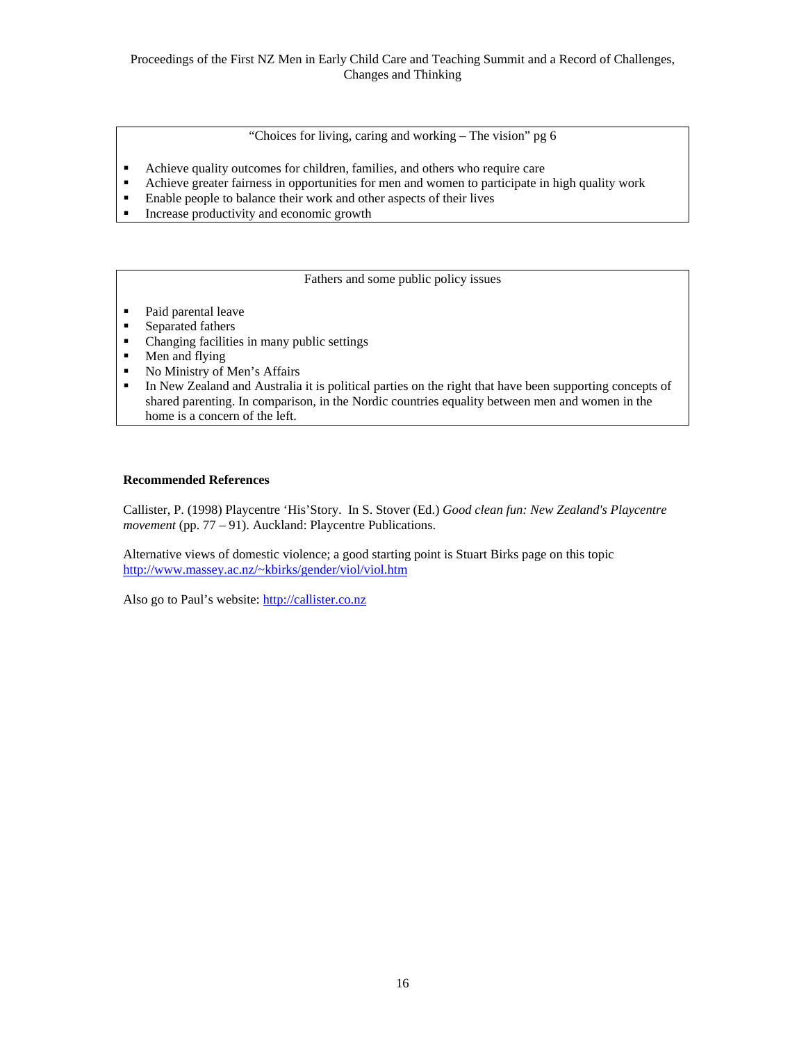“Choices for living, caring and working – The vision” pg 6

- Achieve quality outcomes for children, families, and others who require care
- Achieve greater fairness in opportunities for men and women to participate in high quality work
- Enable people to balance their work and other aspects of their lives
- Increase productivity and economic growth

Fathers and some public policy issues

- Paid parental leave
- Separated fathers
- Changing facilities in many public settings
- Men and flying
- No Ministry of Men’s Affairs
- In New Zealand and Australia it is political parties on the right that have been supporting concepts of shared parenting. In comparison, in the Nordic countries equality between men and women in the home is a concern of the left.

**Recommended References**

Callister, P. (1998) Playcentre ‘His’Story. In S. Stover (Ed.) *Good clean fun: New Zealand's Playcentre movement* (pp. 77 – 91). Auckland: Playcentre Publications.

Alternative views of domestic violence; a good starting point is Stuart Birks page on this topic http://www.massey.ac.nz/~kbirks/gender/viol/viol.htm

Also go to Paul’s website: http://callister.co.nz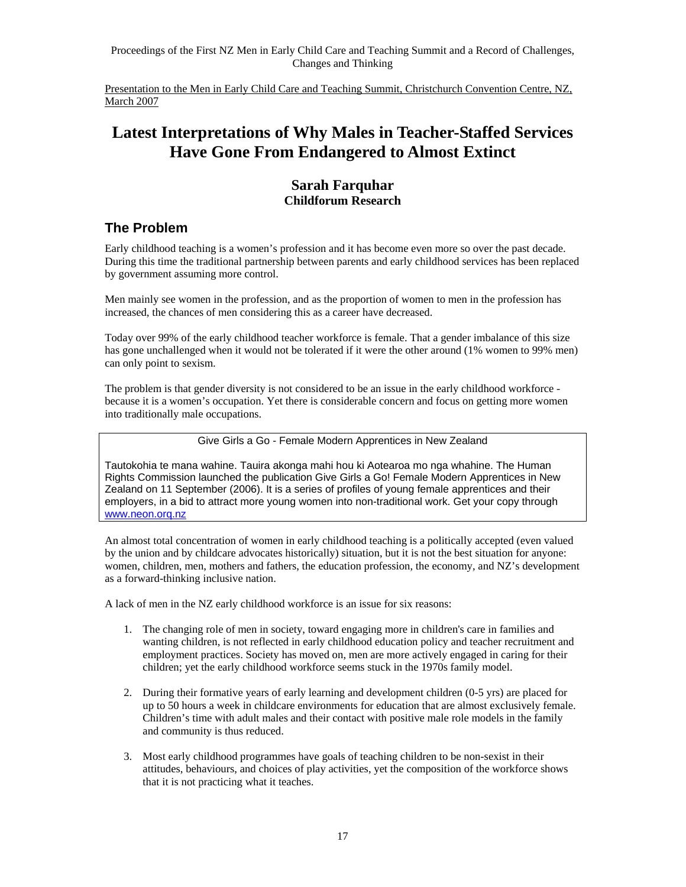Proceedings of the First NZ Men in Early Child Care and Teaching Summit and a Record of Challenges, Changes and Thinking

Presentation to the Men in Early Child Care and Teaching Summit, Christchurch Convention Centre, NZ, March 2007

# Latest Interpretations of Why Males in Teacher-Staffed Services Have Gone From Endangered to Almost Extinct

### Sarah Farquhar
**Childforum Research**

## The Problem

Early childhood teaching is a women's profession and it has become even more so over the past decade. During this time the traditional partnership between parents and early childhood services has been replaced by government assuming more control.

Men mainly see women in the profession, and as the proportion of women to men in the profession has increased, the chances of men considering this as a career have decreased.

Today over 99% of the early childhood teacher workforce is female. That a gender imbalance of this size has gone unchallenged when it would not be tolerated if it were the other around (1% women to 99% men) can only point to sexism.

The problem is that gender diversity is not considered to be an issue in the early childhood workforce - because it is a women's occupation. Yet there is considerable concern and focus on getting more women into traditionally male occupations.

> Give Girls a Go - Female Modern Apprentices in New Zealand
>
> Tautokohia te mana wahine. Tauira akonga mahi hou ki Aotearoa mo nga whahine. The Human Rights Commission launched the publication Give Girls a Go! Female Modern Apprentices in New Zealand on 11 September (2006). It is a series of profiles of young female apprentices and their employers, in a bid to attract more young women into non-traditional work. Get your copy through www.neon.org.nz

An almost total concentration of women in early childhood teaching is a politically accepted (even valued by the union and by childcare advocates historically) situation, but it is not the best situation for anyone: women, children, men, mothers and fathers, the education profession, the economy, and NZ's development as a forward-thinking inclusive nation.

A lack of men in the NZ early childhood workforce is an issue for six reasons:

1. The changing role of men in society, toward engaging more in children's care in families and wanting children, is not reflected in early childhood education policy and teacher recruitment and employment practices. Society has moved on, men are more actively engaged in caring for their children; yet the early childhood workforce seems stuck in the 1970s family model.

2. During their formative years of early learning and development children (0-5 yrs) are placed for up to 50 hours a week in childcare environments for education that are almost exclusively female. Children's time with adult males and their contact with positive male role models in the family and community is thus reduced.

3. Most early childhood programmes have goals of teaching children to be non-sexist in their attitudes, behaviours, and choices of play activities, yet the composition of the workforce shows that it is not practicing what it teaches.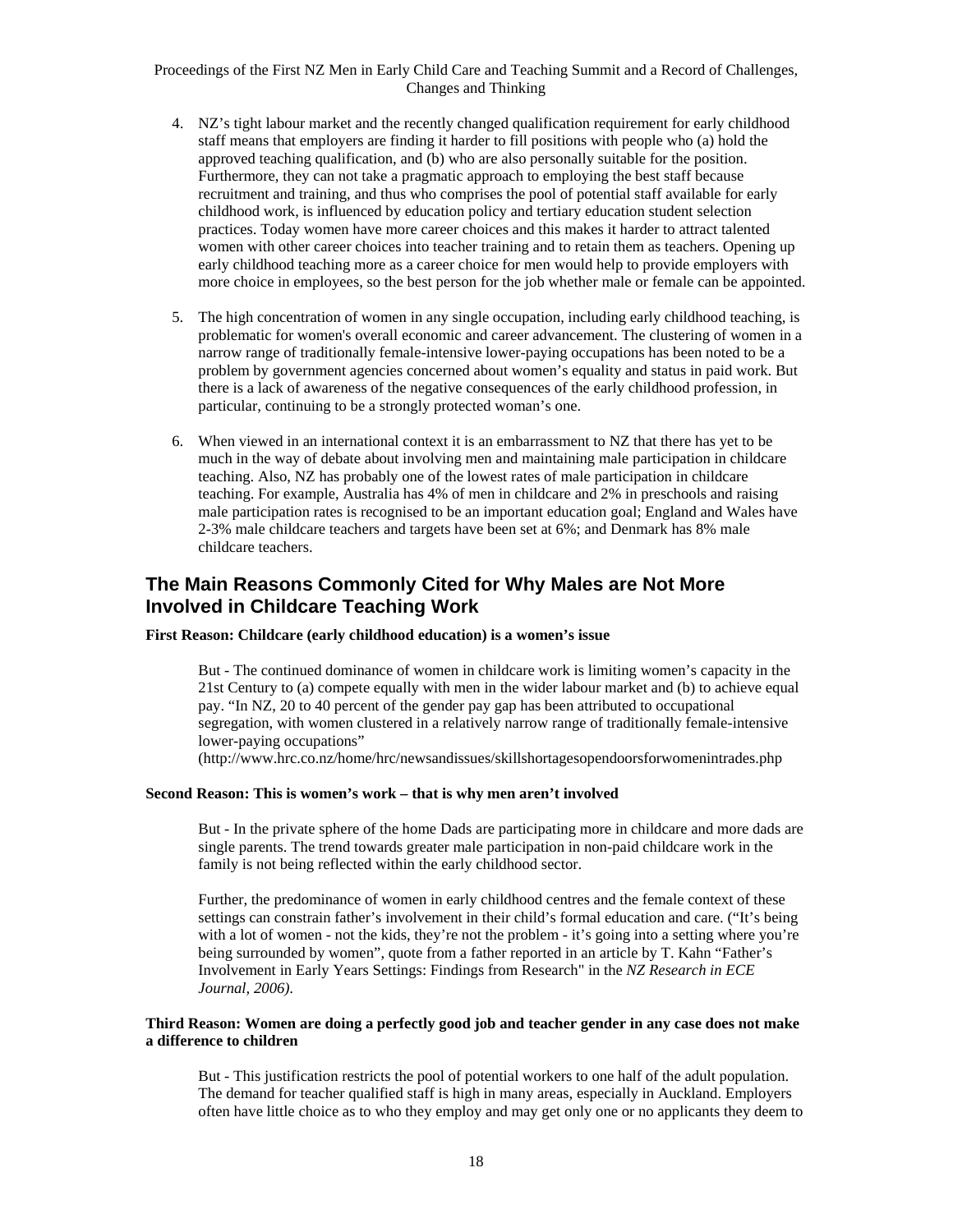4. NZ's tight labour market and the recently changed qualification requirement for early childhood staff means that employers are finding it harder to fill positions with people who (a) hold the approved teaching qualification, and (b) who are also personally suitable for the position. Furthermore, they can not take a pragmatic approach to employing the best staff because recruitment and training, and thus who comprises the pool of potential staff available for early childhood work, is influenced by education policy and tertiary education student selection practices. Today women have more career choices and this makes it harder to attract talented women with other career choices into teacher training and to retain them as teachers. Opening up early childhood teaching more as a career choice for men would help to provide employers with more choice in employees, so the best person for the job whether male or female can be appointed.

5. The high concentration of women in any single occupation, including early childhood teaching, is problematic for women's overall economic and career advancement. The clustering of women in a narrow range of traditionally female-intensive lower-paying occupations has been noted to be a problem by government agencies concerned about women's equality and status in paid work. But there is a lack of awareness of the negative consequences of the early childhood profession, in particular, continuing to be a strongly protected woman's one.

6. When viewed in an international context it is an embarrassment to NZ that there has yet to be much in the way of debate about involving men and maintaining male participation in childcare teaching. Also, NZ has probably one of the lowest rates of male participation in childcare teaching. For example, Australia has 4% of men in childcare and 2% in preschools and raising male participation rates is recognised to be an important education goal; England and Wales have 2-3% male childcare teachers and targets have been set at 6%; and Denmark has 8% male childcare teachers.

## The Main Reasons Commonly Cited for Why Males are Not More Involved in Childcare Teaching Work

**First Reason: Childcare (early childhood education) is a women's issue**

But - The continued dominance of women in childcare work is limiting women's capacity in the 21st Century to (a) compete equally with men in the wider labour market and (b) to achieve equal pay. "In NZ, 20 to 40 percent of the gender pay gap has been attributed to occupational segregation, with women clustered in a relatively narrow range of traditionally female-intensive lower-paying occupations"
(http://www.hrc.co.nz/home/hrc/newsandissues/skillshortagesopendoorsforwomenintrades.php

**Second Reason: This is women's work – that is why men aren't involved**

But - In the private sphere of the home Dads are participating more in childcare and more dads are single parents. The trend towards greater male participation in non-paid childcare work in the family is not being reflected within the early childhood sector.

Further, the predominance of women in early childhood centres and the female context of these settings can constrain father's involvement in their child's formal education and care. ("It's being with a lot of women - not the kids, they're not the problem - it's going into a setting where you're being surrounded by women", quote from a father reported in an article by T. Kahn "Father's Involvement in Early Years Settings: Findings from Research" in the *NZ Research in ECE Journal, 2006).*

**Third Reason: Women are doing a perfectly good job and teacher gender in any case does not make a difference to children**

But - This justification restricts the pool of potential workers to one half of the adult population. The demand for teacher qualified staff is high in many areas, especially in Auckland. Employers often have little choice as to who they employ and may get only one or no applicants they deem to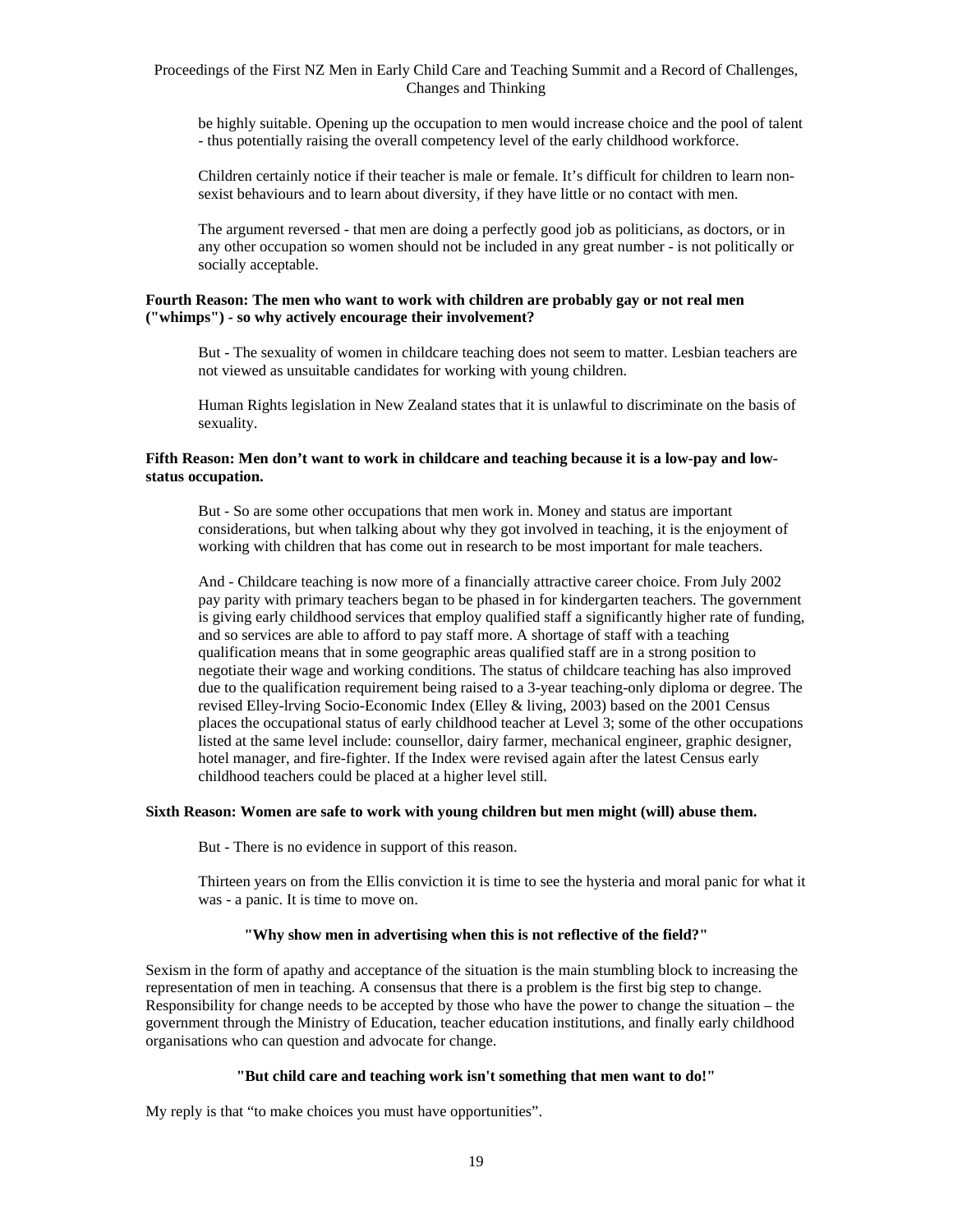be highly suitable. Opening up the occupation to men would increase choice and the pool of talent - thus potentially raising the overall competency level of the early childhood workforce.

Children certainly notice if their teacher is male or female. It's difficult for children to learn non-sexist behaviours and to learn about diversity, if they have little or no contact with men.

The argument reversed - that men are doing a perfectly good job as politicians, as doctors, or in any other occupation so women should not be included in any great number - is not politically or socially acceptable.

**Fourth Reason: The men who want to work with children are probably gay or not real men ("whimps") - so why actively encourage their involvement?**

But - The sexuality of women in childcare teaching does not seem to matter. Lesbian teachers are not viewed as unsuitable candidates for working with young children.

Human Rights legislation in New Zealand states that it is unlawful to discriminate on the basis of sexuality.

**Fifth Reason: Men don't want to work in childcare and teaching because it is a low-pay and low-status occupation.**

But - So are some other occupations that men work in. Money and status are important considerations, but when talking about why they got involved in teaching, it is the enjoyment of working with children that has come out in research to be most important for male teachers.

And - Childcare teaching is now more of a financially attractive career choice. From July 2002 pay parity with primary teachers began to be phased in for kindergarten teachers. The government is giving early childhood services that employ qualified staff a significantly higher rate of funding, and so services are able to afford to pay staff more. A shortage of staff with a teaching qualification means that in some geographic areas qualified staff are in a strong position to negotiate their wage and working conditions. The status of childcare teaching has also improved due to the qualification requirement being raised to a 3-year teaching-only diploma or degree. The revised Elley-lrving Socio-Economic Index (Elley & living, 2003) based on the 2001 Census places the occupational status of early childhood teacher at Level 3; some of the other occupations listed at the same level include: counsellor, dairy farmer, mechanical engineer, graphic designer, hotel manager, and fire-fighter. If the Index were revised again after the latest Census early childhood teachers could be placed at a higher level still.

**Sixth Reason: Women are safe to work with young children but men might (will) abuse them.**

But - There is no evidence in support of this reason.

Thirteen years on from the Ellis conviction it is time to see the hysteria and moral panic for what it was - a panic. It is time to move on.

**"Why show men in advertising when this is not reflective of the field?"**

Sexism in the form of apathy and acceptance of the situation is the main stumbling block to increasing the representation of men in teaching. A consensus that there is a problem is the first big step to change. Responsibility for change needs to be accepted by those who have the power to change the situation – the government through the Ministry of Education, teacher education institutions, and finally early childhood organisations who can question and advocate for change.

**"But child care and teaching work isn't something that men want to do!"**

My reply is that "to make choices you must have opportunities".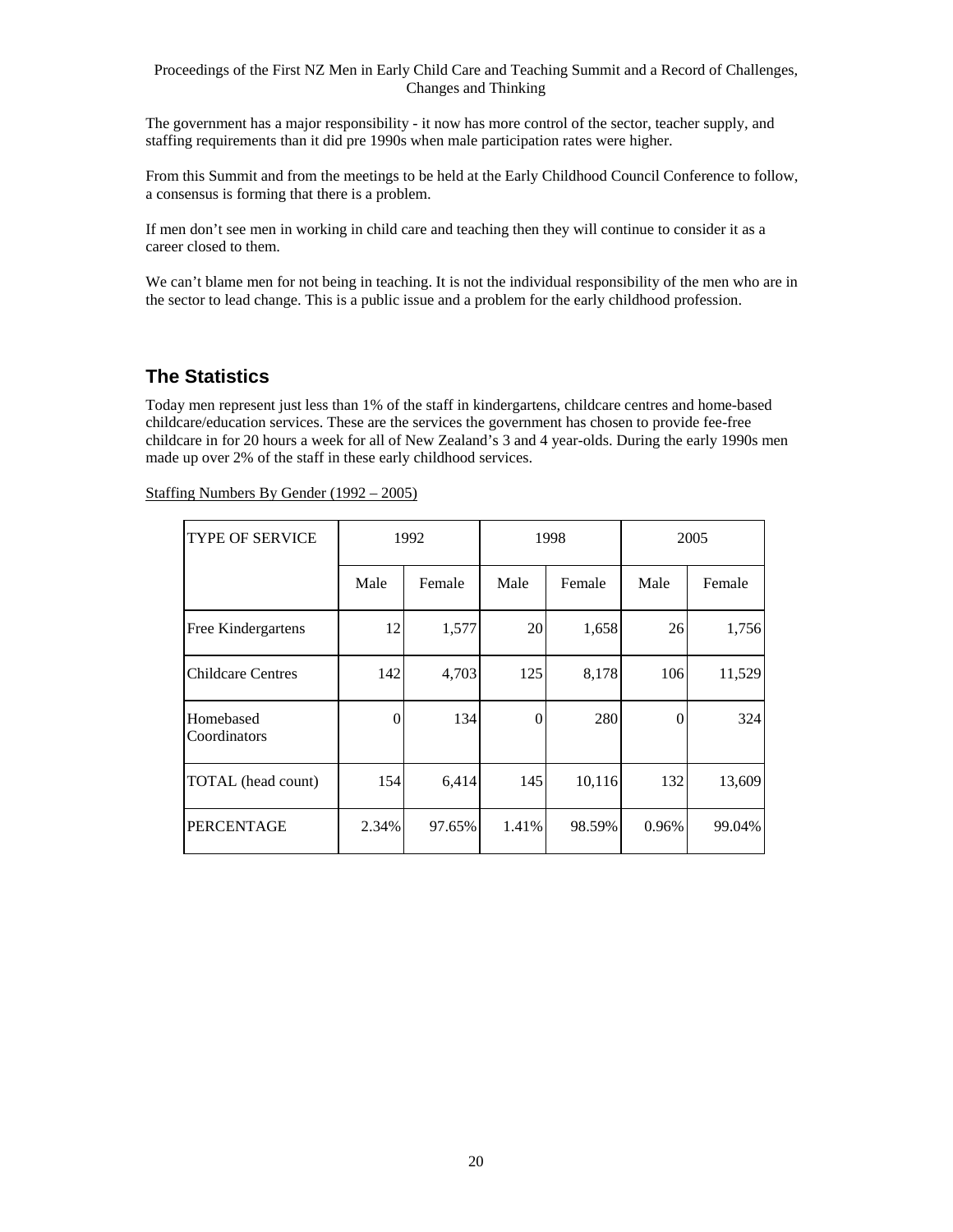The government has a major responsibility - it now has more control of the sector, teacher supply, and staffing requirements than it did pre 1990s when male participation rates were higher.

From this Summit and from the meetings to be held at the Early Childhood Council Conference to follow, a consensus is forming that there is a problem.

If men don't see men in working in child care and teaching then they will continue to consider it as a career closed to them.

We can't blame men for not being in teaching. It is not the individual responsibility of the men who are in the sector to lead change. This is a public issue and a problem for the early childhood profession.

## The Statistics

Today men represent just less than 1% of the staff in kindergartens, childcare centres and home-based childcare/education services. These are the services the government has chosen to provide fee-free childcare in for 20 hours a week for all of New Zealand's 3 and 4 year-olds. During the early 1990s men made up over 2% of the staff in these early childhood services.

Staffing Numbers By Gender (1992 – 2005)

| TYPE OF SERVICE | 1992 | | 1998 | | 2005 | |
|---|---|---|---|---|---|---|
| | Male | Female | Male | Female | Male | Female |
| Free Kindergartens | 12 | 1,577 | 20 | 1,658 | 26 | 1,756 |
| Childcare Centres | 142 | 4,703 | 125 | 8,178 | 106 | 11,529 |
| Homebased Coordinators | 0 | 134 | 0 | 280 | 0 | 324 |
| TOTAL (head count) | 154 | 6,414 | 145 | 10,116 | 132 | 13,609 |
| PERCENTAGE | 2.34% | 97.65% | 1.41% | 98.59% | 0.96% | 99.04% |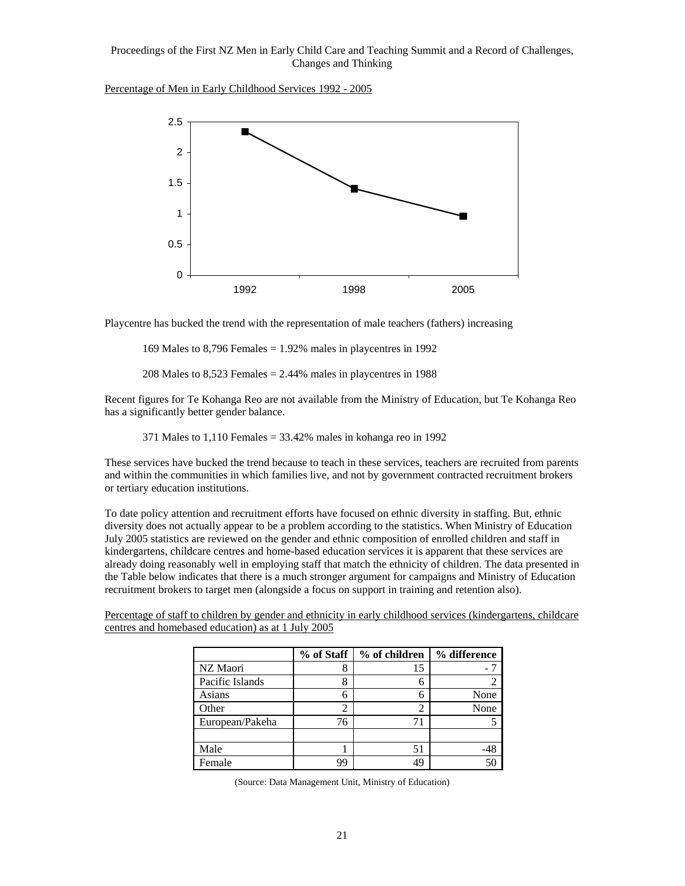Percentage of Men in Early Childhood Services 1992 - 2005

Playcentre has bucked the trend with the representation of male teachers (fathers) increasing

169 Males to 8,796 Females = 1.92% males in playcentres in 1992

208 Males to 8,523 Females = 2.44% males in playcentres in 1988

Recent figures for Te Kohanga Reo are not available from the Ministry of Education, but Te Kohanga Reo has a significantly better gender balance.

371 Males to 1,110 Females = 33.42% males in kohanga reo in 1992

These services have bucked the trend because to teach in these services, teachers are recruited from parents and within the communities in which families live, and not by government contracted recruitment brokers or tertiary education institutions.

To date policy attention and recruitment efforts have focused on ethnic diversity in staffing. But, ethnic diversity does not actually appear to be a problem according to the statistics. When Ministry of Education July 2005 statistics are reviewed on the gender and ethnic composition of enrolled children and staff in kindergartens, childcare centres and home-based education services it is apparent that these services are already doing reasonably well in employing staff that match the ethnicity of children. The data presented in the Table below indicates that there is a much stronger argument for campaigns and Ministry of Education recruitment brokers to target men (alongside a focus on support in training and retention also).

Percentage of staff to children by gender and ethnicity in early childhood services (kindergartens, childcare centres and homebased education) as at 1 July 2005

| | % of Staff | % of children | % difference |
|---|---|---|---|
| NZ Maori | 8 | 15 | - 7 |
| Pacific Islands | 8 | 6 | 2 |
| Asians | 6 | 6 | None |
| Other | 2 | 2 | None |
| European/Pakeha | 76 | 71 | 5 |
| | | | |
| Male | 1 | 51 | -48 |
| Female | 99 | 49 | 50 |

(Source: Data Management Unit, Ministry of Education)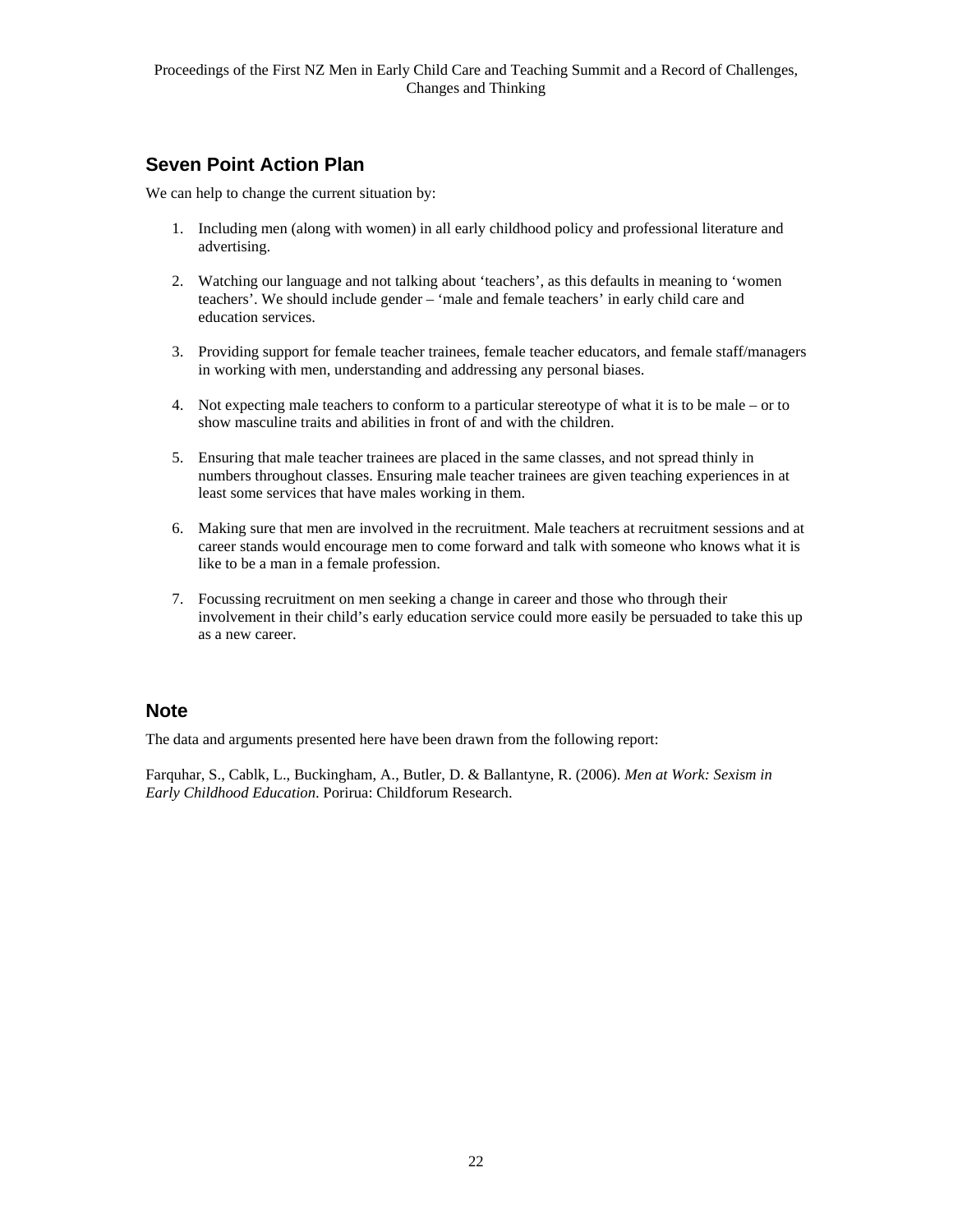## Seven Point Action Plan

We can help to change the current situation by:

1. Including men (along with women) in all early childhood policy and professional literature and advertising.

2. Watching our language and not talking about 'teachers', as this defaults in meaning to 'women teachers'. We should include gender – 'male and female teachers' in early child care and education services.

3. Providing support for female teacher trainees, female teacher educators, and female staff/managers in working with men, understanding and addressing any personal biases.

4. Not expecting male teachers to conform to a particular stereotype of what it is to be male – or to show masculine traits and abilities in front of and with the children.

5. Ensuring that male teacher trainees are placed in the same classes, and not spread thinly in numbers throughout classes. Ensuring male teacher trainees are given teaching experiences in at least some services that have males working in them.

6. Making sure that men are involved in the recruitment. Male teachers at recruitment sessions and at career stands would encourage men to come forward and talk with someone who knows what it is like to be a man in a female profession.

7. Focussing recruitment on men seeking a change in career and those who through their involvement in their child's early education service could more easily be persuaded to take this up as a new career.

## Note

The data and arguments presented here have been drawn from the following report:

Farquhar, S., Cablk, L., Buckingham, A., Butler, D. & Ballantyne, R. (2006). *Men at Work: Sexism in Early Childhood Education*. Porirua: Childforum Research.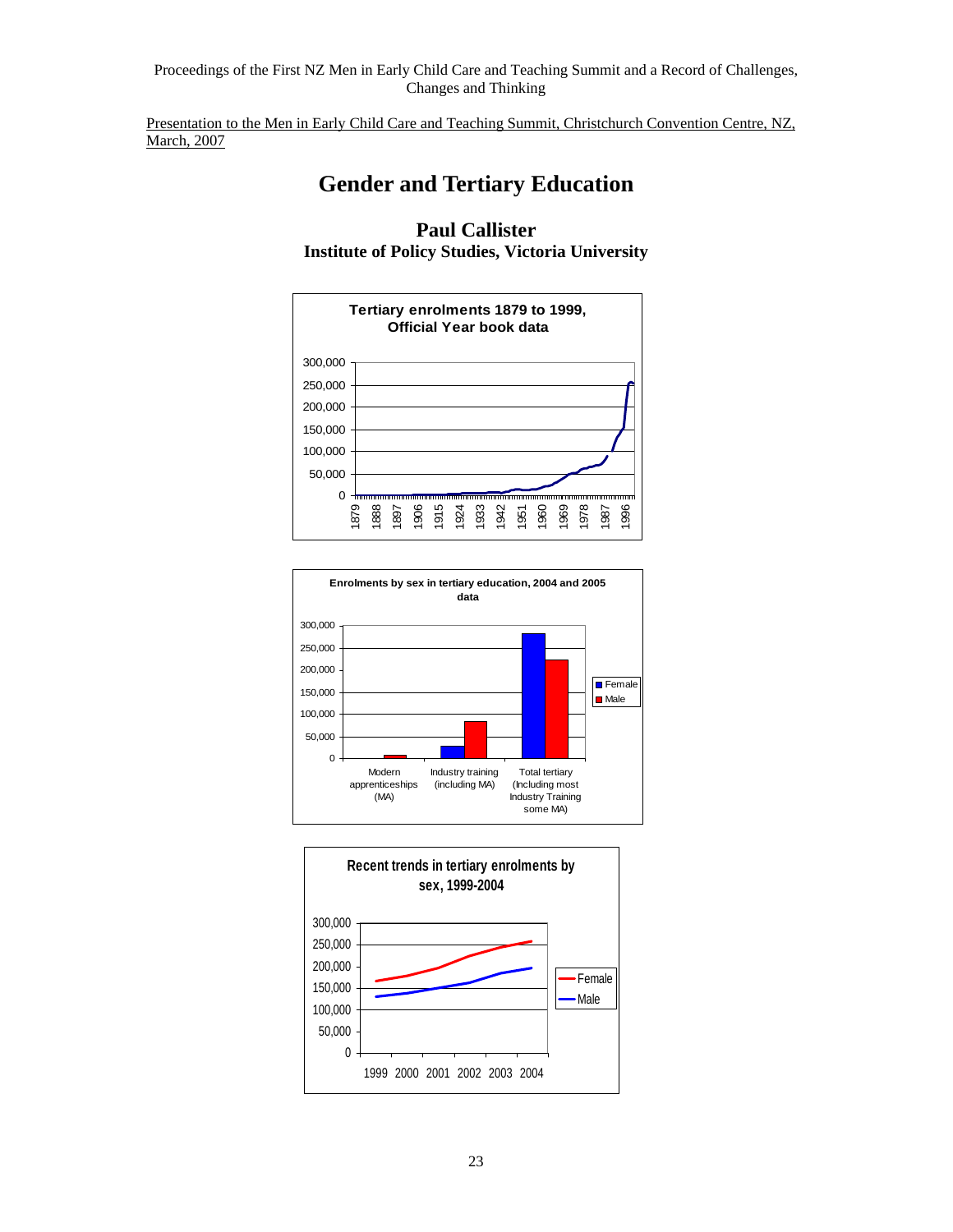Presentation to the Men in Early Child Care and Teaching Summit, Christchurch Convention Centre, NZ, March, 2007

# Gender and Tertiary Education

### Paul Callister
### Institute of Policy Studies, Victoria University

**Tertiary enrolments 1879 to 1999, Official Year book data**

**Enrolments by sex in tertiary education, 2004 and 2005 data**

**Recent trends in tertiary enrolments by sex, 1999-2004**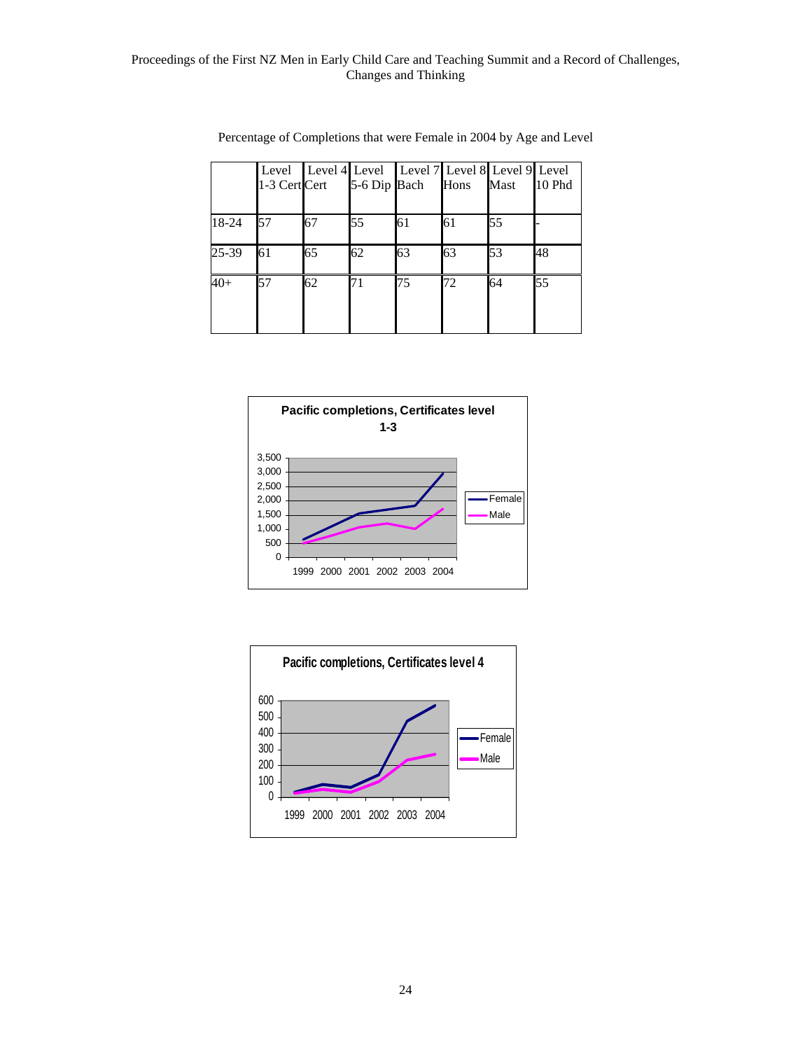Percentage of Completions that were Female in 2004 by Age and Level

| | Level 1-3 Cert | Level 4 Cert | Level 5-6 Dip | Level 7 Bach | Level 8 Hons | Level 9 Mast | Level 10 Phd |
|---|---|---|---|---|---|---|---|
| 18-24 | 57 | 67 | 55 | 61 | 61 | 55 | - |
| 25-39 | 61 | 65 | 62 | 63 | 63 | 53 | 48 |
| 40+ | 57 | 62 | 71 | 75 | 72 | 64 | 55 |

**Pacific completions, Certificates level 1-3**

**Pacific completions, Certificates level 4**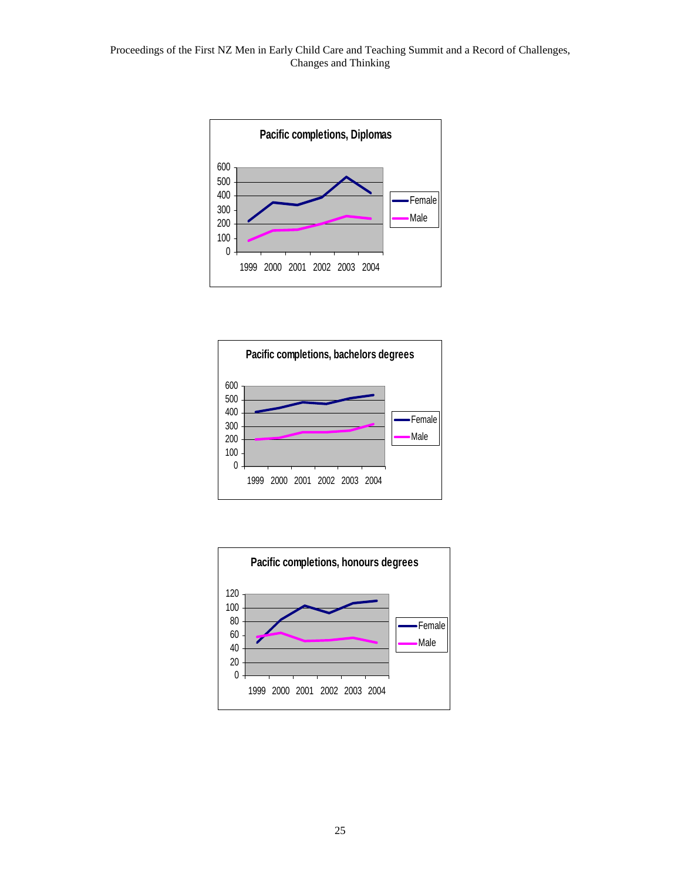**Pacific completions, Diplomas**

600
500
400
300
200
100
0

1999 2000 2001 2002 2003 2004

Female
Male

**Pacific completions, bachelors degrees**

600
500
400
300
200
100
0

1999 2000 2001 2002 2003 2004

Female
Male

**Pacific completions, honours degrees**

120
100
80
60
40
20
0

1999 2000 2001 2002 2003 2004

Female
Male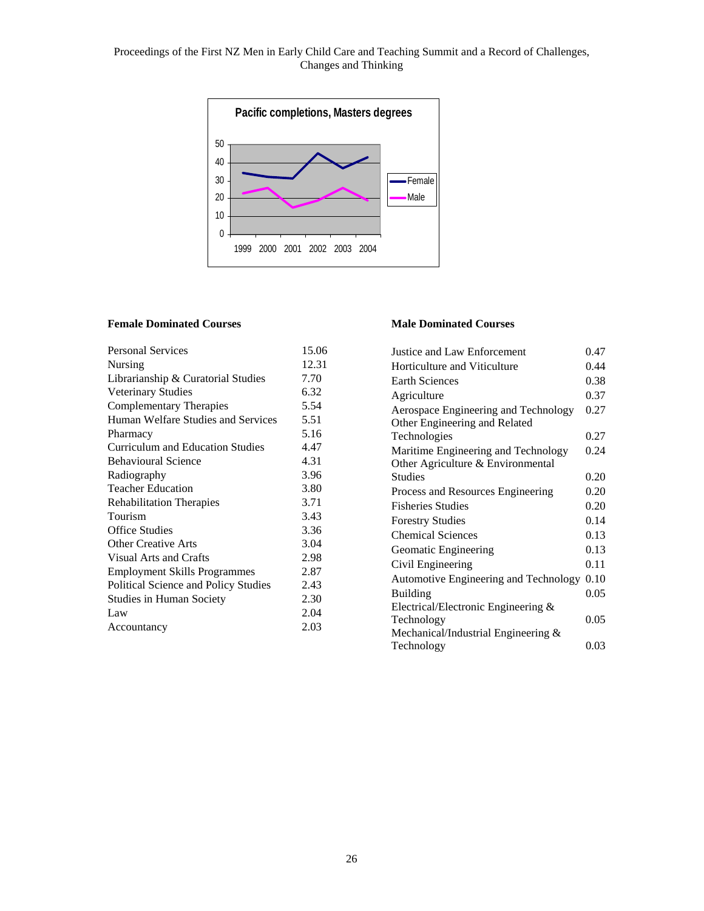**Pacific completions, Masters degrees**

**Female Dominated Courses**

| Course | Value |
|---|---|
| Personal Services | 15.06 |
| Nursing | 12.31 |
| Librarianship & Curatorial Studies | 7.70 |
| Veterinary Studies | 6.32 |
| Complementary Therapies | 5.54 |
| Human Welfare Studies and Services | 5.51 |
| Pharmacy | 5.16 |
| Curriculum and Education Studies | 4.47 |
| Behavioural Science | 4.31 |
| Radiography | 3.96 |
| Teacher Education | 3.80 |
| Rehabilitation Therapies | 3.71 |
| Tourism | 3.43 |
| Office Studies | 3.36 |
| Other Creative Arts | 3.04 |
| Visual Arts and Crafts | 2.98 |
| Employment Skills Programmes | 2.87 |
| Political Science and Policy Studies | 2.43 |
| Studies in Human Society | 2.30 |
| Law | 2.04 |
| Accountancy | 2.03 |

**Male Dominated Courses**

| Course | Value |
|---|---|
| Justice and Law Enforcement | 0.47 |
| Horticulture and Viticulture | 0.44 |
| Earth Sciences | 0.38 |
| Agriculture | 0.37 |
| Aerospace Engineering and Technology | 0.27 |
| Other Engineering and Related Technologies | 0.27 |
| Maritime Engineering and Technology | 0.24 |
| Other Agriculture & Environmental Studies | 0.20 |
| Process and Resources Engineering | 0.20 |
| Fisheries Studies | 0.20 |
| Forestry Studies | 0.14 |
| Chemical Sciences | 0.13 |
| Geomatic Engineering | 0.13 |
| Civil Engineering | 0.11 |
| Automotive Engineering and Technology | 0.10 |
| Building | 0.05 |
| Electrical/Electronic Engineering & Technology | 0.05 |
| Mechanical/Industrial Engineering & Technology | 0.03 |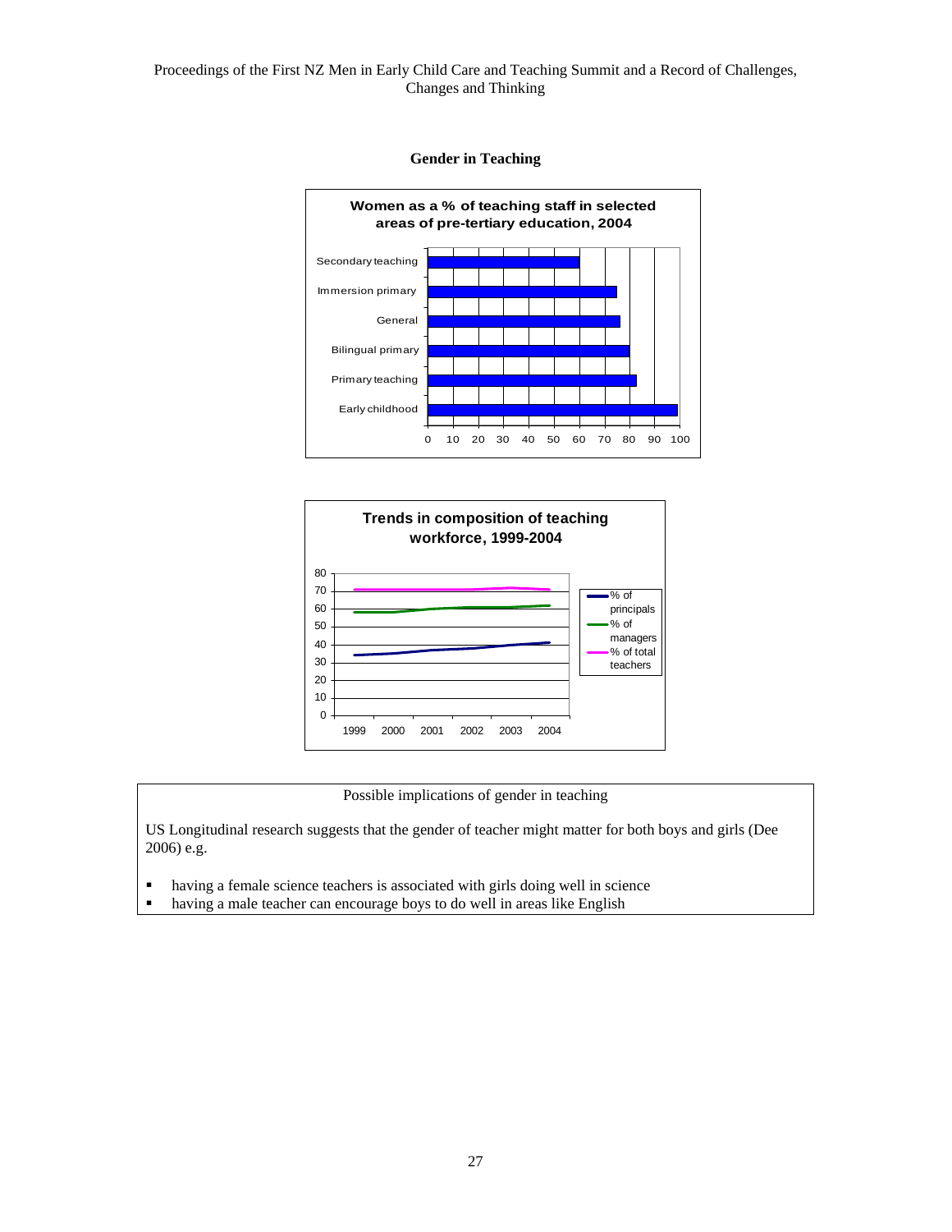## Gender in Teaching

**Women as a % of teaching staff in selected areas of pre-tertiary education, 2004**

Secondary teaching
Immersion primary
General
Bilingual primary
Primary teaching
Early childhood

0 10 20 30 40 50 60 70 80 90 100

**Trends in composition of teaching workforce, 1999-2004**

80
70
60
50
40
30
20
10
0

1999 2000 2001 2002 2003 2004

% of principals
% of managers
% of total teachers

Possible implications of gender in teaching

US Longitudinal research suggests that the gender of teacher might matter for both boys and girls (Dee 2006) e.g.

- having a female science teachers is associated with girls doing well in science
- having a male teacher can encourage boys to do well in areas like English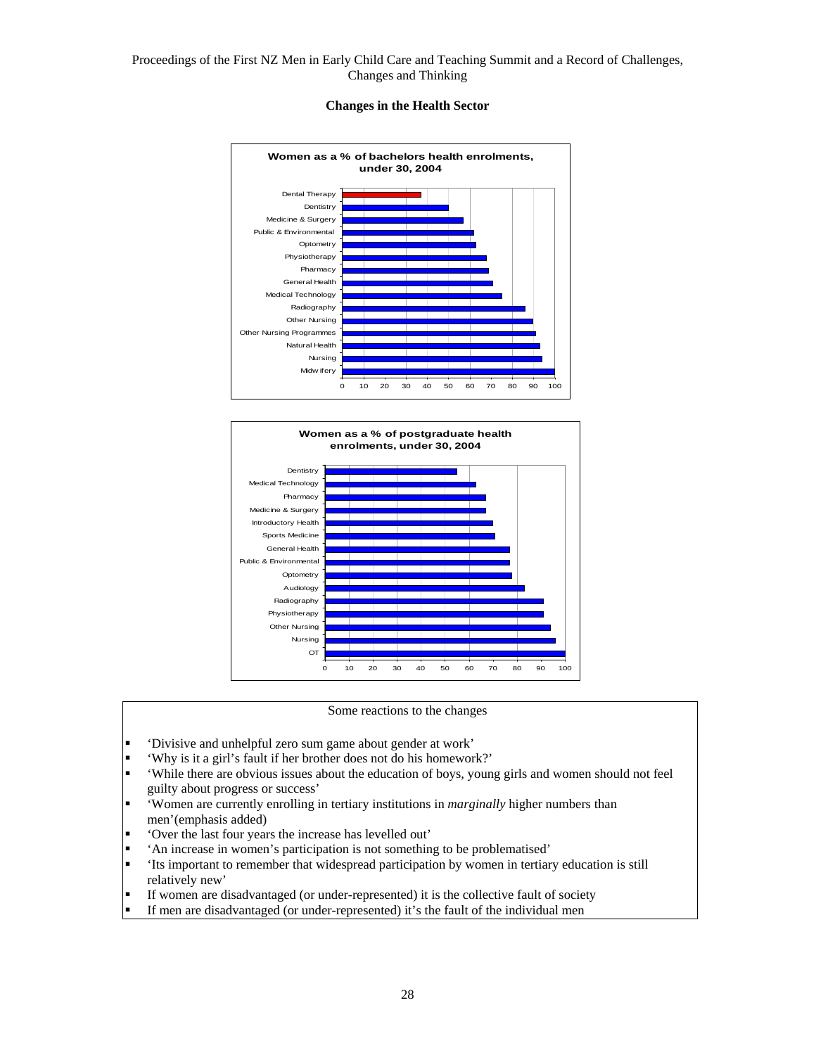## Changes in the Health Sector

**Women as a % of bachelors health enrolments, under 30, 2004**

| Programme | % |
|---|---|
| Dental Therapy | 37 |
| Dentistry | 50 |
| Medicine & Surgery | 57 |
| Public & Environmental | 62 |
| Optometry | 63 |
| Physiotherapy | 68 |
| Pharmacy | 69 |
| General Health | 71 |
| Medical Technology | 75 |
| Radiography | 86 |
| Other Nursing | 90 |
| Other Nursing Programmes | 91 |
| Natural Health | 93 |
| Nursing | 94 |
| Midwifery | 100 |

**Women as a % of postgraduate health enrolments, under 30, 2004**

| Programme | % |
|---|---|
| Dentistry | 55 |
| Medical Technology | 63 |
| Pharmacy | 67 |
| Medicine & Surgery | 67 |
| Introductory Health | 70 |
| Sports Medicine | 71 |
| General Health | 77 |
| Public & Environmental | 77 |
| Optometry | 78 |
| Audiology | 83 |
| Radiography | 91 |
| Physiotherapy | 91 |
| Other Nursing | 94 |
| Nursing | 96 |
| OT | 100 |

Some reactions to the changes

- 'Divisive and unhelpful zero sum game about gender at work'
- 'Why is it a girl's fault if her brother does not do his homework?'
- 'While there are obvious issues about the education of boys, young girls and women should not feel guilty about progress or success'
- 'Women are currently enrolling in tertiary institutions in *marginally* higher numbers than men'(emphasis added)
- 'Over the last four years the increase has levelled out'
- 'An increase in women's participation is not something to be problematised'
- 'Its important to remember that widespread participation by women in tertiary education is still relatively new'
- If women are disadvantaged (or under-represented) it is the collective fault of society
- If men are disadvantaged (or under-represented) it's the fault of the individual men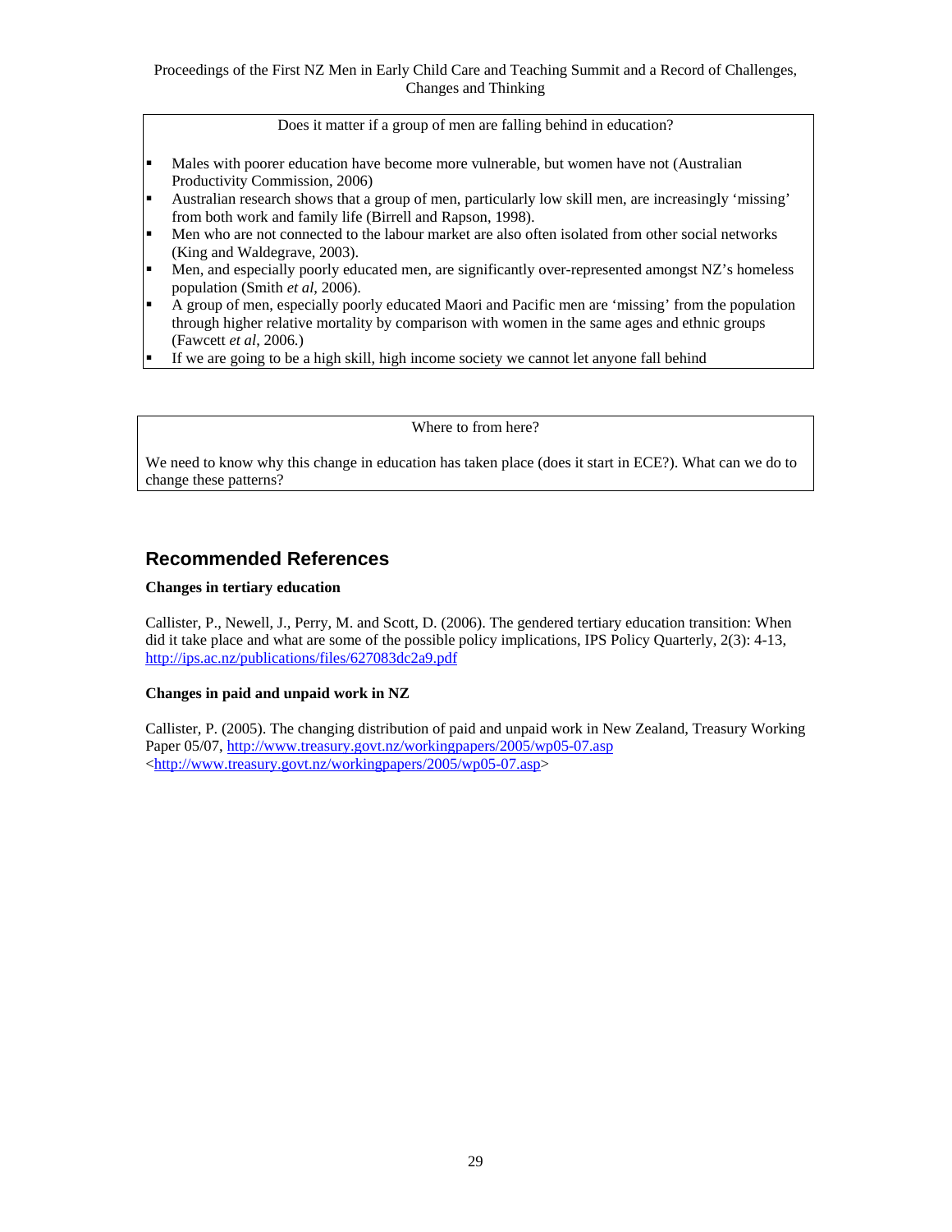Does it matter if a group of men are falling behind in education?

- Males with poorer education have become more vulnerable, but women have not (Australian Productivity Commission, 2006)
- Australian research shows that a group of men, particularly low skill men, are increasingly 'missing' from both work and family life (Birrell and Rapson, 1998).
- Men who are not connected to the labour market are also often isolated from other social networks (King and Waldegrave, 2003).
- Men, and especially poorly educated men, are significantly over-represented amongst NZ's homeless population (Smith *et al*, 2006).
- A group of men, especially poorly educated Maori and Pacific men are 'missing' from the population through higher relative mortality by comparison with women in the same ages and ethnic groups (Fawcett *et al*, 2006.)
- If we are going to be a high skill, high income society we cannot let anyone fall behind

Where to from here?

We need to know why this change in education has taken place (does it start in ECE?). What can we do to change these patterns?

## Recommended References

**Changes in tertiary education**

Callister, P., Newell, J., Perry, M. and Scott, D. (2006). The gendered tertiary education transition: When did it take place and what are some of the possible policy implications, IPS Policy Quarterly, 2(3): 4-13, http://ips.ac.nz/publications/files/627083dc2a9.pdf

**Changes in paid and unpaid work in NZ**

Callister, P. (2005). The changing distribution of paid and unpaid work in New Zealand, Treasury Working Paper 05/07, http://www.treasury.govt.nz/workingpapers/2005/wp05-07.asp <http://www.treasury.govt.nz/workingpapers/2005/wp05-07.asp>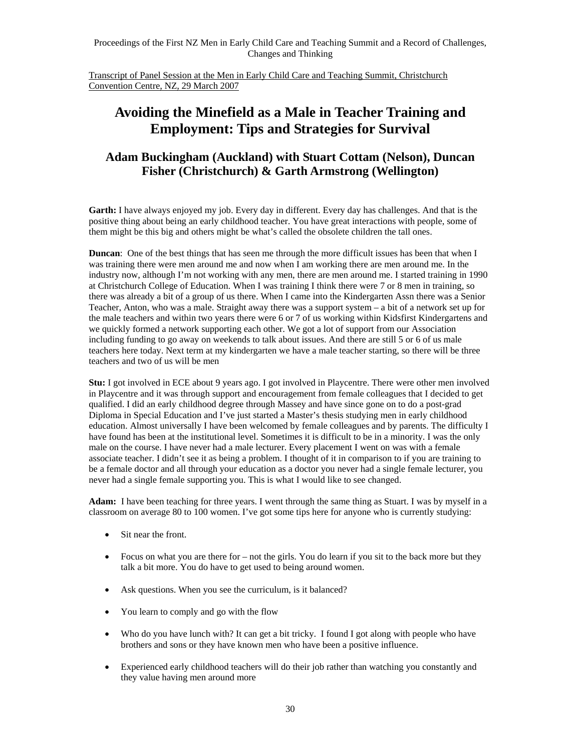Proceedings of the First NZ Men in Early Child Care and Teaching Summit and a Record of Challenges, Changes and Thinking

Transcript of Panel Session at the Men in Early Child Care and Teaching Summit, Christchurch Convention Centre, NZ, 29 March 2007

# Avoiding the Minefield as a Male in Teacher Training and Employment: Tips and Strategies for Survival

## Adam Buckingham (Auckland) with Stuart Cottam (Nelson), Duncan Fisher (Christchurch) & Garth Armstrong (Wellington)

**Garth:** I have always enjoyed my job. Every day in different. Every day has challenges. And that is the positive thing about being an early childhood teacher. You have great interactions with people, some of them might be this big and others might be what's called the obsolete children the tall ones.

**Duncan**: One of the best things that has seen me through the more difficult issues has been that when I was training there were men around me and now when I am working there are men around me. In the industry now, although I'm not working with any men, there are men around me. I started training in 1990 at Christchurch College of Education. When I was training I think there were 7 or 8 men in training, so there was already a bit of a group of us there. When I came into the Kindergarten Assn there was a Senior Teacher, Anton, who was a male. Straight away there was a support system – a bit of a network set up for the male teachers and within two years there were 6 or 7 of us working within Kidsfirst Kindergartens and we quickly formed a network supporting each other. We got a lot of support from our Association including funding to go away on weekends to talk about issues. And there are still 5 or 6 of us male teachers here today. Next term at my kindergarten we have a male teacher starting, so there will be three teachers and two of us will be men

**Stu:** I got involved in ECE about 9 years ago. I got involved in Playcentre. There were other men involved in Playcentre and it was through support and encouragement from female colleagues that I decided to get qualified. I did an early childhood degree through Massey and have since gone on to do a post-grad Diploma in Special Education and I've just started a Master's thesis studying men in early childhood education. Almost universally I have been welcomed by female colleagues and by parents. The difficulty I have found has been at the institutional level. Sometimes it is difficult to be in a minority. I was the only male on the course. I have never had a male lecturer. Every placement I went on was with a female associate teacher. I didn't see it as being a problem. I thought of it in comparison to if you are training to be a female doctor and all through your education as a doctor you never had a single female lecturer, you never had a single female supporting you. This is what I would like to see changed.

**Adam:** I have been teaching for three years. I went through the same thing as Stuart. I was by myself in a classroom on average 80 to 100 women. I've got some tips here for anyone who is currently studying:

- Sit near the front.
- Focus on what you are there for – not the girls. You do learn if you sit to the back more but they talk a bit more. You do have to get used to being around women.
- Ask questions. When you see the curriculum, is it balanced?
- You learn to comply and go with the flow
- Who do you have lunch with? It can get a bit tricky. I found I got along with people who have brothers and sons or they have known men who have been a positive influence.
- Experienced early childhood teachers will do their job rather than watching you constantly and they value having men around more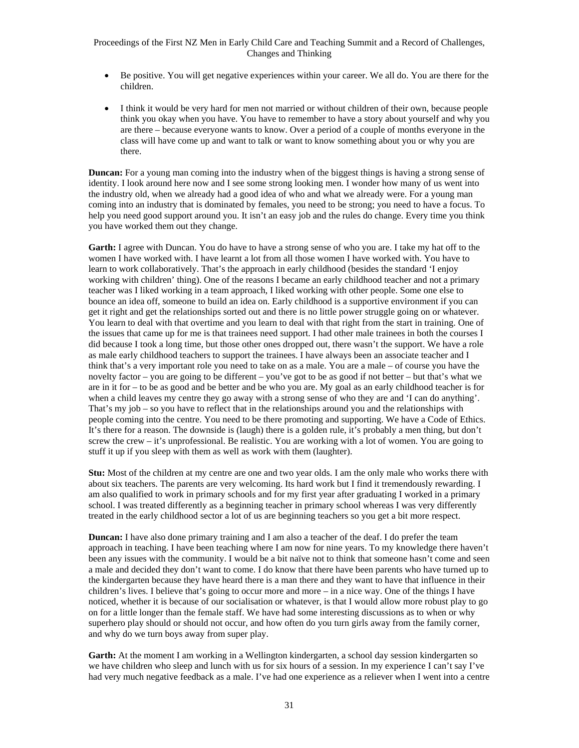- Be positive. You will get negative experiences within your career. We all do. You are there for the children.

- I think it would be very hard for men not married or without children of their own, because people think you okay when you have. You have to remember to have a story about yourself and why you are there – because everyone wants to know. Over a period of a couple of months everyone in the class will have come up and want to talk or want to know something about you or why you are there.

**Duncan:** For a young man coming into the industry when of the biggest things is having a strong sense of identity. I look around here now and I see some strong looking men. I wonder how many of us went into the industry old, when we already had a good idea of who and what we already were. For a young man coming into an industry that is dominated by females, you need to be strong; you need to have a focus. To help you need good support around you. It isn't an easy job and the rules do change. Every time you think you have worked them out they change.

**Garth:** I agree with Duncan. You do have to have a strong sense of who you are. I take my hat off to the women I have worked with. I have learnt a lot from all those women I have worked with. You have to learn to work collaboratively. That's the approach in early childhood (besides the standard 'I enjoy working with children' thing). One of the reasons I became an early childhood teacher and not a primary teacher was I liked working in a team approach, I liked working with other people. Some one else to bounce an idea off, someone to build an idea on. Early childhood is a supportive environment if you can get it right and get the relationships sorted out and there is no little power struggle going on or whatever. You learn to deal with that overtime and you learn to deal with that right from the start in training. One of the issues that came up for me is that trainees need support. I had other male trainees in both the courses I did because I took a long time, but those other ones dropped out, there wasn't the support. We have a role as male early childhood teachers to support the trainees. I have always been an associate teacher and I think that's a very important role you need to take on as a male. You are a male – of course you have the novelty factor – you are going to be different – you've got to be as good if not better – but that's what we are in it for – to be as good and be better and be who you are. My goal as an early childhood teacher is for when a child leaves my centre they go away with a strong sense of who they are and 'I can do anything'. That's my job – so you have to reflect that in the relationships around you and the relationships with people coming into the centre. You need to be there promoting and supporting. We have a Code of Ethics. It's there for a reason. The downside is (laugh) there is a golden rule, it's probably a men thing, but don't screw the crew – it's unprofessional. Be realistic. You are working with a lot of women. You are going to stuff it up if you sleep with them as well as work with them (laughter).

**Stu:** Most of the children at my centre are one and two year olds. I am the only male who works there with about six teachers. The parents are very welcoming. Its hard work but I find it tremendously rewarding. I am also qualified to work in primary schools and for my first year after graduating I worked in a primary school. I was treated differently as a beginning teacher in primary school whereas I was very differently treated in the early childhood sector a lot of us are beginning teachers so you get a bit more respect.

**Duncan:** I have also done primary training and I am also a teacher of the deaf. I do prefer the team approach in teaching. I have been teaching where I am now for nine years. To my knowledge there haven't been any issues with the community. I would be a bit naïve not to think that someone hasn't come and seen a male and decided they don't want to come. I do know that there have been parents who have turned up to the kindergarten because they have heard there is a man there and they want to have that influence in their children's lives. I believe that's going to occur more and more – in a nice way. One of the things I have noticed, whether it is because of our socialisation or whatever, is that I would allow more robust play to go on for a little longer than the female staff. We have had some interesting discussions as to when or why superhero play should or should not occur, and how often do you turn girls away from the family corner, and why do we turn boys away from super play.

**Garth:** At the moment I am working in a Wellington kindergarten, a school day session kindergarten so we have children who sleep and lunch with us for six hours of a session. In my experience I can't say I've had very much negative feedback as a male. I've had one experience as a reliever when I went into a centre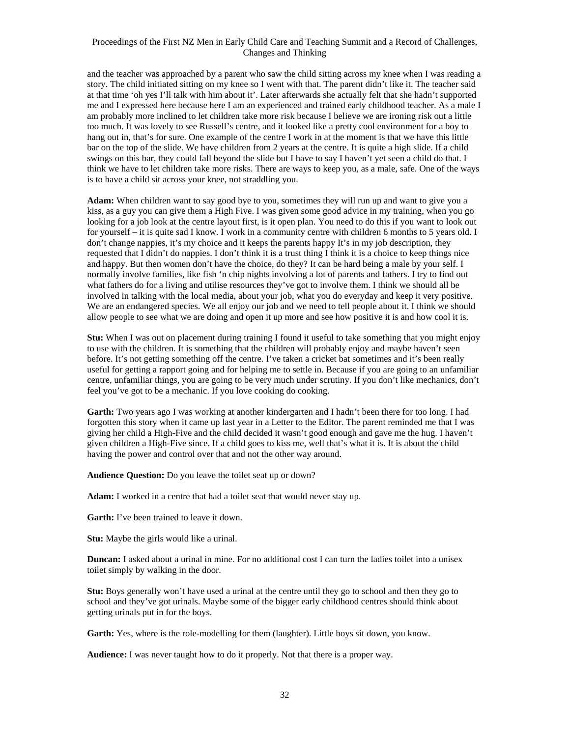and the teacher was approached by a parent who saw the child sitting across my knee when I was reading a story. The child initiated sitting on my knee so I went with that. The parent didn't like it. The teacher said at that time 'oh yes I'll talk with him about it'. Later afterwards she actually felt that she hadn't supported me and I expressed here because here I am an experienced and trained early childhood teacher. As a male I am probably more inclined to let children take more risk because I believe we are ironing risk out a little too much. It was lovely to see Russell's centre, and it looked like a pretty cool environment for a boy to hang out in, that's for sure. One example of the centre I work in at the moment is that we have this little bar on the top of the slide. We have children from 2 years at the centre. It is quite a high slide. If a child swings on this bar, they could fall beyond the slide but I have to say I haven't yet seen a child do that. I think we have to let children take more risks. There are ways to keep you, as a male, safe. One of the ways is to have a child sit across your knee, not straddling you.

**Adam:** When children want to say good bye to you, sometimes they will run up and want to give you a kiss, as a guy you can give them a High Five. I was given some good advice in my training, when you go looking for a job look at the centre layout first, is it open plan. You need to do this if you want to look out for yourself – it is quite sad I know. I work in a community centre with children 6 months to 5 years old. I don't change nappies, it's my choice and it keeps the parents happy It's in my job description, they requested that I didn't do nappies. I don't think it is a trust thing I think it is a choice to keep things nice and happy. But then women don't have the choice, do they? It can be hard being a male by your self. I normally involve families, like fish 'n chip nights involving a lot of parents and fathers. I try to find out what fathers do for a living and utilise resources they've got to involve them. I think we should all be involved in talking with the local media, about your job, what you do everyday and keep it very positive. We are an endangered species. We all enjoy our job and we need to tell people about it. I think we should allow people to see what we are doing and open it up more and see how positive it is and how cool it is.

**Stu:** When I was out on placement during training I found it useful to take something that you might enjoy to use with the children. It is something that the children will probably enjoy and maybe haven't seen before. It's not getting something off the centre. I've taken a cricket bat sometimes and it's been really useful for getting a rapport going and for helping me to settle in. Because if you are going to an unfamiliar centre, unfamiliar things, you are going to be very much under scrutiny. If you don't like mechanics, don't feel you've got to be a mechanic. If you love cooking do cooking.

**Garth:** Two years ago I was working at another kindergarten and I hadn't been there for too long. I had forgotten this story when it came up last year in a Letter to the Editor. The parent reminded me that I was giving her child a High-Five and the child decided it wasn't good enough and gave me the hug. I haven't given children a High-Five since. If a child goes to kiss me, well that's what it is. It is about the child having the power and control over that and not the other way around.

**Audience Question:** Do you leave the toilet seat up or down?

**Adam:** I worked in a centre that had a toilet seat that would never stay up.

**Garth:** I've been trained to leave it down.

**Stu:** Maybe the girls would like a urinal.

**Duncan:** I asked about a urinal in mine. For no additional cost I can turn the ladies toilet into a unisex toilet simply by walking in the door.

**Stu:** Boys generally won't have used a urinal at the centre until they go to school and then they go to school and they've got urinals. Maybe some of the bigger early childhood centres should think about getting urinals put in for the boys.

**Garth:** Yes, where is the role-modelling for them (laughter). Little boys sit down, you know.

**Audience:** I was never taught how to do it properly. Not that there is a proper way.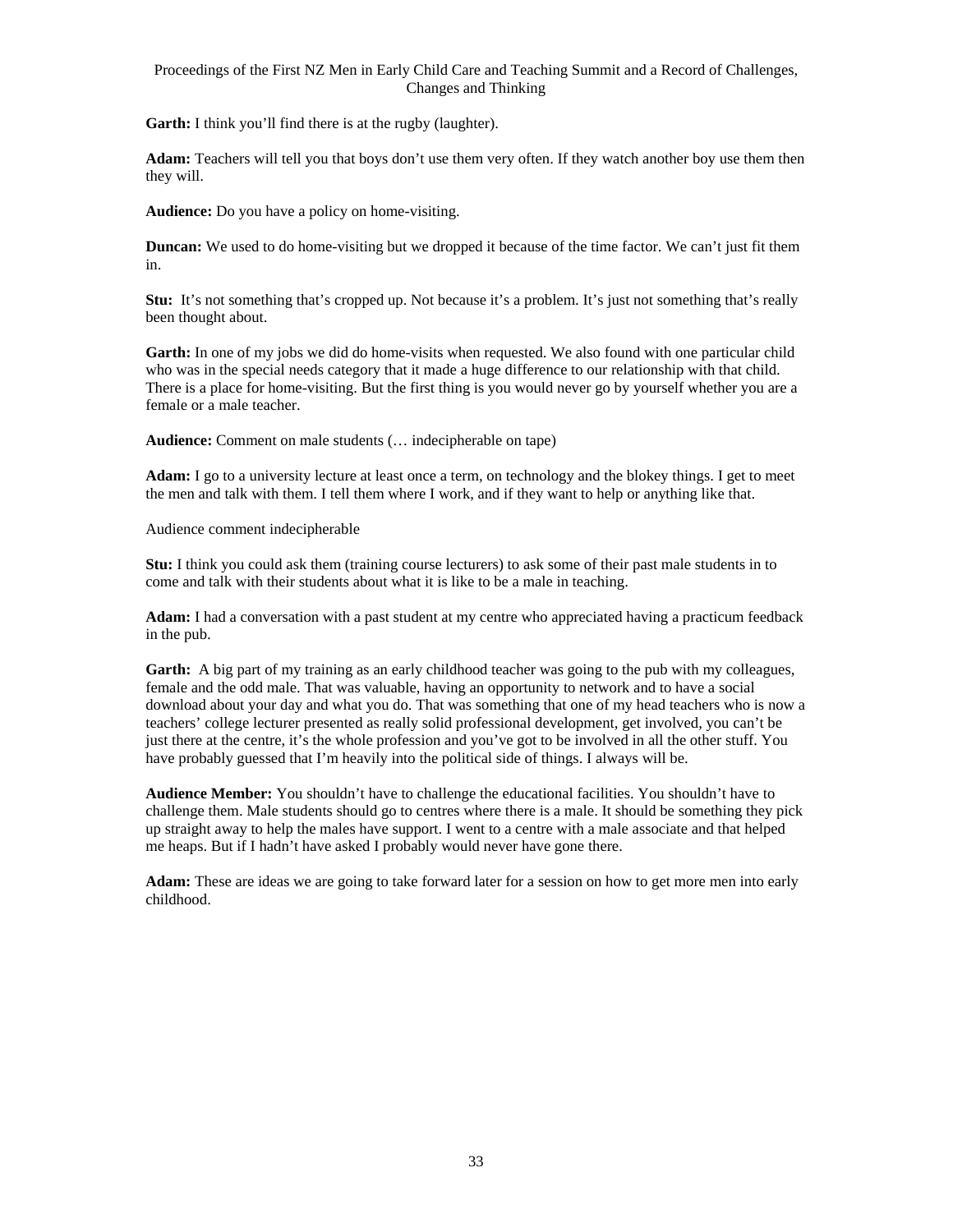**Garth:** I think you'll find there is at the rugby (laughter).

**Adam:** Teachers will tell you that boys don't use them very often. If they watch another boy use them then they will.

**Audience:** Do you have a policy on home-visiting.

**Duncan:** We used to do home-visiting but we dropped it because of the time factor. We can't just fit them in.

**Stu:** It's not something that's cropped up. Not because it's a problem. It's just not something that's really been thought about.

**Garth:** In one of my jobs we did do home-visits when requested. We also found with one particular child who was in the special needs category that it made a huge difference to our relationship with that child. There is a place for home-visiting. But the first thing is you would never go by yourself whether you are a female or a male teacher.

**Audience:** Comment on male students (… indecipherable on tape)

**Adam:** I go to a university lecture at least once a term, on technology and the blokey things. I get to meet the men and talk with them. I tell them where I work, and if they want to help or anything like that.

Audience comment indecipherable

**Stu:** I think you could ask them (training course lecturers) to ask some of their past male students in to come and talk with their students about what it is like to be a male in teaching.

**Adam:** I had a conversation with a past student at my centre who appreciated having a practicum feedback in the pub.

**Garth:** A big part of my training as an early childhood teacher was going to the pub with my colleagues, female and the odd male. That was valuable, having an opportunity to network and to have a social download about your day and what you do. That was something that one of my head teachers who is now a teachers' college lecturer presented as really solid professional development, get involved, you can't be just there at the centre, it's the whole profession and you've got to be involved in all the other stuff. You have probably guessed that I'm heavily into the political side of things. I always will be.

**Audience Member:** You shouldn't have to challenge the educational facilities. You shouldn't have to challenge them. Male students should go to centres where there is a male. It should be something they pick up straight away to help the males have support. I went to a centre with a male associate and that helped me heaps. But if I hadn't have asked I probably would never have gone there.

**Adam:** These are ideas we are going to take forward later for a session on how to get more men into early childhood.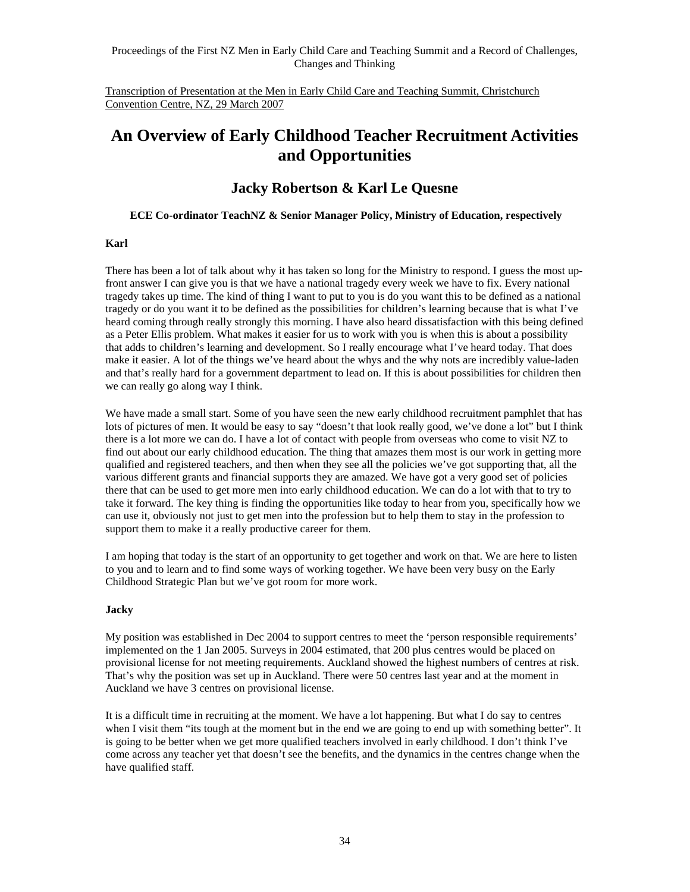Transcription of Presentation at the Men in Early Child Care and Teaching Summit, Christchurch Convention Centre, NZ, 29 March 2007

# An Overview of Early Childhood Teacher Recruitment Activities and Opportunities

## Jacky Robertson & Karl Le Quesne

**ECE Co-ordinator TeachNZ & Senior Manager Policy, Ministry of Education, respectively**

**Karl**

There has been a lot of talk about why it has taken so long for the Ministry to respond. I guess the most up-front answer I can give you is that we have a national tragedy every week we have to fix. Every national tragedy takes up time. The kind of thing I want to put to you is do you want this to be defined as a national tragedy or do you want it to be defined as the possibilities for children's learning because that is what I've heard coming through really strongly this morning. I have also heard dissatisfaction with this being defined as a Peter Ellis problem. What makes it easier for us to work with you is when this is about a possibility that adds to children's learning and development. So I really encourage what I've heard today. That does make it easier. A lot of the things we've heard about the whys and the why nots are incredibly value-laden and that's really hard for a government department to lead on. If this is about possibilities for children then we can really go along way I think.

We have made a small start. Some of you have seen the new early childhood recruitment pamphlet that has lots of pictures of men. It would be easy to say "doesn't that look really good, we've done a lot" but I think there is a lot more we can do. I have a lot of contact with people from overseas who come to visit NZ to find out about our early childhood education. The thing that amazes them most is our work in getting more qualified and registered teachers, and then when they see all the policies we've got supporting that, all the various different grants and financial supports they are amazed. We have got a very good set of policies there that can be used to get more men into early childhood education. We can do a lot with that to try to take it forward. The key thing is finding the opportunities like today to hear from you, specifically how we can use it, obviously not just to get men into the profession but to help them to stay in the profession to support them to make it a really productive career for them.

I am hoping that today is the start of an opportunity to get together and work on that. We are here to listen to you and to learn and to find some ways of working together. We have been very busy on the Early Childhood Strategic Plan but we've got room for more work.

**Jacky**

My position was established in Dec 2004 to support centres to meet the 'person responsible requirements' implemented on the 1 Jan 2005. Surveys in 2004 estimated, that 200 plus centres would be placed on provisional license for not meeting requirements. Auckland showed the highest numbers of centres at risk. That's why the position was set up in Auckland. There were 50 centres last year and at the moment in Auckland we have 3 centres on provisional license.

It is a difficult time in recruiting at the moment. We have a lot happening. But what I do say to centres when I visit them "its tough at the moment but in the end we are going to end up with something better". It is going to be better when we get more qualified teachers involved in early childhood. I don't think I've come across any teacher yet that doesn't see the benefits, and the dynamics in the centres change when the have qualified staff.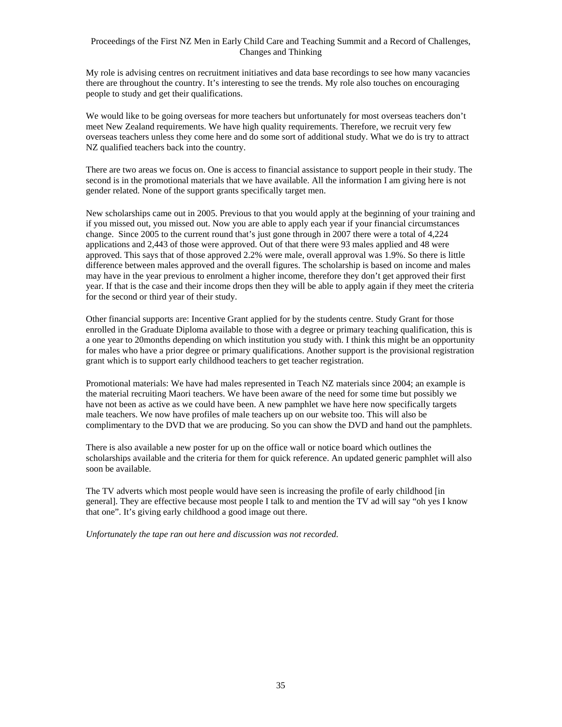My role is advising centres on recruitment initiatives and data base recordings to see how many vacancies there are throughout the country. It's interesting to see the trends. My role also touches on encouraging people to study and get their qualifications.

We would like to be going overseas for more teachers but unfortunately for most overseas teachers don't meet New Zealand requirements. We have high quality requirements. Therefore, we recruit very few overseas teachers unless they come here and do some sort of additional study. What we do is try to attract NZ qualified teachers back into the country.

There are two areas we focus on. One is access to financial assistance to support people in their study. The second is in the promotional materials that we have available. All the information I am giving here is not gender related. None of the support grants specifically target men.

New scholarships came out in 2005. Previous to that you would apply at the beginning of your training and if you missed out, you missed out. Now you are able to apply each year if your financial circumstances change. Since 2005 to the current round that's just gone through in 2007 there were a total of 4,224 applications and 2,443 of those were approved. Out of that there were 93 males applied and 48 were approved. This says that of those approved 2.2% were male, overall approval was 1.9%. So there is little difference between males approved and the overall figures. The scholarship is based on income and males may have in the year previous to enrolment a higher income, therefore they don't get approved their first year. If that is the case and their income drops then they will be able to apply again if they meet the criteria for the second or third year of their study.

Other financial supports are: Incentive Grant applied for by the students centre. Study Grant for those enrolled in the Graduate Diploma available to those with a degree or primary teaching qualification, this is a one year to 20months depending on which institution you study with. I think this might be an opportunity for males who have a prior degree or primary qualifications. Another support is the provisional registration grant which is to support early childhood teachers to get teacher registration.

Promotional materials: We have had males represented in Teach NZ materials since 2004; an example is the material recruiting Maori teachers. We have been aware of the need for some time but possibly we have not been as active as we could have been. A new pamphlet we have here now specifically targets male teachers. We now have profiles of male teachers up on our website too. This will also be complimentary to the DVD that we are producing. So you can show the DVD and hand out the pamphlets.

There is also available a new poster for up on the office wall or notice board which outlines the scholarships available and the criteria for them for quick reference. An updated generic pamphlet will also soon be available.

The TV adverts which most people would have seen is increasing the profile of early childhood [in general]. They are effective because most people I talk to and mention the TV ad will say "oh yes I know that one". It's giving early childhood a good image out there.

*Unfortunately the tape ran out here and discussion was not recorded.*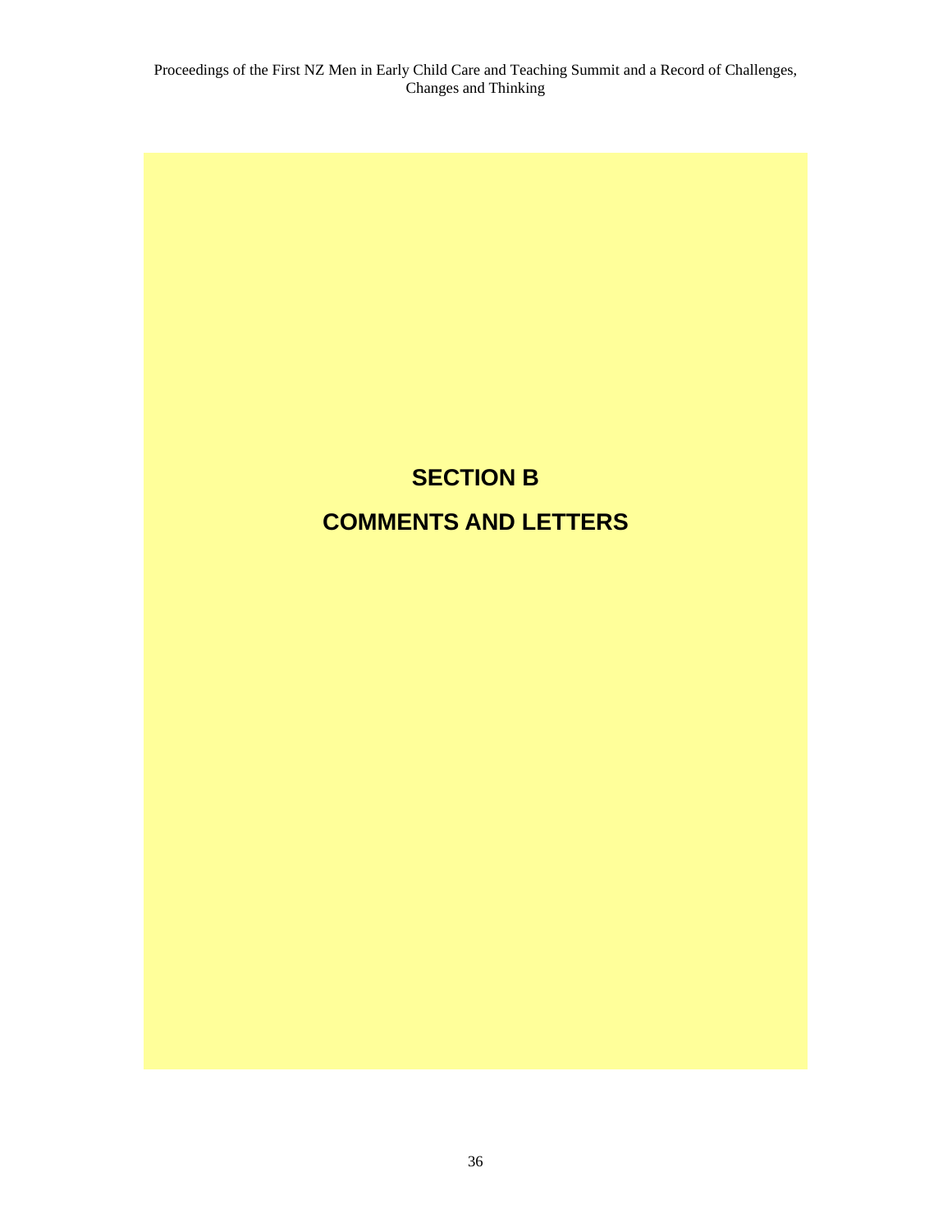# SECTION B

# COMMENTS AND LETTERS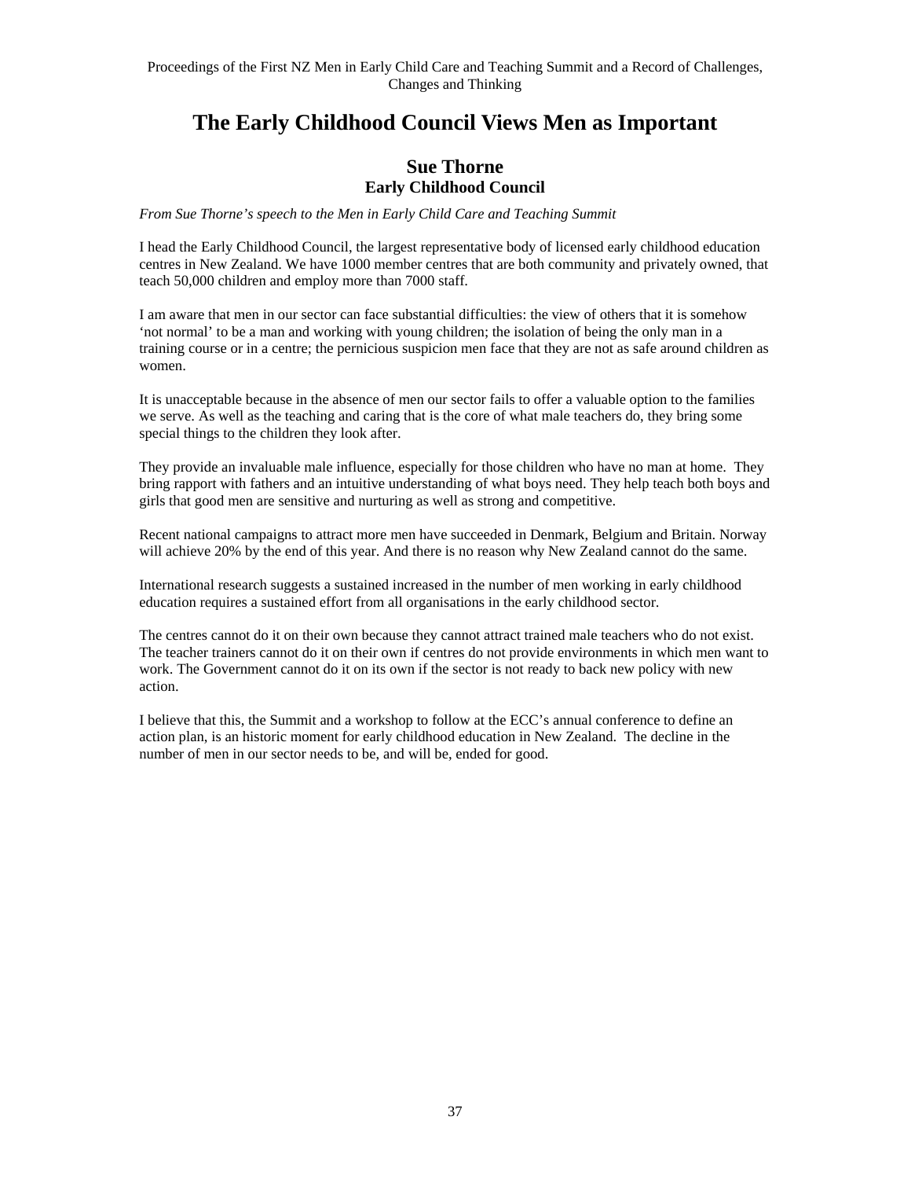# The Early Childhood Council Views Men as Important

## Sue Thorne
### Early Childhood Council

*From Sue Thorne's speech to the Men in Early Child Care and Teaching Summit*

I head the Early Childhood Council, the largest representative body of licensed early childhood education centres in New Zealand. We have 1000 member centres that are both community and privately owned, that teach 50,000 children and employ more than 7000 staff.

I am aware that men in our sector can face substantial difficulties: the view of others that it is somehow 'not normal' to be a man and working with young children; the isolation of being the only man in a training course or in a centre; the pernicious suspicion men face that they are not as safe around children as women.

It is unacceptable because in the absence of men our sector fails to offer a valuable option to the families we serve. As well as the teaching and caring that is the core of what male teachers do, they bring some special things to the children they look after.

They provide an invaluable male influence, especially for those children who have no man at home. They bring rapport with fathers and an intuitive understanding of what boys need. They help teach both boys and girls that good men are sensitive and nurturing as well as strong and competitive.

Recent national campaigns to attract more men have succeeded in Denmark, Belgium and Britain. Norway will achieve 20% by the end of this year. And there is no reason why New Zealand cannot do the same.

International research suggests a sustained increased in the number of men working in early childhood education requires a sustained effort from all organisations in the early childhood sector.

The centres cannot do it on their own because they cannot attract trained male teachers who do not exist. The teacher trainers cannot do it on their own if centres do not provide environments in which men want to work. The Government cannot do it on its own if the sector is not ready to back new policy with new action.

I believe that this, the Summit and a workshop to follow at the ECC's annual conference to define an action plan, is an historic moment for early childhood education in New Zealand. The decline in the number of men in our sector needs to be, and will be, ended for good.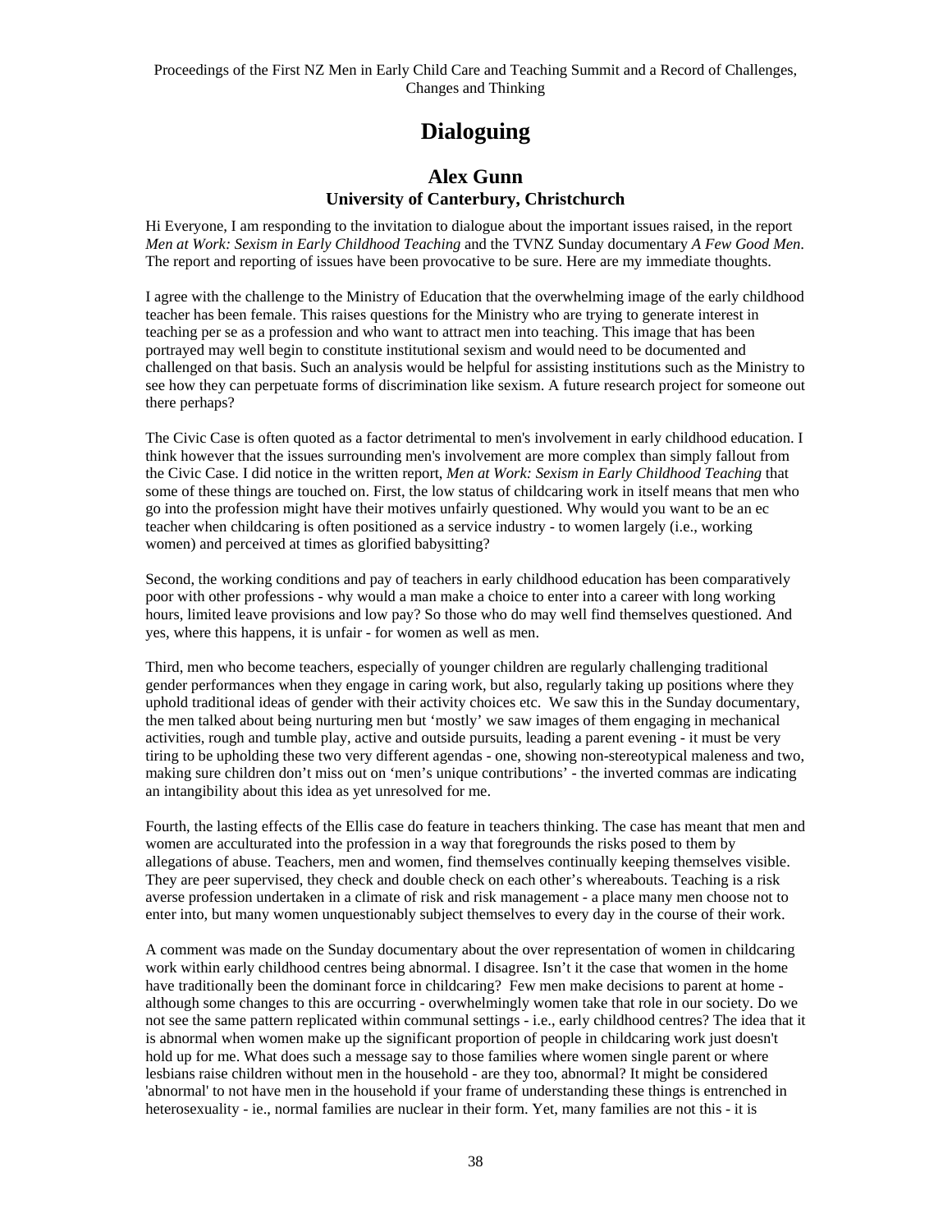# Dialoguing

## Alex Gunn
### University of Canterbury, Christchurch

Hi Everyone, I am responding to the invitation to dialogue about the important issues raised, in the report *Men at Work: Sexism in Early Childhood Teaching* and the TVNZ Sunday documentary *A Few Good Men*. The report and reporting of issues have been provocative to be sure. Here are my immediate thoughts.

I agree with the challenge to the Ministry of Education that the overwhelming image of the early childhood teacher has been female. This raises questions for the Ministry who are trying to generate interest in teaching per se as a profession and who want to attract men into teaching. This image that has been portrayed may well begin to constitute institutional sexism and would need to be documented and challenged on that basis. Such an analysis would be helpful for assisting institutions such as the Ministry to see how they can perpetuate forms of discrimination like sexism. A future research project for someone out there perhaps?

The Civic Case is often quoted as a factor detrimental to men's involvement in early childhood education. I think however that the issues surrounding men's involvement are more complex than simply fallout from the Civic Case. I did notice in the written report, *Men at Work: Sexism in Early Childhood Teaching* that some of these things are touched on. First, the low status of childcaring work in itself means that men who go into the profession might have their motives unfairly questioned. Why would you want to be an ec teacher when childcaring is often positioned as a service industry - to women largely (i.e., working women) and perceived at times as glorified babysitting?

Second, the working conditions and pay of teachers in early childhood education has been comparatively poor with other professions - why would a man make a choice to enter into a career with long working hours, limited leave provisions and low pay? So those who do may well find themselves questioned. And yes, where this happens, it is unfair - for women as well as men.

Third, men who become teachers, especially of younger children are regularly challenging traditional gender performances when they engage in caring work, but also, regularly taking up positions where they uphold traditional ideas of gender with their activity choices etc. We saw this in the Sunday documentary, the men talked about being nurturing men but 'mostly' we saw images of them engaging in mechanical activities, rough and tumble play, active and outside pursuits, leading a parent evening - it must be very tiring to be upholding these two very different agendas - one, showing non-stereotypical maleness and two, making sure children don't miss out on 'men's unique contributions' - the inverted commas are indicating an intangibility about this idea as yet unresolved for me.

Fourth, the lasting effects of the Ellis case do feature in teachers thinking. The case has meant that men and women are acculturated into the profession in a way that foregrounds the risks posed to them by allegations of abuse. Teachers, men and women, find themselves continually keeping themselves visible. They are peer supervised, they check and double check on each other's whereabouts. Teaching is a risk averse profession undertaken in a climate of risk and risk management - a place many men choose not to enter into, but many women unquestionably subject themselves to every day in the course of their work.

A comment was made on the Sunday documentary about the over representation of women in childcaring work within early childhood centres being abnormal. I disagree. Isn't it the case that women in the home have traditionally been the dominant force in childcaring? Few men make decisions to parent at home - although some changes to this are occurring - overwhelmingly women take that role in our society. Do we not see the same pattern replicated within communal settings - i.e., early childhood centres? The idea that it is abnormal when women make up the significant proportion of people in childcaring work just doesn't hold up for me. What does such a message say to those families where women single parent or where lesbians raise children without men in the household - are they too, abnormal? It might be considered 'abnormal' to not have men in the household if your frame of understanding these things is entrenched in heterosexuality - ie., normal families are nuclear in their form. Yet, many families are not this - it is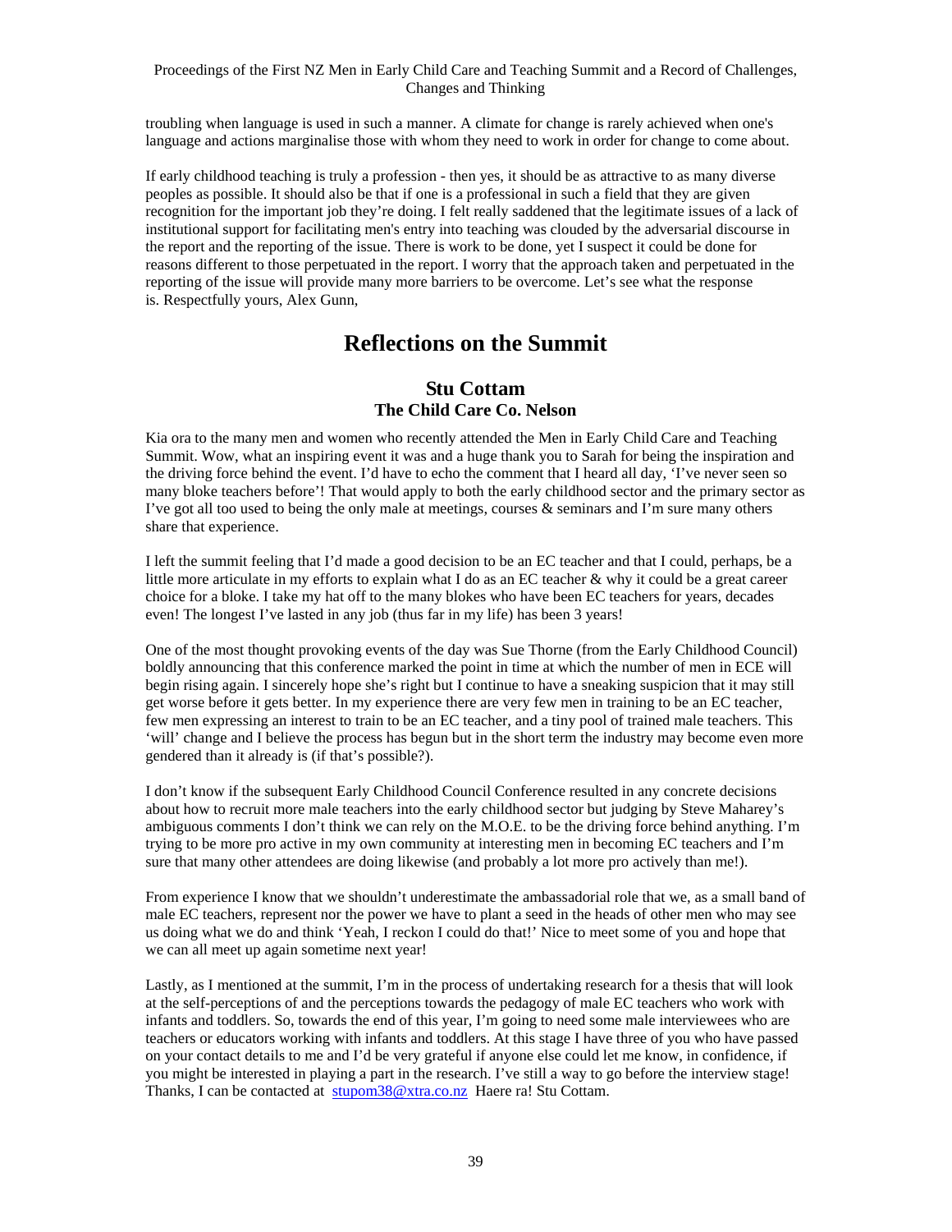troubling when language is used in such a manner. A climate for change is rarely achieved when one's language and actions marginalise those with whom they need to work in order for change to come about.

If early childhood teaching is truly a profession - then yes, it should be as attractive to as many diverse peoples as possible. It should also be that if one is a professional in such a field that they are given recognition for the important job they're doing. I felt really saddened that the legitimate issues of a lack of institutional support for facilitating men's entry into teaching was clouded by the adversarial discourse in the report and the reporting of the issue. There is work to be done, yet I suspect it could be done for reasons different to those perpetuated in the report. I worry that the approach taken and perpetuated in the reporting of the issue will provide many more barriers to be overcome. Let's see what the response is. Respectfully yours, Alex Gunn,

# Reflections on the Summit

## Stu Cottam
## The Child Care Co. Nelson

Kia ora to the many men and women who recently attended the Men in Early Child Care and Teaching Summit. Wow, what an inspiring event it was and a huge thank you to Sarah for being the inspiration and the driving force behind the event. I'd have to echo the comment that I heard all day, 'I've never seen so many bloke teachers before'! That would apply to both the early childhood sector and the primary sector as I've got all too used to being the only male at meetings, courses & seminars and I'm sure many others share that experience.

I left the summit feeling that I'd made a good decision to be an EC teacher and that I could, perhaps, be a little more articulate in my efforts to explain what I do as an EC teacher & why it could be a great career choice for a bloke. I take my hat off to the many blokes who have been EC teachers for years, decades even! The longest I've lasted in any job (thus far in my life) has been 3 years!

One of the most thought provoking events of the day was Sue Thorne (from the Early Childhood Council) boldly announcing that this conference marked the point in time at which the number of men in ECE will begin rising again. I sincerely hope she's right but I continue to have a sneaking suspicion that it may still get worse before it gets better. In my experience there are very few men in training to be an EC teacher, few men expressing an interest to train to be an EC teacher, and a tiny pool of trained male teachers. This 'will' change and I believe the process has begun but in the short term the industry may become even more gendered than it already is (if that's possible?).

I don't know if the subsequent Early Childhood Council Conference resulted in any concrete decisions about how to recruit more male teachers into the early childhood sector but judging by Steve Maharey's ambiguous comments I don't think we can rely on the M.O.E. to be the driving force behind anything. I'm trying to be more pro active in my own community at interesting men in becoming EC teachers and I'm sure that many other attendees are doing likewise (and probably a lot more pro actively than me!).

From experience I know that we shouldn't underestimate the ambassadorial role that we, as a small band of male EC teachers, represent nor the power we have to plant a seed in the heads of other men who may see us doing what we do and think 'Yeah, I reckon I could do that!' Nice to meet some of you and hope that we can all meet up again sometime next year!

Lastly, as I mentioned at the summit, I'm in the process of undertaking research for a thesis that will look at the self-perceptions of and the perceptions towards the pedagogy of male EC teachers who work with infants and toddlers. So, towards the end of this year, I'm going to need some male interviewees who are teachers or educators working with infants and toddlers. At this stage I have three of you who have passed on your contact details to me and I'd be very grateful if anyone else could let me know, in confidence, if you might be interested in playing a part in the research. I've still a way to go before the interview stage! Thanks, I can be contacted at stupom38@xtra.co.nz Haere ra! Stu Cottam.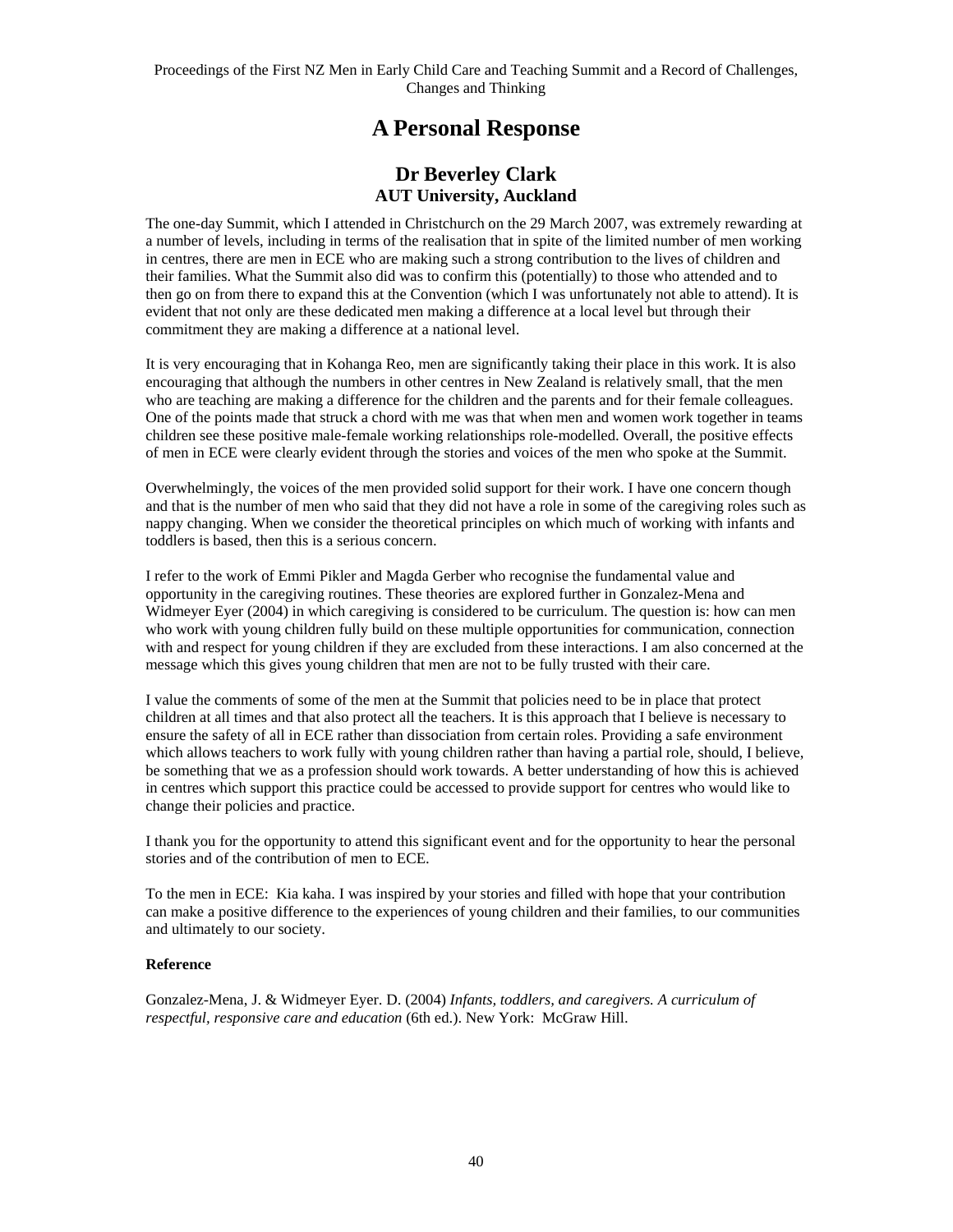# A Personal Response

## Dr Beverley Clark
### AUT University, Auckland

The one-day Summit, which I attended in Christchurch on the 29 March 2007, was extremely rewarding at a number of levels, including in terms of the realisation that in spite of the limited number of men working in centres, there are men in ECE who are making such a strong contribution to the lives of children and their families. What the Summit also did was to confirm this (potentially) to those who attended and to then go on from there to expand this at the Convention (which I was unfortunately not able to attend). It is evident that not only are these dedicated men making a difference at a local level but through their commitment they are making a difference at a national level.

It is very encouraging that in Kohanga Reo, men are significantly taking their place in this work. It is also encouraging that although the numbers in other centres in New Zealand is relatively small, that the men who are teaching are making a difference for the children and the parents and for their female colleagues. One of the points made that struck a chord with me was that when men and women work together in teams children see these positive male-female working relationships role-modelled. Overall, the positive effects of men in ECE were clearly evident through the stories and voices of the men who spoke at the Summit.

Overwhelmingly, the voices of the men provided solid support for their work. I have one concern though and that is the number of men who said that they did not have a role in some of the caregiving roles such as nappy changing. When we consider the theoretical principles on which much of working with infants and toddlers is based, then this is a serious concern.

I refer to the work of Emmi Pikler and Magda Gerber who recognise the fundamental value and opportunity in the caregiving routines. These theories are explored further in Gonzalez-Mena and Widmeyer Eyer (2004) in which caregiving is considered to be curriculum. The question is: how can men who work with young children fully build on these multiple opportunities for communication, connection with and respect for young children if they are excluded from these interactions. I am also concerned at the message which this gives young children that men are not to be fully trusted with their care.

I value the comments of some of the men at the Summit that policies need to be in place that protect children at all times and that also protect all the teachers. It is this approach that I believe is necessary to ensure the safety of all in ECE rather than dissociation from certain roles. Providing a safe environment which allows teachers to work fully with young children rather than having a partial role, should, I believe, be something that we as a profession should work towards. A better understanding of how this is achieved in centres which support this practice could be accessed to provide support for centres who would like to change their policies and practice.

I thank you for the opportunity to attend this significant event and for the opportunity to hear the personal stories and of the contribution of men to ECE.

To the men in ECE: Kia kaha. I was inspired by your stories and filled with hope that your contribution can make a positive difference to the experiences of young children and their families, to our communities and ultimately to our society.

**Reference**

Gonzalez-Mena, J. & Widmeyer Eyer. D. (2004) *Infants, toddlers, and caregivers. A curriculum of respectful, responsive care and education* (6th ed.). New York: McGraw Hill.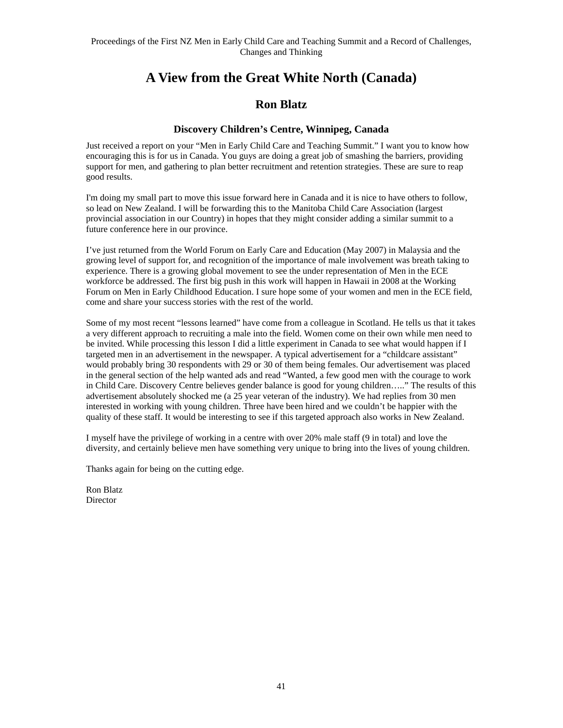# A View from the Great White North (Canada)

## Ron Blatz

### Discovery Children's Centre, Winnipeg, Canada

Just received a report on your "Men in Early Child Care and Teaching Summit." I want you to know how encouraging this is for us in Canada. You guys are doing a great job of smashing the barriers, providing support for men, and gathering to plan better recruitment and retention strategies. These are sure to reap good results.

I'm doing my small part to move this issue forward here in Canada and it is nice to have others to follow, so lead on New Zealand. I will be forwarding this to the Manitoba Child Care Association (largest provincial association in our Country) in hopes that they might consider adding a similar summit to a future conference here in our province.

I've just returned from the World Forum on Early Care and Education (May 2007) in Malaysia and the growing level of support for, and recognition of the importance of male involvement was breath taking to experience. There is a growing global movement to see the under representation of Men in the ECE workforce be addressed. The first big push in this work will happen in Hawaii in 2008 at the Working Forum on Men in Early Childhood Education. I sure hope some of your women and men in the ECE field, come and share your success stories with the rest of the world.

Some of my most recent "lessons learned" have come from a colleague in Scotland. He tells us that it takes a very different approach to recruiting a male into the field. Women come on their own while men need to be invited. While processing this lesson I did a little experiment in Canada to see what would happen if I targeted men in an advertisement in the newspaper. A typical advertisement for a "childcare assistant" would probably bring 30 respondents with 29 or 30 of them being females. Our advertisement was placed in the general section of the help wanted ads and read "Wanted, a few good men with the courage to work in Child Care. Discovery Centre believes gender balance is good for young children….." The results of this advertisement absolutely shocked me (a 25 year veteran of the industry). We had replies from 30 men interested in working with young children. Three have been hired and we couldn't be happier with the quality of these staff. It would be interesting to see if this targeted approach also works in New Zealand.

I myself have the privilege of working in a centre with over 20% male staff (9 in total) and love the diversity, and certainly believe men have something very unique to bring into the lives of young children.

Thanks again for being on the cutting edge.

Ron Blatz
Director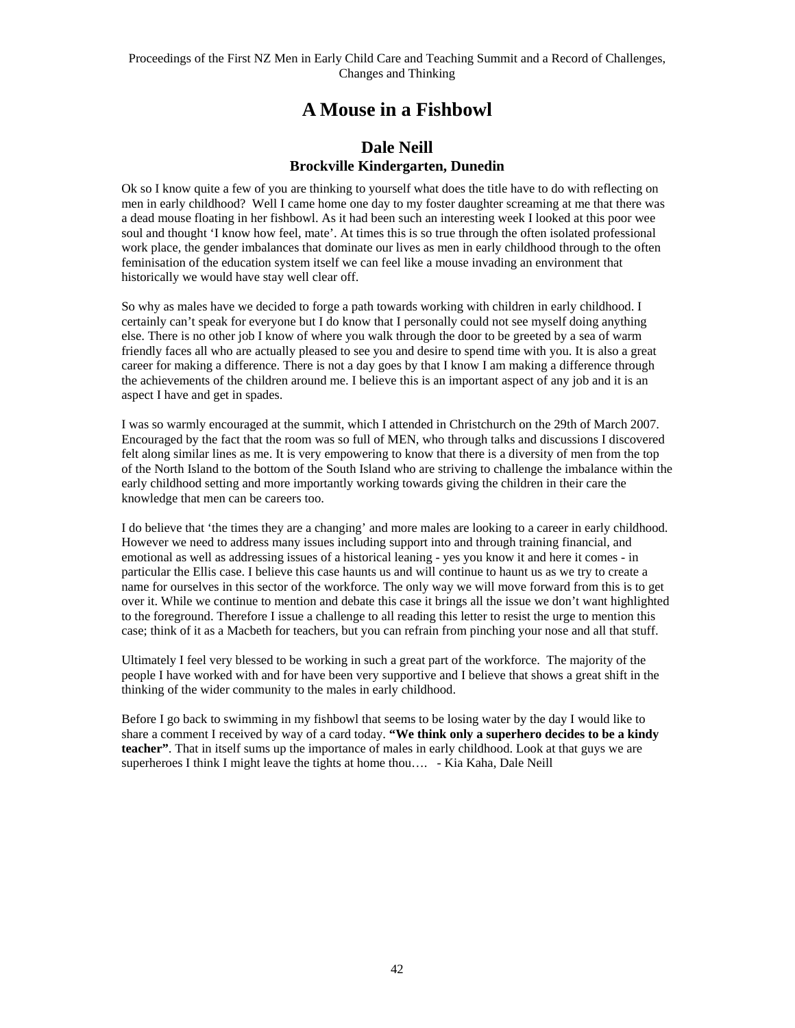# A Mouse in a Fishbowl

## Dale Neill
### Brockville Kindergarten, Dunedin

Ok so I know quite a few of you are thinking to yourself what does the title have to do with reflecting on men in early childhood? Well I came home one day to my foster daughter screaming at me that there was a dead mouse floating in her fishbowl. As it had been such an interesting week I looked at this poor wee soul and thought 'I know how feel, mate'. At times this is so true through the often isolated professional work place, the gender imbalances that dominate our lives as men in early childhood through to the often feminisation of the education system itself we can feel like a mouse invading an environment that historically we would have stay well clear off.

So why as males have we decided to forge a path towards working with children in early childhood. I certainly can't speak for everyone but I do know that I personally could not see myself doing anything else. There is no other job I know of where you walk through the door to be greeted by a sea of warm friendly faces all who are actually pleased to see you and desire to spend time with you. It is also a great career for making a difference. There is not a day goes by that I know I am making a difference through the achievements of the children around me. I believe this is an important aspect of any job and it is an aspect I have and get in spades.

I was so warmly encouraged at the summit, which I attended in Christchurch on the 29th of March 2007. Encouraged by the fact that the room was so full of MEN, who through talks and discussions I discovered felt along similar lines as me. It is very empowering to know that there is a diversity of men from the top of the North Island to the bottom of the South Island who are striving to challenge the imbalance within the early childhood setting and more importantly working towards giving the children in their care the knowledge that men can be careers too.

I do believe that 'the times they are a changing' and more males are looking to a career in early childhood. However we need to address many issues including support into and through training financial, and emotional as well as addressing issues of a historical leaning - yes you know it and here it comes - in particular the Ellis case. I believe this case haunts us and will continue to haunt us as we try to create a name for ourselves in this sector of the workforce. The only way we will move forward from this is to get over it. While we continue to mention and debate this case it brings all the issue we don't want highlighted to the foreground. Therefore I issue a challenge to all reading this letter to resist the urge to mention this case; think of it as a Macbeth for teachers, but you can refrain from pinching your nose and all that stuff.

Ultimately I feel very blessed to be working in such a great part of the workforce. The majority of the people I have worked with and for have been very supportive and I believe that shows a great shift in the thinking of the wider community to the males in early childhood.

Before I go back to swimming in my fishbowl that seems to be losing water by the day I would like to share a comment I received by way of a card today. **"We think only a superhero decides to be a kindy teacher"**. That in itself sums up the importance of males in early childhood. Look at that guys we are superheroes I think I might leave the tights at home thou…. - Kia Kaha, Dale Neill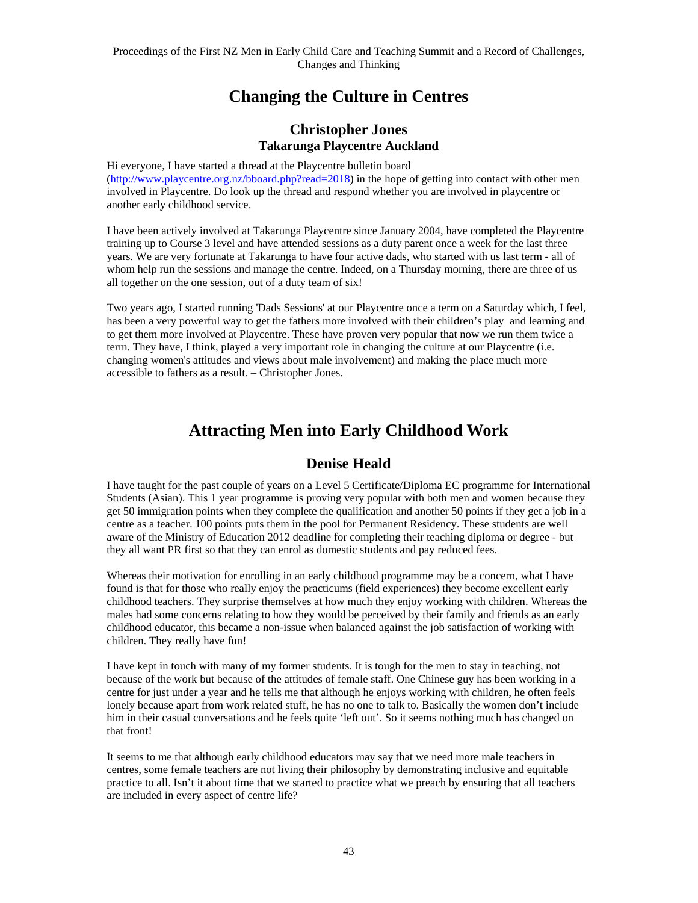# Changing the Culture in Centres

## Christopher Jones

### Takarunga Playcentre Auckland

Hi everyone, I have started a thread at the Playcentre bulletin board (http://www.playcentre.org.nz/bboard.php?read=2018) in the hope of getting into contact with other men involved in Playcentre. Do look up the thread and respond whether you are involved in playcentre or another early childhood service.

I have been actively involved at Takarunga Playcentre since January 2004, have completed the Playcentre training up to Course 3 level and have attended sessions as a duty parent once a week for the last three years. We are very fortunate at Takarunga to have four active dads, who started with us last term - all of whom help run the sessions and manage the centre. Indeed, on a Thursday morning, there are three of us all together on the one session, out of a duty team of six!

Two years ago, I started running 'Dads Sessions' at our Playcentre once a term on a Saturday which, I feel, has been a very powerful way to get the fathers more involved with their children's play and learning and to get them more involved at Playcentre. These have proven very popular that now we run them twice a term. They have, I think, played a very important role in changing the culture at our Playcentre (i.e. changing women's attitudes and views about male involvement) and making the place much more accessible to fathers as a result. – Christopher Jones.

# Attracting Men into Early Childhood Work

## Denise Heald

I have taught for the past couple of years on a Level 5 Certificate/Diploma EC programme for International Students (Asian). This 1 year programme is proving very popular with both men and women because they get 50 immigration points when they complete the qualification and another 50 points if they get a job in a centre as a teacher. 100 points puts them in the pool for Permanent Residency. These students are well aware of the Ministry of Education 2012 deadline for completing their teaching diploma or degree - but they all want PR first so that they can enrol as domestic students and pay reduced fees.

Whereas their motivation for enrolling in an early childhood programme may be a concern, what I have found is that for those who really enjoy the practicums (field experiences) they become excellent early childhood teachers. They surprise themselves at how much they enjoy working with children. Whereas the males had some concerns relating to how they would be perceived by their family and friends as an early childhood educator, this became a non-issue when balanced against the job satisfaction of working with children. They really have fun!

I have kept in touch with many of my former students. It is tough for the men to stay in teaching, not because of the work but because of the attitudes of female staff. One Chinese guy has been working in a centre for just under a year and he tells me that although he enjoys working with children, he often feels lonely because apart from work related stuff, he has no one to talk to. Basically the women don't include him in their casual conversations and he feels quite 'left out'. So it seems nothing much has changed on that front!

It seems to me that although early childhood educators may say that we need more male teachers in centres, some female teachers are not living their philosophy by demonstrating inclusive and equitable practice to all. Isn't it about time that we started to practice what we preach by ensuring that all teachers are included in every aspect of centre life?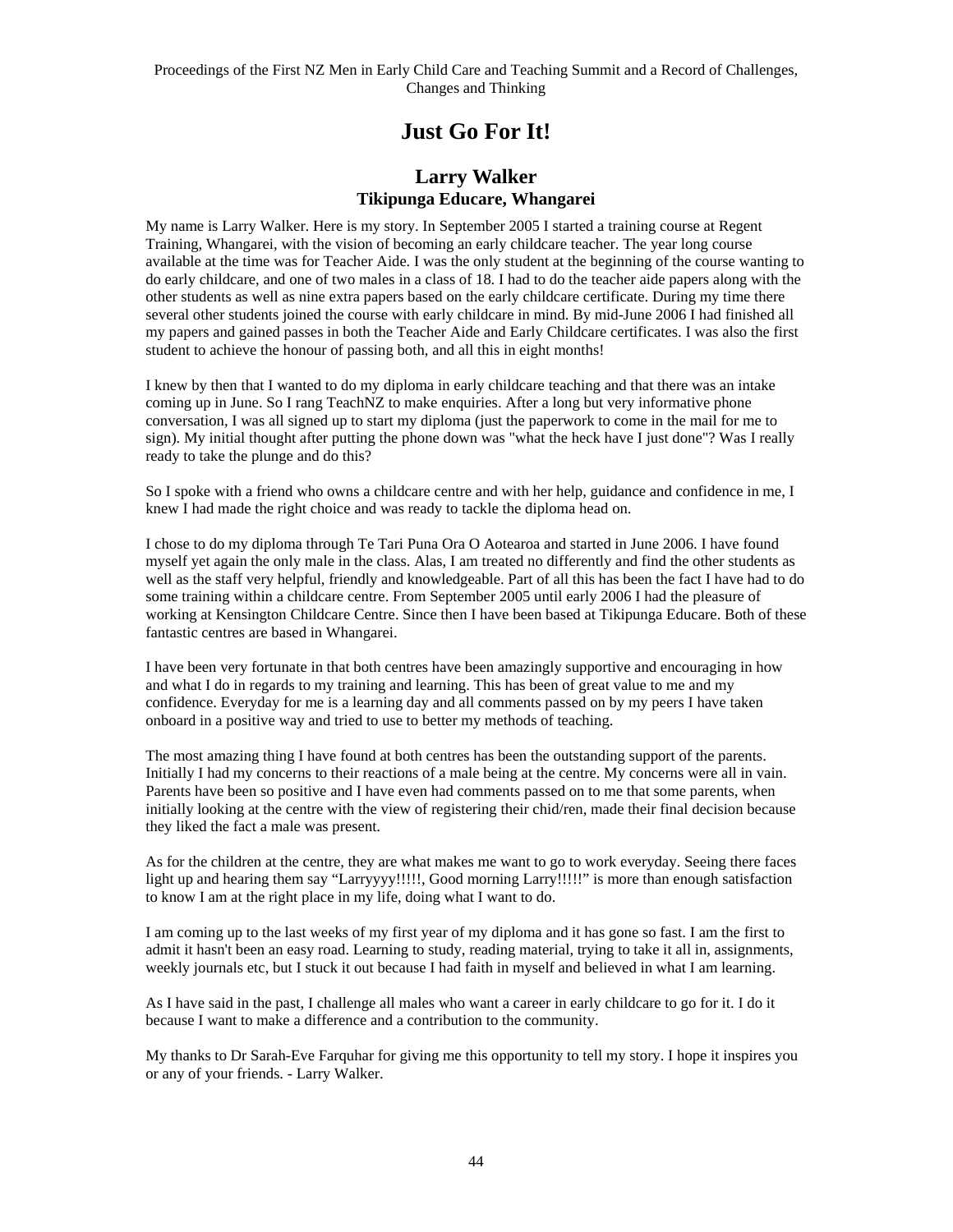# Just Go For It!

## Larry Walker
### Tikipunga Educare, Whangarei

My name is Larry Walker. Here is my story. In September 2005 I started a training course at Regent Training, Whangarei, with the vision of becoming an early childcare teacher. The year long course available at the time was for Teacher Aide. I was the only student at the beginning of the course wanting to do early childcare, and one of two males in a class of 18. I had to do the teacher aide papers along with the other students as well as nine extra papers based on the early childcare certificate. During my time there several other students joined the course with early childcare in mind. By mid-June 2006 I had finished all my papers and gained passes in both the Teacher Aide and Early Childcare certificates. I was also the first student to achieve the honour of passing both, and all this in eight months!

I knew by then that I wanted to do my diploma in early childcare teaching and that there was an intake coming up in June. So I rang TeachNZ to make enquiries. After a long but very informative phone conversation, I was all signed up to start my diploma (just the paperwork to come in the mail for me to sign). My initial thought after putting the phone down was "what the heck have I just done"? Was I really ready to take the plunge and do this?

So I spoke with a friend who owns a childcare centre and with her help, guidance and confidence in me, I knew I had made the right choice and was ready to tackle the diploma head on.

I chose to do my diploma through Te Tari Puna Ora O Aotearoa and started in June 2006. I have found myself yet again the only male in the class. Alas, I am treated no differently and find the other students as well as the staff very helpful, friendly and knowledgeable. Part of all this has been the fact I have had to do some training within a childcare centre. From September 2005 until early 2006 I had the pleasure of working at Kensington Childcare Centre. Since then I have been based at Tikipunga Educare. Both of these fantastic centres are based in Whangarei.

I have been very fortunate in that both centres have been amazingly supportive and encouraging in how and what I do in regards to my training and learning. This has been of great value to me and my confidence. Everyday for me is a learning day and all comments passed on by my peers I have taken onboard in a positive way and tried to use to better my methods of teaching.

The most amazing thing I have found at both centres has been the outstanding support of the parents. Initially I had my concerns to their reactions of a male being at the centre. My concerns were all in vain. Parents have been so positive and I have even had comments passed on to me that some parents, when initially looking at the centre with the view of registering their chid/ren, made their final decision because they liked the fact a male was present.

As for the children at the centre, they are what makes me want to go to work everyday. Seeing there faces light up and hearing them say "Larryyyy!!!!!, Good morning Larry!!!!!" is more than enough satisfaction to know I am at the right place in my life, doing what I want to do.

I am coming up to the last weeks of my first year of my diploma and it has gone so fast. I am the first to admit it hasn't been an easy road. Learning to study, reading material, trying to take it all in, assignments, weekly journals etc, but I stuck it out because I had faith in myself and believed in what I am learning.

As I have said in the past, I challenge all males who want a career in early childcare to go for it. I do it because I want to make a difference and a contribution to the community.

My thanks to Dr Sarah-Eve Farquhar for giving me this opportunity to tell my story. I hope it inspires you or any of your friends. - Larry Walker.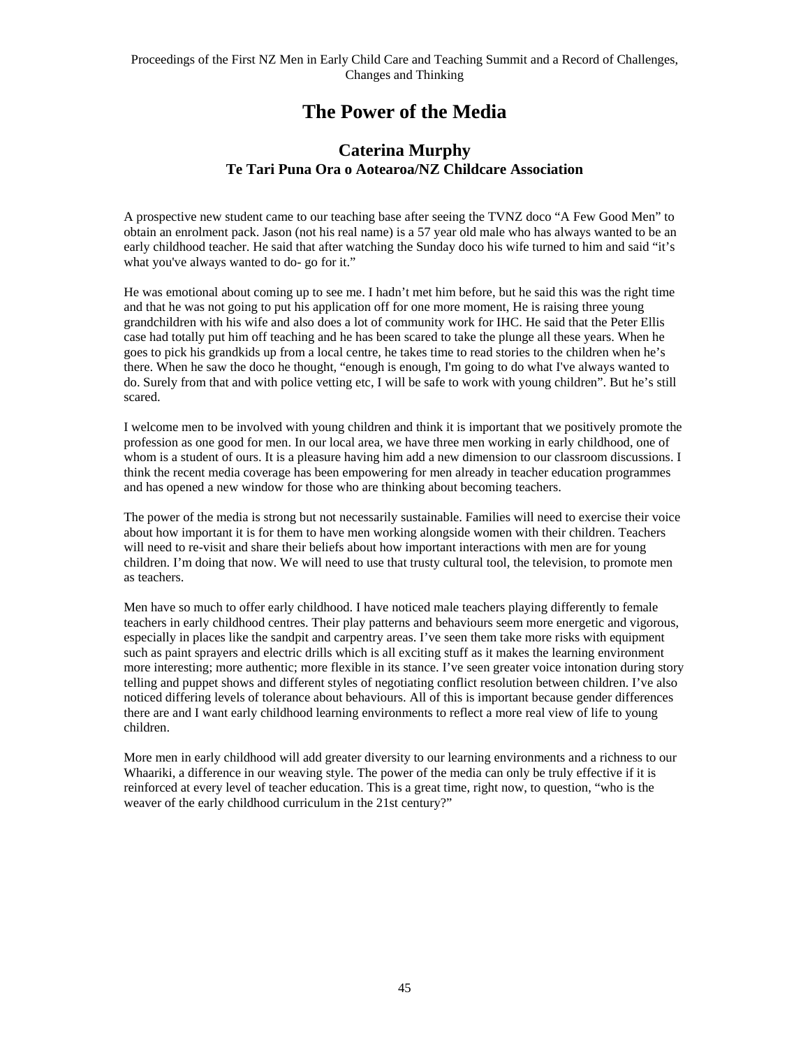# The Power of the Media

## Caterina Murphy
### Te Tari Puna Ora o Aotearoa/NZ Childcare Association

A prospective new student came to our teaching base after seeing the TVNZ doco "A Few Good Men" to obtain an enrolment pack. Jason (not his real name) is a 57 year old male who has always wanted to be an early childhood teacher. He said that after watching the Sunday doco his wife turned to him and said "it's what you've always wanted to do- go for it."

He was emotional about coming up to see me. I hadn't met him before, but he said this was the right time and that he was not going to put his application off for one more moment, He is raising three young grandchildren with his wife and also does a lot of community work for IHC. He said that the Peter Ellis case had totally put him off teaching and he has been scared to take the plunge all these years. When he goes to pick his grandkids up from a local centre, he takes time to read stories to the children when he's there. When he saw the doco he thought, "enough is enough, I'm going to do what I've always wanted to do. Surely from that and with police vetting etc, I will be safe to work with young children". But he's still scared.

I welcome men to be involved with young children and think it is important that we positively promote the profession as one good for men. In our local area, we have three men working in early childhood, one of whom is a student of ours. It is a pleasure having him add a new dimension to our classroom discussions. I think the recent media coverage has been empowering for men already in teacher education programmes and has opened a new window for those who are thinking about becoming teachers.

The power of the media is strong but not necessarily sustainable. Families will need to exercise their voice about how important it is for them to have men working alongside women with their children. Teachers will need to re-visit and share their beliefs about how important interactions with men are for young children. I'm doing that now. We will need to use that trusty cultural tool, the television, to promote men as teachers.

Men have so much to offer early childhood. I have noticed male teachers playing differently to female teachers in early childhood centres. Their play patterns and behaviours seem more energetic and vigorous, especially in places like the sandpit and carpentry areas. I've seen them take more risks with equipment such as paint sprayers and electric drills which is all exciting stuff as it makes the learning environment more interesting; more authentic; more flexible in its stance. I've seen greater voice intonation during story telling and puppet shows and different styles of negotiating conflict resolution between children. I've also noticed differing levels of tolerance about behaviours. All of this is important because gender differences there are and I want early childhood learning environments to reflect a more real view of life to young children.

More men in early childhood will add greater diversity to our learning environments and a richness to our Whaariki, a difference in our weaving style. The power of the media can only be truly effective if it is reinforced at every level of teacher education. This is a great time, right now, to question, "who is the weaver of the early childhood curriculum in the 21st century?"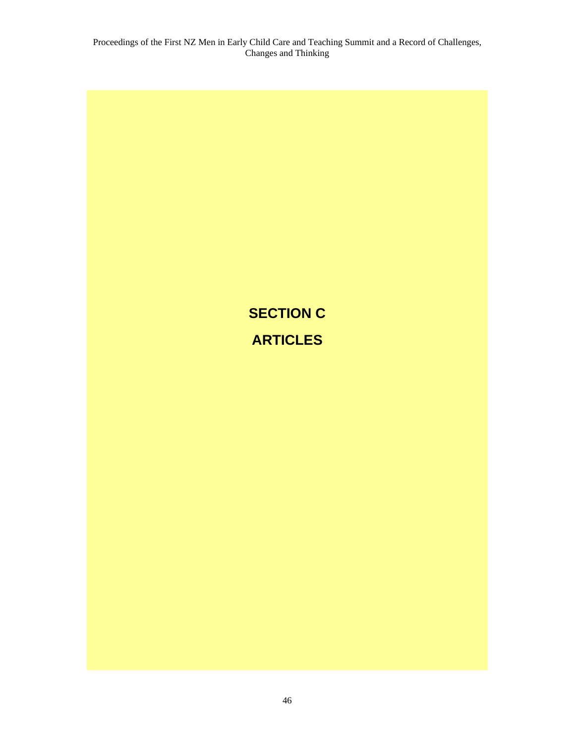# SECTION C

# ARTICLES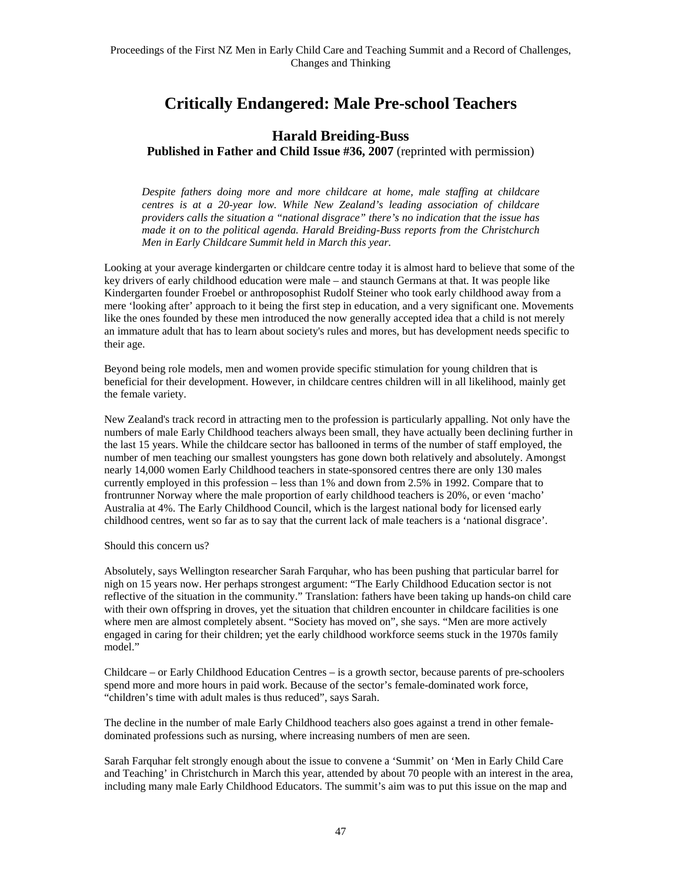# Critically Endangered: Male Pre-school Teachers

## Harald Breiding-Buss

**Published in Father and Child Issue #36, 2007** (reprinted with permission)

*Despite fathers doing more and more childcare at home, male staffing at childcare centres is at a 20-year low. While New Zealand's leading association of childcare providers calls the situation a "national disgrace" there's no indication that the issue has made it on to the political agenda. Harald Breiding-Buss reports from the Christchurch Men in Early Childcare Summit held in March this year.*

Looking at your average kindergarten or childcare centre today it is almost hard to believe that some of the key drivers of early childhood education were male – and staunch Germans at that. It was people like Kindergarten founder Froebel or anthroposophist Rudolf Steiner who took early childhood away from a mere 'looking after' approach to it being the first step in education, and a very significant one. Movements like the ones founded by these men introduced the now generally accepted idea that a child is not merely an immature adult that has to learn about society's rules and mores, but has development needs specific to their age.

Beyond being role models, men and women provide specific stimulation for young children that is beneficial for their development. However, in childcare centres children will in all likelihood, mainly get the female variety.

New Zealand's track record in attracting men to the profession is particularly appalling. Not only have the numbers of male Early Childhood teachers always been small, they have actually been declining further in the last 15 years. While the childcare sector has ballooned in terms of the number of staff employed, the number of men teaching our smallest youngsters has gone down both relatively and absolutely. Amongst nearly 14,000 women Early Childhood teachers in state-sponsored centres there are only 130 males currently employed in this profession – less than 1% and down from 2.5% in 1992. Compare that to frontrunner Norway where the male proportion of early childhood teachers is 20%, or even 'macho' Australia at 4%. The Early Childhood Council, which is the largest national body for licensed early childhood centres, went so far as to say that the current lack of male teachers is a 'national disgrace'.

Should this concern us?

Absolutely, says Wellington researcher Sarah Farquhar, who has been pushing that particular barrel for nigh on 15 years now. Her perhaps strongest argument: "The Early Childhood Education sector is not reflective of the situation in the community." Translation: fathers have been taking up hands-on child care with their own offspring in droves, yet the situation that children encounter in childcare facilities is one where men are almost completely absent. "Society has moved on", she says. "Men are more actively engaged in caring for their children; yet the early childhood workforce seems stuck in the 1970s family model."

Childcare – or Early Childhood Education Centres – is a growth sector, because parents of pre-schoolers spend more and more hours in paid work. Because of the sector's female-dominated work force, "children's time with adult males is thus reduced", says Sarah.

The decline in the number of male Early Childhood teachers also goes against a trend in other female-dominated professions such as nursing, where increasing numbers of men are seen.

Sarah Farquhar felt strongly enough about the issue to convene a 'Summit' on 'Men in Early Child Care and Teaching' in Christchurch in March this year, attended by about 70 people with an interest in the area, including many male Early Childhood Educators. The summit's aim was to put this issue on the map and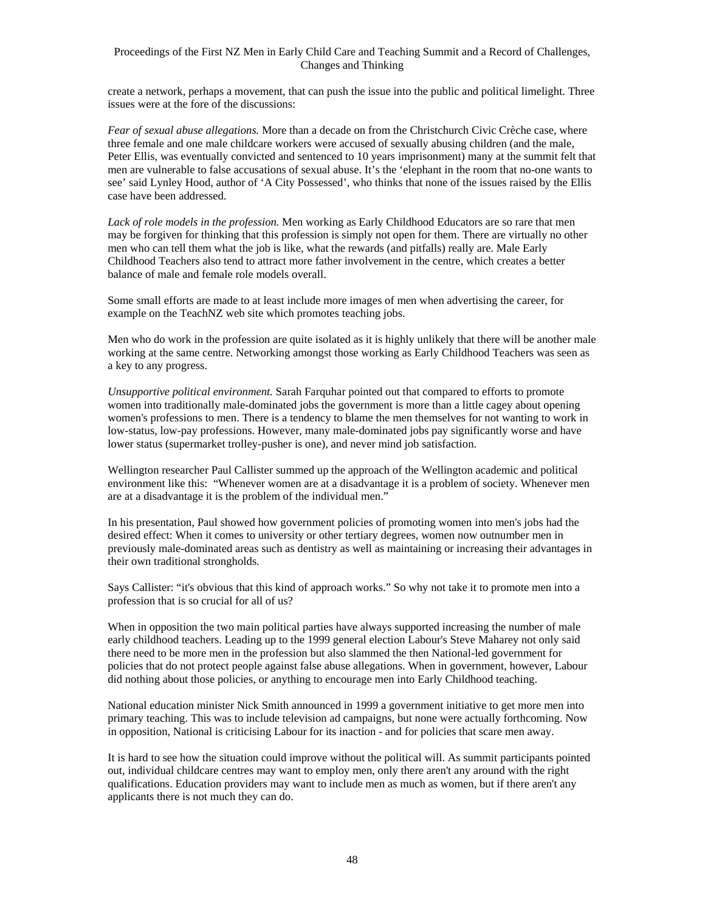create a network, perhaps a movement, that can push the issue into the public and political limelight. Three issues were at the fore of the discussions:

*Fear of sexual abuse allegations.* More than a decade on from the Christchurch Civic Crèche case, where three female and one male childcare workers were accused of sexually abusing children (and the male, Peter Ellis, was eventually convicted and sentenced to 10 years imprisonment) many at the summit felt that men are vulnerable to false accusations of sexual abuse. It's the 'elephant in the room that no-one wants to see' said Lynley Hood, author of 'A City Possessed', who thinks that none of the issues raised by the Ellis case have been addressed.

*Lack of role models in the profession.* Men working as Early Childhood Educators are so rare that men may be forgiven for thinking that this profession is simply not open for them. There are virtually no other men who can tell them what the job is like, what the rewards (and pitfalls) really are. Male Early Childhood Teachers also tend to attract more father involvement in the centre, which creates a better balance of male and female role models overall.

Some small efforts are made to at least include more images of men when advertising the career, for example on the TeachNZ web site which promotes teaching jobs.

Men who do work in the profession are quite isolated as it is highly unlikely that there will be another male working at the same centre. Networking amongst those working as Early Childhood Teachers was seen as a key to any progress.

*Unsupportive political environment.* Sarah Farquhar pointed out that compared to efforts to promote women into traditionally male-dominated jobs the government is more than a little cagey about opening women's professions to men. There is a tendency to blame the men themselves for not wanting to work in low-status, low-pay professions. However, many male-dominated jobs pay significantly worse and have lower status (supermarket trolley-pusher is one), and never mind job satisfaction.

Wellington researcher Paul Callister summed up the approach of the Wellington academic and political environment like this: "Whenever women are at a disadvantage it is a problem of society. Whenever men are at a disadvantage it is the problem of the individual men."

In his presentation, Paul showed how government policies of promoting women into men's jobs had the desired effect: When it comes to university or other tertiary degrees, women now outnumber men in previously male-dominated areas such as dentistry as well as maintaining or increasing their advantages in their own traditional strongholds.

Says Callister: "it's obvious that this kind of approach works." So why not take it to promote men into a profession that is so crucial for all of us?

When in opposition the two main political parties have always supported increasing the number of male early childhood teachers. Leading up to the 1999 general election Labour's Steve Maharey not only said there need to be more men in the profession but also slammed the then National-led government for policies that do not protect people against false abuse allegations. When in government, however, Labour did nothing about those policies, or anything to encourage men into Early Childhood teaching.

National education minister Nick Smith announced in 1999 a government initiative to get more men into primary teaching. This was to include television ad campaigns, but none were actually forthcoming. Now in opposition, National is criticising Labour for its inaction - and for policies that scare men away.

It is hard to see how the situation could improve without the political will. As summit participants pointed out, individual childcare centres may want to employ men, only there aren't any around with the right qualifications. Education providers may want to include men as much as women, but if there aren't any applicants there is not much they can do.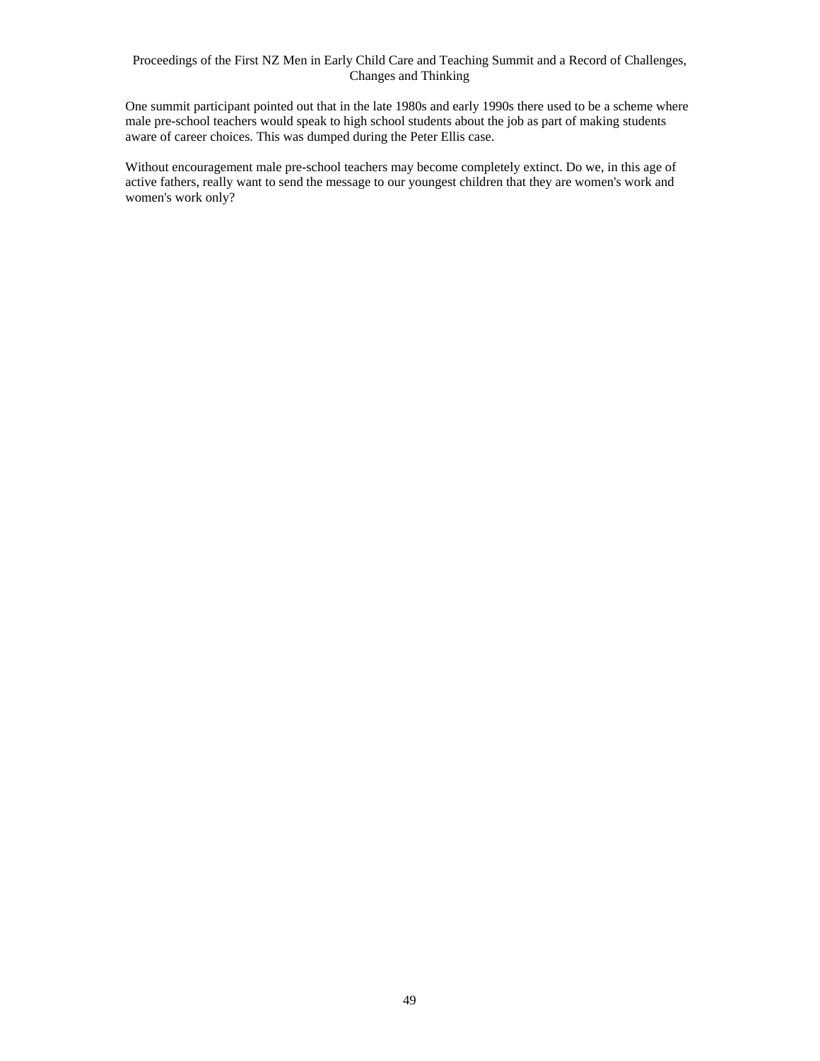One summit participant pointed out that in the late 1980s and early 1990s there used to be a scheme where male pre-school teachers would speak to high school students about the job as part of making students aware of career choices. This was dumped during the Peter Ellis case.

Without encouragement male pre-school teachers may become completely extinct. Do we, in this age of active fathers, really want to send the message to our youngest children that they are women's work and women's work only?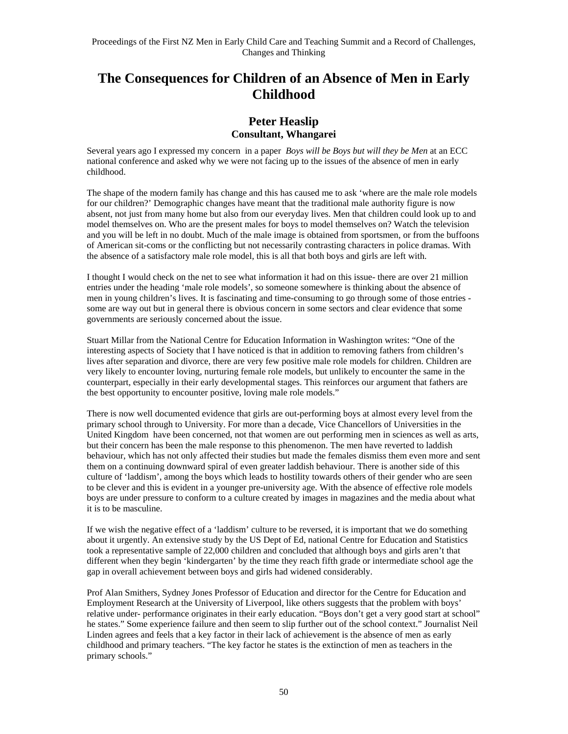# The Consequences for Children of an Absence of Men in Early Childhood

### Peter Heaslip
### Consultant, Whangarei

Several years ago I expressed my concern in a paper *Boys will be Boys but will they be Men* at an ECC national conference and asked why we were not facing up to the issues of the absence of men in early childhood.

The shape of the modern family has change and this has caused me to ask 'where are the male role models for our children?' Demographic changes have meant that the traditional male authority figure is now absent, not just from many home but also from our everyday lives. Men that children could look up to and model themselves on. Who are the present males for boys to model themselves on? Watch the television and you will be left in no doubt. Much of the male image is obtained from sportsmen, or from the buffoons of American sit-coms or the conflicting but not necessarily contrasting characters in police dramas. With the absence of a satisfactory male role model, this is all that both boys and girls are left with.

I thought I would check on the net to see what information it had on this issue- there are over 21 million entries under the heading 'male role models', so someone somewhere is thinking about the absence of men in young children's lives. It is fascinating and time-consuming to go through some of those entries - some are way out but in general there is obvious concern in some sectors and clear evidence that some governments are seriously concerned about the issue.

Stuart Millar from the National Centre for Education Information in Washington writes: "One of the interesting aspects of Society that I have noticed is that in addition to removing fathers from children's lives after separation and divorce, there are very few positive male role models for children. Children are very likely to encounter loving, nurturing female role models, but unlikely to encounter the same in the counterpart, especially in their early developmental stages. This reinforces our argument that fathers are the best opportunity to encounter positive, loving male role models."

There is now well documented evidence that girls are out-performing boys at almost every level from the primary school through to University. For more than a decade, Vice Chancellors of Universities in the United Kingdom have been concerned, not that women are out performing men in sciences as well as arts, but their concern has been the male response to this phenomenon. The men have reverted to laddish behaviour, which has not only affected their studies but made the females dismiss them even more and sent them on a continuing downward spiral of even greater laddish behaviour. There is another side of this culture of 'laddism', among the boys which leads to hostility towards others of their gender who are seen to be clever and this is evident in a younger pre-university age. With the absence of effective role models boys are under pressure to conform to a culture created by images in magazines and the media about what it is to be masculine.

If we wish the negative effect of a 'laddism' culture to be reversed, it is important that we do something about it urgently. An extensive study by the US Dept of Ed, national Centre for Education and Statistics took a representative sample of 22,000 children and concluded that although boys and girls aren't that different when they begin 'kindergarten' by the time they reach fifth grade or intermediate school age the gap in overall achievement between boys and girls had widened considerably.

Prof Alan Smithers, Sydney Jones Professor of Education and director for the Centre for Education and Employment Research at the University of Liverpool, like others suggests that the problem with boys' relative under- performance originates in their early education. "Boys don't get a very good start at school" he states." Some experience failure and then seem to slip further out of the school context." Journalist Neil Linden agrees and feels that a key factor in their lack of achievement is the absence of men as early childhood and primary teachers. "The key factor he states is the extinction of men as teachers in the primary schools."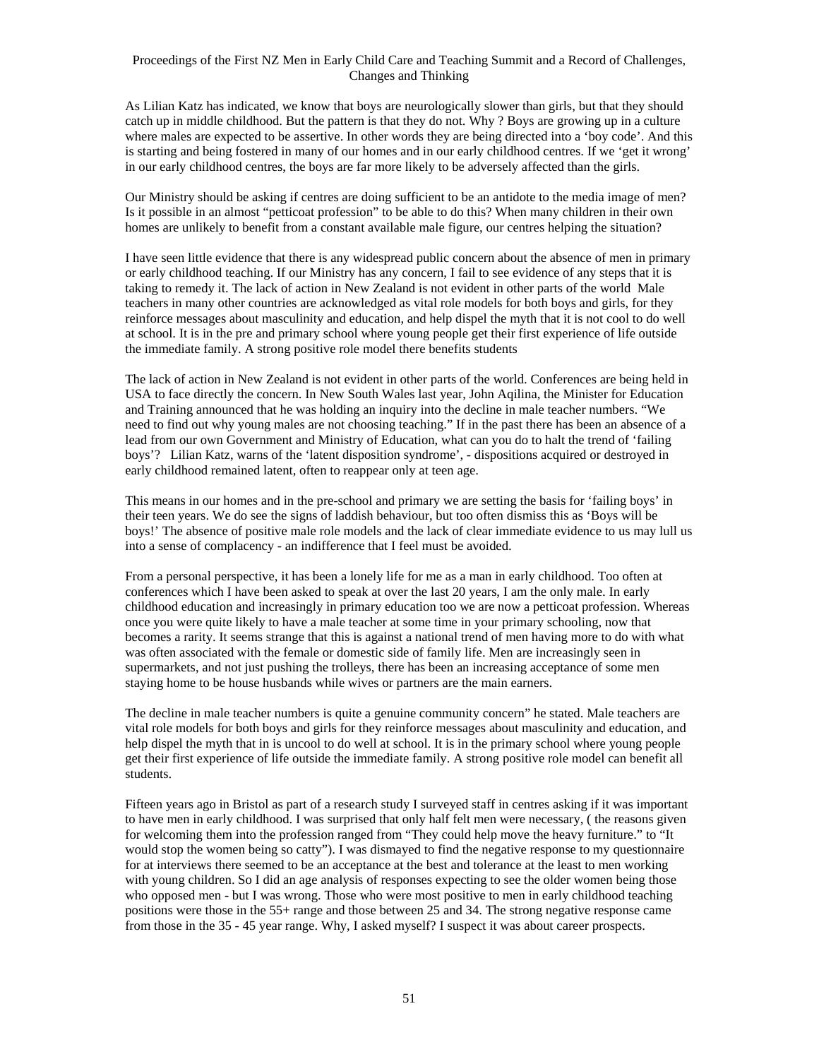As Lilian Katz has indicated, we know that boys are neurologically slower than girls, but that they should catch up in middle childhood. But the pattern is that they do not. Why ? Boys are growing up in a culture where males are expected to be assertive. In other words they are being directed into a 'boy code'. And this is starting and being fostered in many of our homes and in our early childhood centres. If we 'get it wrong' in our early childhood centres, the boys are far more likely to be adversely affected than the girls.

Our Ministry should be asking if centres are doing sufficient to be an antidote to the media image of men? Is it possible in an almost "petticoat profession" to be able to do this? When many children in their own homes are unlikely to benefit from a constant available male figure, our centres helping the situation?

I have seen little evidence that there is any widespread public concern about the absence of men in primary or early childhood teaching. If our Ministry has any concern, I fail to see evidence of any steps that it is taking to remedy it. The lack of action in New Zealand is not evident in other parts of the world Male teachers in many other countries are acknowledged as vital role models for both boys and girls, for they reinforce messages about masculinity and education, and help dispel the myth that it is not cool to do well at school. It is in the pre and primary school where young people get their first experience of life outside the immediate family. A strong positive role model there benefits students

The lack of action in New Zealand is not evident in other parts of the world. Conferences are being held in USA to face directly the concern. In New South Wales last year, John Aqilina, the Minister for Education and Training announced that he was holding an inquiry into the decline in male teacher numbers. "We need to find out why young males are not choosing teaching." If in the past there has been an absence of a lead from our own Government and Ministry of Education, what can you do to halt the trend of 'failing boys'? Lilian Katz, warns of the 'latent disposition syndrome', - dispositions acquired or destroyed in early childhood remained latent, often to reappear only at teen age.

This means in our homes and in the pre-school and primary we are setting the basis for 'failing boys' in their teen years. We do see the signs of laddish behaviour, but too often dismiss this as 'Boys will be boys!' The absence of positive male role models and the lack of clear immediate evidence to us may lull us into a sense of complacency - an indifference that I feel must be avoided.

From a personal perspective, it has been a lonely life for me as a man in early childhood. Too often at conferences which I have been asked to speak at over the last 20 years, I am the only male. In early childhood education and increasingly in primary education too we are now a petticoat profession. Whereas once you were quite likely to have a male teacher at some time in your primary schooling, now that becomes a rarity. It seems strange that this is against a national trend of men having more to do with what was often associated with the female or domestic side of family life. Men are increasingly seen in supermarkets, and not just pushing the trolleys, there has been an increasing acceptance of some men staying home to be house husbands while wives or partners are the main earners.

The decline in male teacher numbers is quite a genuine community concern" he stated. Male teachers are vital role models for both boys and girls for they reinforce messages about masculinity and education, and help dispel the myth that in is uncool to do well at school. It is in the primary school where young people get their first experience of life outside the immediate family. A strong positive role model can benefit all students.

Fifteen years ago in Bristol as part of a research study I surveyed staff in centres asking if it was important to have men in early childhood. I was surprised that only half felt men were necessary, ( the reasons given for welcoming them into the profession ranged from "They could help move the heavy furniture." to "It would stop the women being so catty"). I was dismayed to find the negative response to my questionnaire for at interviews there seemed to be an acceptance at the best and tolerance at the least to men working with young children. So I did an age analysis of responses expecting to see the older women being those who opposed men - but I was wrong. Those who were most positive to men in early childhood teaching positions were those in the 55+ range and those between 25 and 34. The strong negative response came from those in the 35 - 45 year range. Why, I asked myself? I suspect it was about career prospects.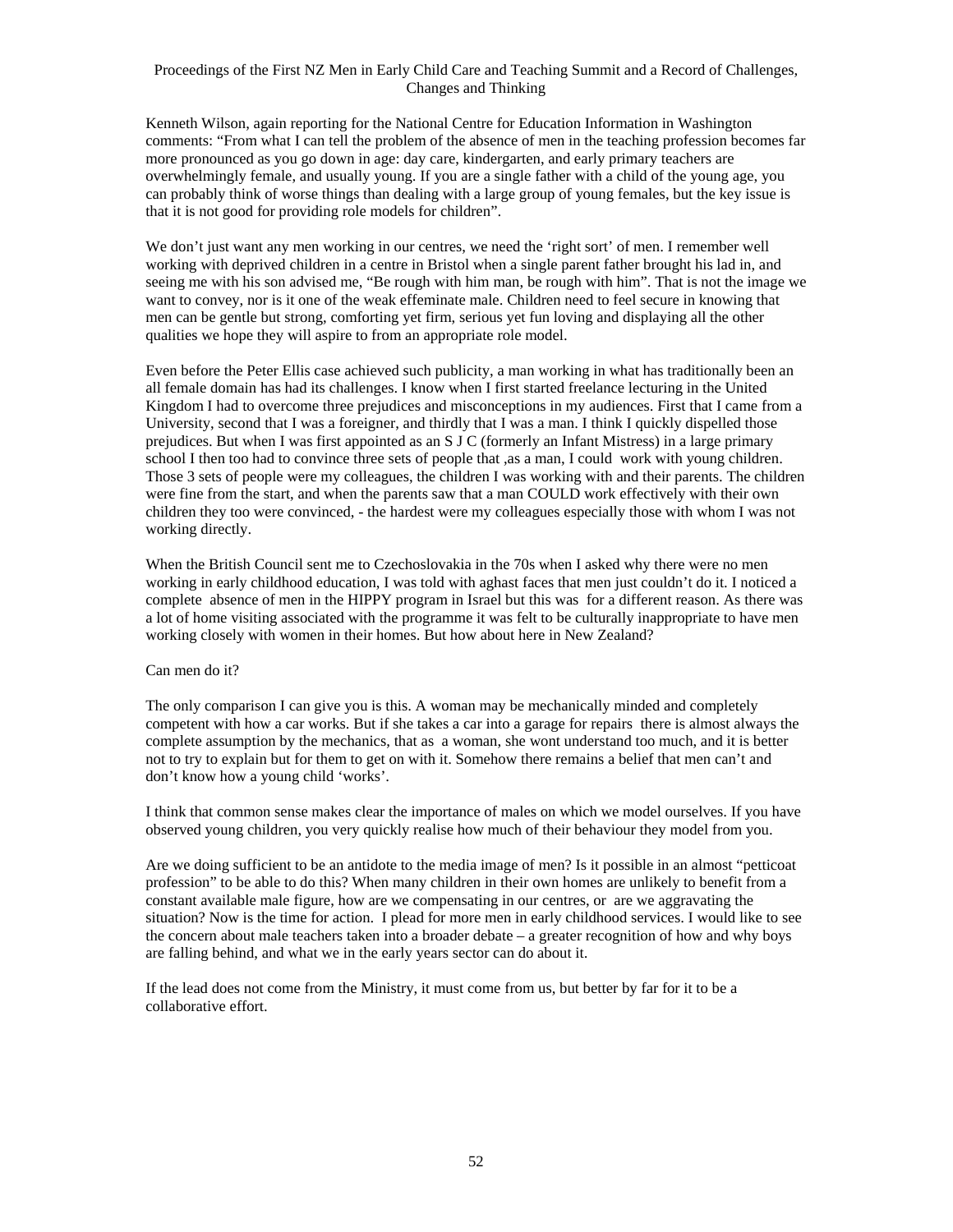Kenneth Wilson, again reporting for the National Centre for Education Information in Washington comments: "From what I can tell the problem of the absence of men in the teaching profession becomes far more pronounced as you go down in age: day care, kindergarten, and early primary teachers are overwhelmingly female, and usually young. If you are a single father with a child of the young age, you can probably think of worse things than dealing with a large group of young females, but the key issue is that it is not good for providing role models for children".

We don't just want any men working in our centres, we need the 'right sort' of men. I remember well working with deprived children in a centre in Bristol when a single parent father brought his lad in, and seeing me with his son advised me, "Be rough with him man, be rough with him". That is not the image we want to convey, nor is it one of the weak effeminate male. Children need to feel secure in knowing that men can be gentle but strong, comforting yet firm, serious yet fun loving and displaying all the other qualities we hope they will aspire to from an appropriate role model.

Even before the Peter Ellis case achieved such publicity, a man working in what has traditionally been an all female domain has had its challenges. I know when I first started freelance lecturing in the United Kingdom I had to overcome three prejudices and misconceptions in my audiences. First that I came from a University, second that I was a foreigner, and thirdly that I was a man. I think I quickly dispelled those prejudices. But when I was first appointed as an S J C (formerly an Infant Mistress) in a large primary school I then too had to convince three sets of people that ,as a man, I could work with young children. Those 3 sets of people were my colleagues, the children I was working with and their parents. The children were fine from the start, and when the parents saw that a man COULD work effectively with their own children they too were convinced, - the hardest were my colleagues especially those with whom I was not working directly.

When the British Council sent me to Czechoslovakia in the 70s when I asked why there were no men working in early childhood education, I was told with aghast faces that men just couldn't do it. I noticed a complete absence of men in the HIPPY program in Israel but this was for a different reason. As there was a lot of home visiting associated with the programme it was felt to be culturally inappropriate to have men working closely with women in their homes. But how about here in New Zealand?

Can men do it?

The only comparison I can give you is this. A woman may be mechanically minded and completely competent with how a car works. But if she takes a car into a garage for repairs there is almost always the complete assumption by the mechanics, that as a woman, she wont understand too much, and it is better not to try to explain but for them to get on with it. Somehow there remains a belief that men can't and don't know how a young child 'works'.

I think that common sense makes clear the importance of males on which we model ourselves. If you have observed young children, you very quickly realise how much of their behaviour they model from you.

Are we doing sufficient to be an antidote to the media image of men? Is it possible in an almost "petticoat profession" to be able to do this? When many children in their own homes are unlikely to benefit from a constant available male figure, how are we compensating in our centres, or are we aggravating the situation? Now is the time for action. I plead for more men in early childhood services. I would like to see the concern about male teachers taken into a broader debate – a greater recognition of how and why boys are falling behind, and what we in the early years sector can do about it.

If the lead does not come from the Ministry, it must come from us, but better by far for it to be a collaborative effort.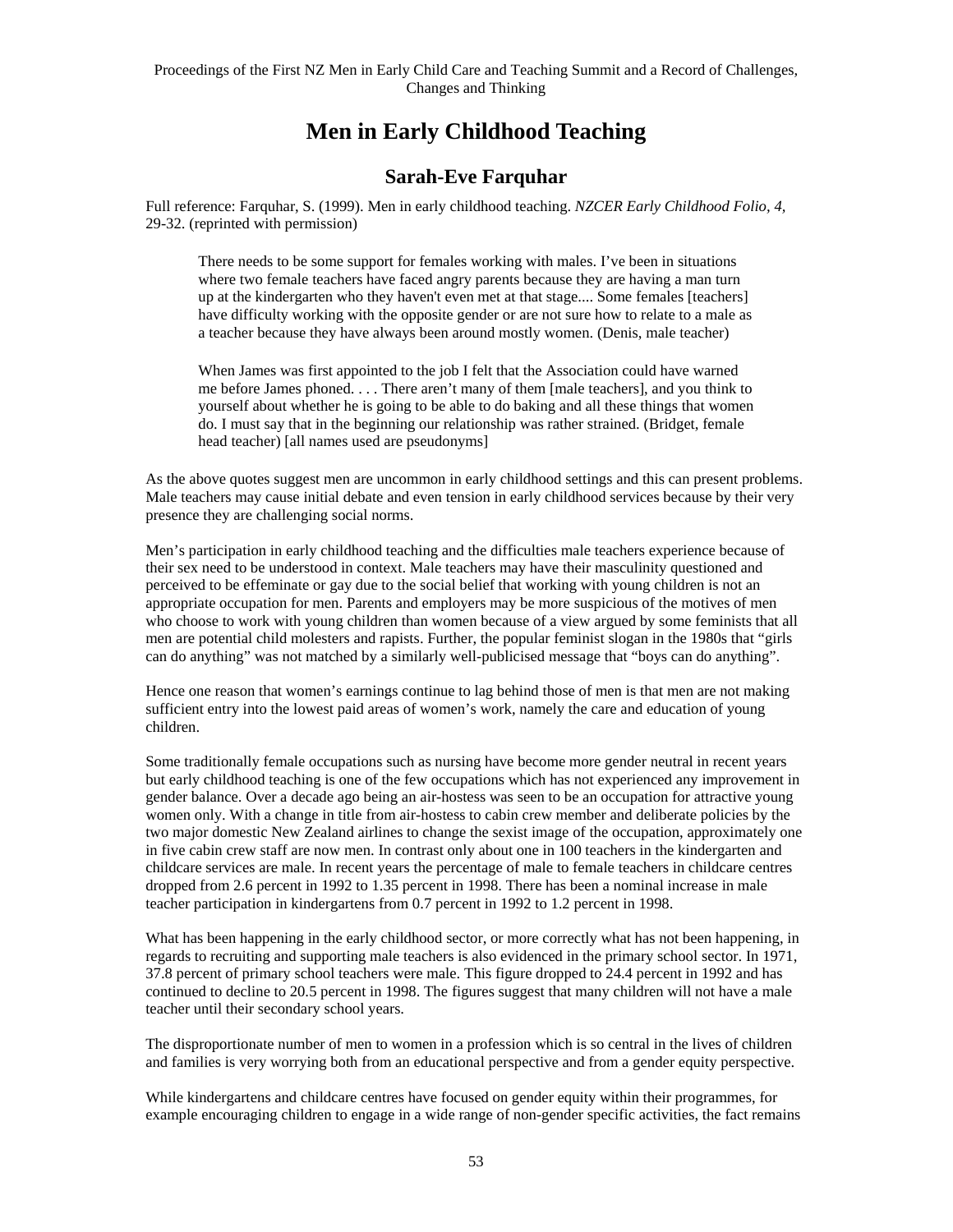# Men in Early Childhood Teaching

## Sarah-Eve Farquhar

Full reference: Farquhar, S. (1999). Men in early childhood teaching. *NZCER Early Childhood Folio, 4*, 29-32. (reprinted with permission)

> There needs to be some support for females working with males. I've been in situations where two female teachers have faced angry parents because they are having a man turn up at the kindergarten who they haven't even met at that stage.... Some females [teachers] have difficulty working with the opposite gender or are not sure how to relate to a male as a teacher because they have always been around mostly women. (Denis, male teacher)

> When James was first appointed to the job I felt that the Association could have warned me before James phoned. . . . There aren't many of them [male teachers], and you think to yourself about whether he is going to be able to do baking and all these things that women do. I must say that in the beginning our relationship was rather strained. (Bridget, female head teacher) [all names used are pseudonyms]

As the above quotes suggest men are uncommon in early childhood settings and this can present problems. Male teachers may cause initial debate and even tension in early childhood services because by their very presence they are challenging social norms.

Men's participation in early childhood teaching and the difficulties male teachers experience because of their sex need to be understood in context. Male teachers may have their masculinity questioned and perceived to be effeminate or gay due to the social belief that working with young children is not an appropriate occupation for men. Parents and employers may be more suspicious of the motives of men who choose to work with young children than women because of a view argued by some feminists that all men are potential child molesters and rapists. Further, the popular feminist slogan in the 1980s that "girls can do anything" was not matched by a similarly well-publicised message that "boys can do anything".

Hence one reason that women's earnings continue to lag behind those of men is that men are not making sufficient entry into the lowest paid areas of women's work, namely the care and education of young children.

Some traditionally female occupations such as nursing have become more gender neutral in recent years but early childhood teaching is one of the few occupations which has not experienced any improvement in gender balance. Over a decade ago being an air-hostess was seen to be an occupation for attractive young women only. With a change in title from air-hostess to cabin crew member and deliberate policies by the two major domestic New Zealand airlines to change the sexist image of the occupation, approximately one in five cabin crew staff are now men. In contrast only about one in 100 teachers in the kindergarten and childcare services are male. In recent years the percentage of male to female teachers in childcare centres dropped from 2.6 percent in 1992 to 1.35 percent in 1998. There has been a nominal increase in male teacher participation in kindergartens from 0.7 percent in 1992 to 1.2 percent in 1998.

What has been happening in the early childhood sector, or more correctly what has not been happening, in regards to recruiting and supporting male teachers is also evidenced in the primary school sector. In 1971, 37.8 percent of primary school teachers were male. This figure dropped to 24.4 percent in 1992 and has continued to decline to 20.5 percent in 1998. The figures suggest that many children will not have a male teacher until their secondary school years.

The disproportionate number of men to women in a profession which is so central in the lives of children and families is very worrying both from an educational perspective and from a gender equity perspective.

While kindergartens and childcare centres have focused on gender equity within their programmes, for example encouraging children to engage in a wide range of non-gender specific activities, the fact remains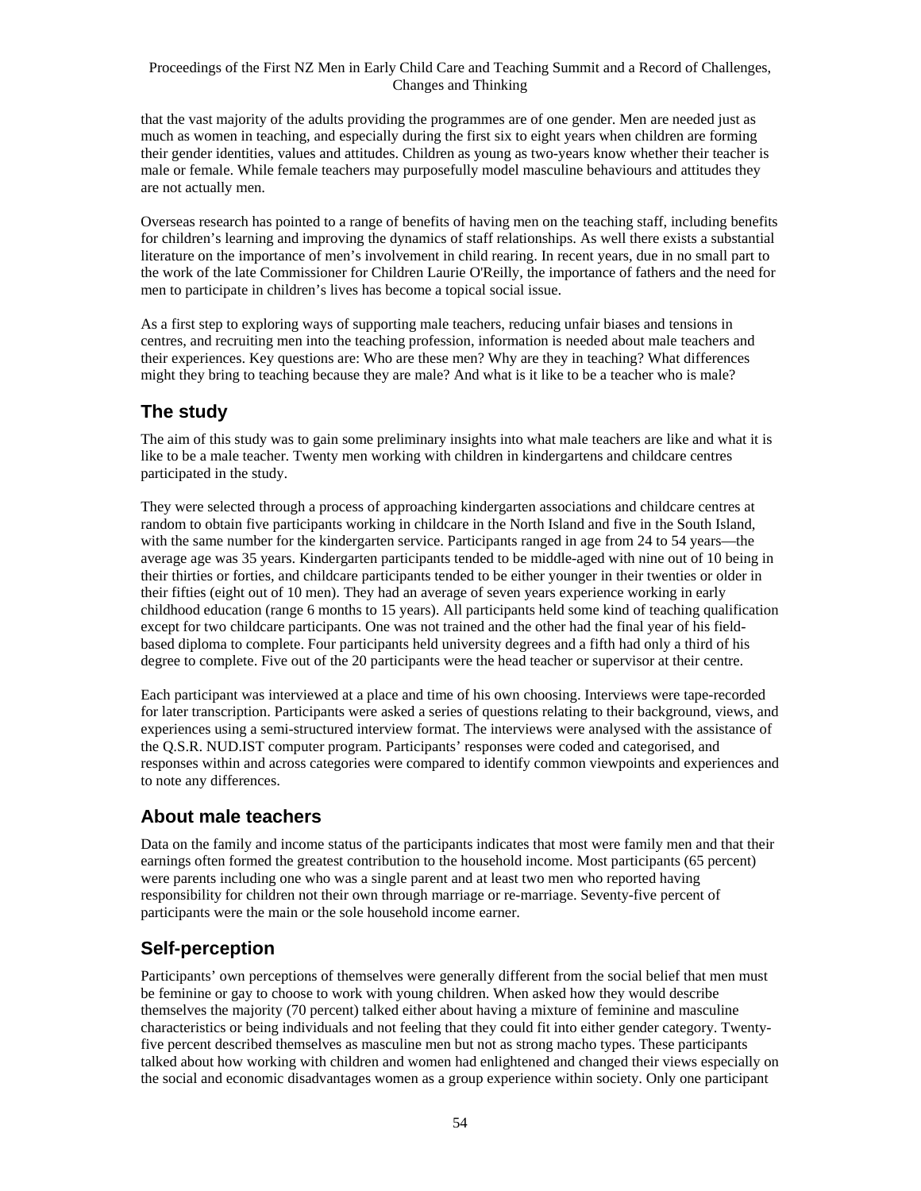that the vast majority of the adults providing the programmes are of one gender. Men are needed just as much as women in teaching, and especially during the first six to eight years when children are forming their gender identities, values and attitudes. Children as young as two-years know whether their teacher is male or female. While female teachers may purposefully model masculine behaviours and attitudes they are not actually men.

Overseas research has pointed to a range of benefits of having men on the teaching staff, including benefits for children's learning and improving the dynamics of staff relationships. As well there exists a substantial literature on the importance of men's involvement in child rearing. In recent years, due in no small part to the work of the late Commissioner for Children Laurie O'Reilly, the importance of fathers and the need for men to participate in children's lives has become a topical social issue.

As a first step to exploring ways of supporting male teachers, reducing unfair biases and tensions in centres, and recruiting men into the teaching profession, information is needed about male teachers and their experiences. Key questions are: Who are these men? Why are they in teaching? What differences might they bring to teaching because they are male? And what is it like to be a teacher who is male?

## The study

The aim of this study was to gain some preliminary insights into what male teachers are like and what it is like to be a male teacher. Twenty men working with children in kindergartens and childcare centres participated in the study.

They were selected through a process of approaching kindergarten associations and childcare centres at random to obtain five participants working in childcare in the North Island and five in the South Island, with the same number for the kindergarten service. Participants ranged in age from 24 to 54 years—the average age was 35 years. Kindergarten participants tended to be middle-aged with nine out of 10 being in their thirties or forties, and childcare participants tended to be either younger in their twenties or older in their fifties (eight out of 10 men). They had an average of seven years experience working in early childhood education (range 6 months to 15 years). All participants held some kind of teaching qualification except for two childcare participants. One was not trained and the other had the final year of his field-based diploma to complete. Four participants held university degrees and a fifth had only a third of his degree to complete. Five out of the 20 participants were the head teacher or supervisor at their centre.

Each participant was interviewed at a place and time of his own choosing. Interviews were tape-recorded for later transcription. Participants were asked a series of questions relating to their background, views, and experiences using a semi-structured interview format. The interviews were analysed with the assistance of the Q.S.R. NUD.IST computer program. Participants' responses were coded and categorised, and responses within and across categories were compared to identify common viewpoints and experiences and to note any differences.

## About male teachers

Data on the family and income status of the participants indicates that most were family men and that their earnings often formed the greatest contribution to the household income. Most participants (65 percent) were parents including one who was a single parent and at least two men who reported having responsibility for children not their own through marriage or re-marriage. Seventy-five percent of participants were the main or the sole household income earner.

## Self-perception

Participants' own perceptions of themselves were generally different from the social belief that men must be feminine or gay to choose to work with young children. When asked how they would describe themselves the majority (70 percent) talked either about having a mixture of feminine and masculine characteristics or being individuals and not feeling that they could fit into either gender category. Twenty-five percent described themselves as masculine men but not as strong macho types. These participants talked about how working with children and women had enlightened and changed their views especially on the social and economic disadvantages women as a group experience within society. Only one participant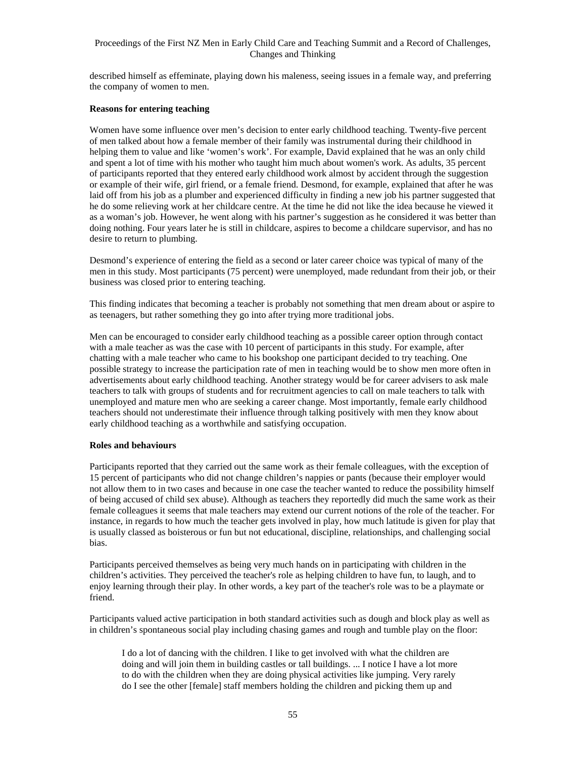described himself as effeminate, playing down his maleness, seeing issues in a female way, and preferring the company of women to men.

**Reasons for entering teaching**

Women have some influence over men's decision to enter early childhood teaching. Twenty-five percent of men talked about how a female member of their family was instrumental during their childhood in helping them to value and like 'women's work'. For example, David explained that he was an only child and spent a lot of time with his mother who taught him much about women's work. As adults, 35 percent of participants reported that they entered early childhood work almost by accident through the suggestion or example of their wife, girl friend, or a female friend. Desmond, for example, explained that after he was laid off from his job as a plumber and experienced difficulty in finding a new job his partner suggested that he do some relieving work at her childcare centre. At the time he did not like the idea because he viewed it as a woman's job. However, he went along with his partner's suggestion as he considered it was better than doing nothing. Four years later he is still in childcare, aspires to become a childcare supervisor, and has no desire to return to plumbing.

Desmond's experience of entering the field as a second or later career choice was typical of many of the men in this study. Most participants (75 percent) were unemployed, made redundant from their job, or their business was closed prior to entering teaching.

This finding indicates that becoming a teacher is probably not something that men dream about or aspire to as teenagers, but rather something they go into after trying more traditional jobs.

Men can be encouraged to consider early childhood teaching as a possible career option through contact with a male teacher as was the case with 10 percent of participants in this study. For example, after chatting with a male teacher who came to his bookshop one participant decided to try teaching. One possible strategy to increase the participation rate of men in teaching would be to show men more often in advertisements about early childhood teaching. Another strategy would be for career advisers to ask male teachers to talk with groups of students and for recruitment agencies to call on male teachers to talk with unemployed and mature men who are seeking a career change. Most importantly, female early childhood teachers should not underestimate their influence through talking positively with men they know about early childhood teaching as a worthwhile and satisfying occupation.

**Roles and behaviours**

Participants reported that they carried out the same work as their female colleagues, with the exception of 15 percent of participants who did not change children's nappies or pants (because their employer would not allow them to in two cases and because in one case the teacher wanted to reduce the possibility himself of being accused of child sex abuse). Although as teachers they reportedly did much the same work as their female colleagues it seems that male teachers may extend our current notions of the role of the teacher. For instance, in regards to how much the teacher gets involved in play, how much latitude is given for play that is usually classed as boisterous or fun but not educational, discipline, relationships, and challenging social bias.

Participants perceived themselves as being very much hands on in participating with children in the children's activities. They perceived the teacher's role as helping children to have fun, to laugh, and to enjoy learning through their play. In other words, a key part of the teacher's role was to be a playmate or friend.

Participants valued active participation in both standard activities such as dough and block play as well as in children's spontaneous social play including chasing games and rough and tumble play on the floor:

> I do a lot of dancing with the children. I like to get involved with what the children are doing and will join them in building castles or tall buildings. ... I notice I have a lot more to do with the children when they are doing physical activities like jumping. Very rarely do I see the other [female] staff members holding the children and picking them up and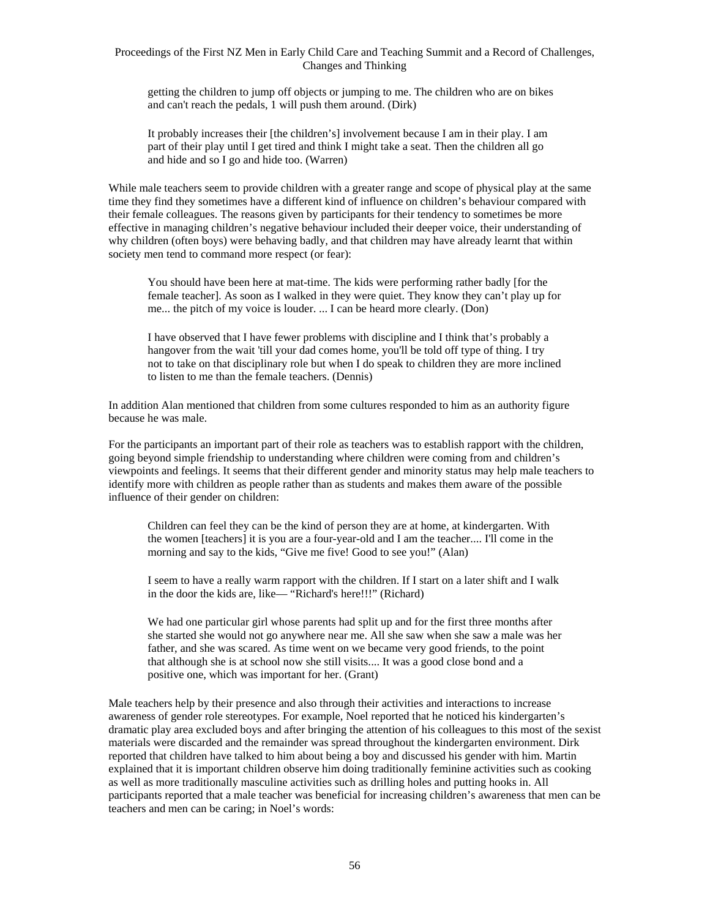> getting the children to jump off objects or jumping to me. The children who are on bikes and can't reach the pedals, 1 will push them around. (Dirk)

> It probably increases their [the children's] involvement because I am in their play. I am part of their play until I get tired and think I might take a seat. Then the children all go and hide and so I go and hide too. (Warren)

While male teachers seem to provide children with a greater range and scope of physical play at the same time they find they sometimes have a different kind of influence on children's behaviour compared with their female colleagues. The reasons given by participants for their tendency to sometimes be more effective in managing children's negative behaviour included their deeper voice, their understanding of why children (often boys) were behaving badly, and that children may have already learnt that within society men tend to command more respect (or fear):

> You should have been here at mat-time. The kids were performing rather badly [for the female teacher]. As soon as I walked in they were quiet. They know they can't play up for me... the pitch of my voice is louder. ... I can be heard more clearly. (Don)

> I have observed that I have fewer problems with discipline and I think that's probably a hangover from the wait 'till your dad comes home, you'll be told off type of thing. I try not to take on that disciplinary role but when I do speak to children they are more inclined to listen to me than the female teachers. (Dennis)

In addition Alan mentioned that children from some cultures responded to him as an authority figure because he was male.

For the participants an important part of their role as teachers was to establish rapport with the children, going beyond simple friendship to understanding where children were coming from and children's viewpoints and feelings. It seems that their different gender and minority status may help male teachers to identify more with children as people rather than as students and makes them aware of the possible influence of their gender on children:

> Children can feel they can be the kind of person they are at home, at kindergarten. With the women [teachers] it is you are a four-year-old and I am the teacher.... I'll come in the morning and say to the kids, "Give me five! Good to see you!" (Alan)

> I seem to have a really warm rapport with the children. If I start on a later shift and I walk in the door the kids are, like— "Richard's here!!!" (Richard)

> We had one particular girl whose parents had split up and for the first three months after she started she would not go anywhere near me. All she saw when she saw a male was her father, and she was scared. As time went on we became very good friends, to the point that although she is at school now she still visits.... It was a good close bond and a positive one, which was important for her. (Grant)

Male teachers help by their presence and also through their activities and interactions to increase awareness of gender role stereotypes. For example, Noel reported that he noticed his kindergarten's dramatic play area excluded boys and after bringing the attention of his colleagues to this most of the sexist materials were discarded and the remainder was spread throughout the kindergarten environment. Dirk reported that children have talked to him about being a boy and discussed his gender with him. Martin explained that it is important children observe him doing traditionally feminine activities such as cooking as well as more traditionally masculine activities such as drilling holes and putting hooks in. All participants reported that a male teacher was beneficial for increasing children's awareness that men can be teachers and men can be caring; in Noel's words: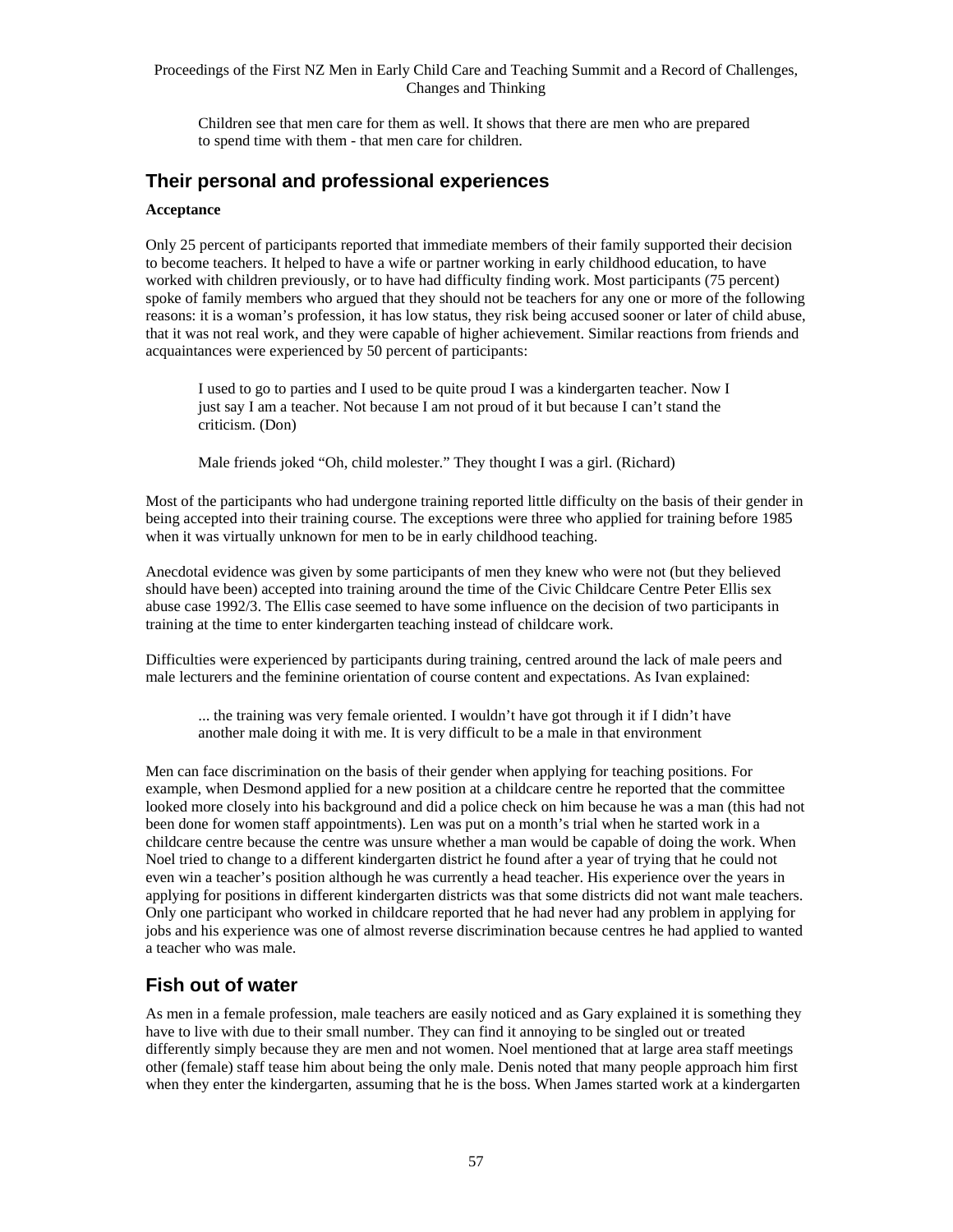> Children see that men care for them as well. It shows that there are men who are prepared to spend time with them - that men care for children.

## Their personal and professional experiences

**Acceptance**

Only 25 percent of participants reported that immediate members of their family supported their decision to become teachers. It helped to have a wife or partner working in early childhood education, to have worked with children previously, or to have had difficulty finding work. Most participants (75 percent) spoke of family members who argued that they should not be teachers for any one or more of the following reasons: it is a woman's profession, it has low status, they risk being accused sooner or later of child abuse, that it was not real work, and they were capable of higher achievement. Similar reactions from friends and acquaintances were experienced by 50 percent of participants:

> I used to go to parties and I used to be quite proud I was a kindergarten teacher. Now I just say I am a teacher. Not because I am not proud of it but because I can't stand the criticism. (Don)

> Male friends joked "Oh, child molester." They thought I was a girl. (Richard)

Most of the participants who had undergone training reported little difficulty on the basis of their gender in being accepted into their training course. The exceptions were three who applied for training before 1985 when it was virtually unknown for men to be in early childhood teaching.

Anecdotal evidence was given by some participants of men they knew who were not (but they believed should have been) accepted into training around the time of the Civic Childcare Centre Peter Ellis sex abuse case 1992/3. The Ellis case seemed to have some influence on the decision of two participants in training at the time to enter kindergarten teaching instead of childcare work.

Difficulties were experienced by participants during training, centred around the lack of male peers and male lecturers and the feminine orientation of course content and expectations. As Ivan explained:

> ... the training was very female oriented. I wouldn't have got through it if I didn't have another male doing it with me. It is very difficult to be a male in that environment

Men can face discrimination on the basis of their gender when applying for teaching positions. For example, when Desmond applied for a new position at a childcare centre he reported that the committee looked more closely into his background and did a police check on him because he was a man (this had not been done for women staff appointments). Len was put on a month's trial when he started work in a childcare centre because the centre was unsure whether a man would be capable of doing the work. When Noel tried to change to a different kindergarten district he found after a year of trying that he could not even win a teacher's position although he was currently a head teacher. His experience over the years in applying for positions in different kindergarten districts was that some districts did not want male teachers. Only one participant who worked in childcare reported that he had never had any problem in applying for jobs and his experience was one of almost reverse discrimination because centres he had applied to wanted a teacher who was male.

## Fish out of water

As men in a female profession, male teachers are easily noticed and as Gary explained it is something they have to live with due to their small number. They can find it annoying to be singled out or treated differently simply because they are men and not women. Noel mentioned that at large area staff meetings other (female) staff tease him about being the only male. Denis noted that many people approach him first when they enter the kindergarten, assuming that he is the boss. When James started work at a kindergarten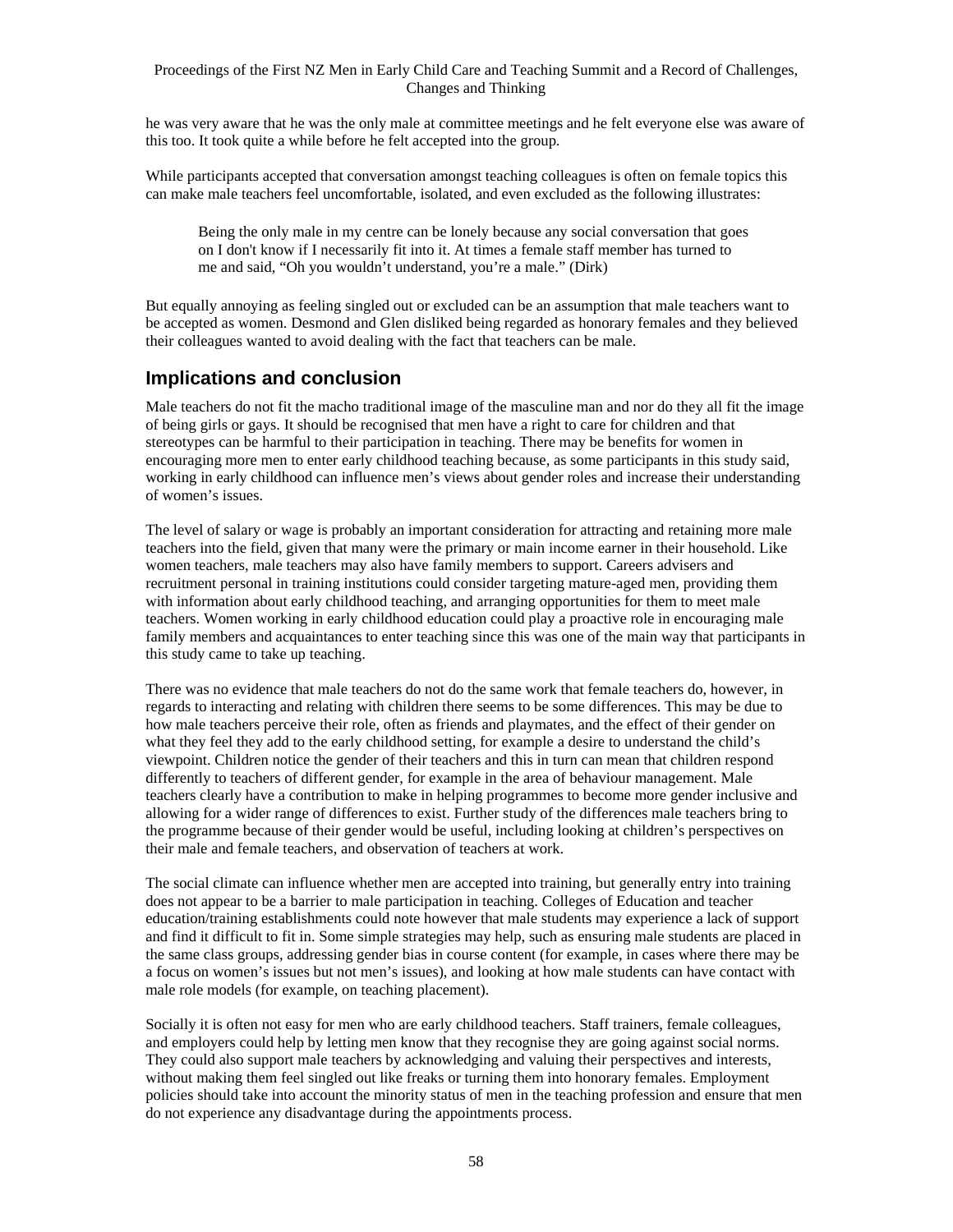he was very aware that he was the only male at committee meetings and he felt everyone else was aware of this too. It took quite a while before he felt accepted into the group.

While participants accepted that conversation amongst teaching colleagues is often on female topics this can make male teachers feel uncomfortable, isolated, and even excluded as the following illustrates:

> Being the only male in my centre can be lonely because any social conversation that goes on I don't know if I necessarily fit into it. At times a female staff member has turned to me and said, "Oh you wouldn't understand, you're a male." (Dirk)

But equally annoying as feeling singled out or excluded can be an assumption that male teachers want to be accepted as women. Desmond and Glen disliked being regarded as honorary females and they believed their colleagues wanted to avoid dealing with the fact that teachers can be male.

## Implications and conclusion

Male teachers do not fit the macho traditional image of the masculine man and nor do they all fit the image of being girls or gays. It should be recognised that men have a right to care for children and that stereotypes can be harmful to their participation in teaching. There may be benefits for women in encouraging more men to enter early childhood teaching because, as some participants in this study said, working in early childhood can influence men's views about gender roles and increase their understanding of women's issues.

The level of salary or wage is probably an important consideration for attracting and retaining more male teachers into the field, given that many were the primary or main income earner in their household. Like women teachers, male teachers may also have family members to support. Careers advisers and recruitment personal in training institutions could consider targeting mature-aged men, providing them with information about early childhood teaching, and arranging opportunities for them to meet male teachers. Women working in early childhood education could play a proactive role in encouraging male family members and acquaintances to enter teaching since this was one of the main way that participants in this study came to take up teaching.

There was no evidence that male teachers do not do the same work that female teachers do, however, in regards to interacting and relating with children there seems to be some differences. This may be due to how male teachers perceive their role, often as friends and playmates, and the effect of their gender on what they feel they add to the early childhood setting, for example a desire to understand the child's viewpoint. Children notice the gender of their teachers and this in turn can mean that children respond differently to teachers of different gender, for example in the area of behaviour management. Male teachers clearly have a contribution to make in helping programmes to become more gender inclusive and allowing for a wider range of differences to exist. Further study of the differences male teachers bring to the programme because of their gender would be useful, including looking at children's perspectives on their male and female teachers, and observation of teachers at work.

The social climate can influence whether men are accepted into training, but generally entry into training does not appear to be a barrier to male participation in teaching. Colleges of Education and teacher education/training establishments could note however that male students may experience a lack of support and find it difficult to fit in. Some simple strategies may help, such as ensuring male students are placed in the same class groups, addressing gender bias in course content (for example, in cases where there may be a focus on women's issues but not men's issues), and looking at how male students can have contact with male role models (for example, on teaching placement).

Socially it is often not easy for men who are early childhood teachers. Staff trainers, female colleagues, and employers could help by letting men know that they recognise they are going against social norms. They could also support male teachers by acknowledging and valuing their perspectives and interests, without making them feel singled out like freaks or turning them into honorary females. Employment policies should take into account the minority status of men in the teaching profession and ensure that men do not experience any disadvantage during the appointments process.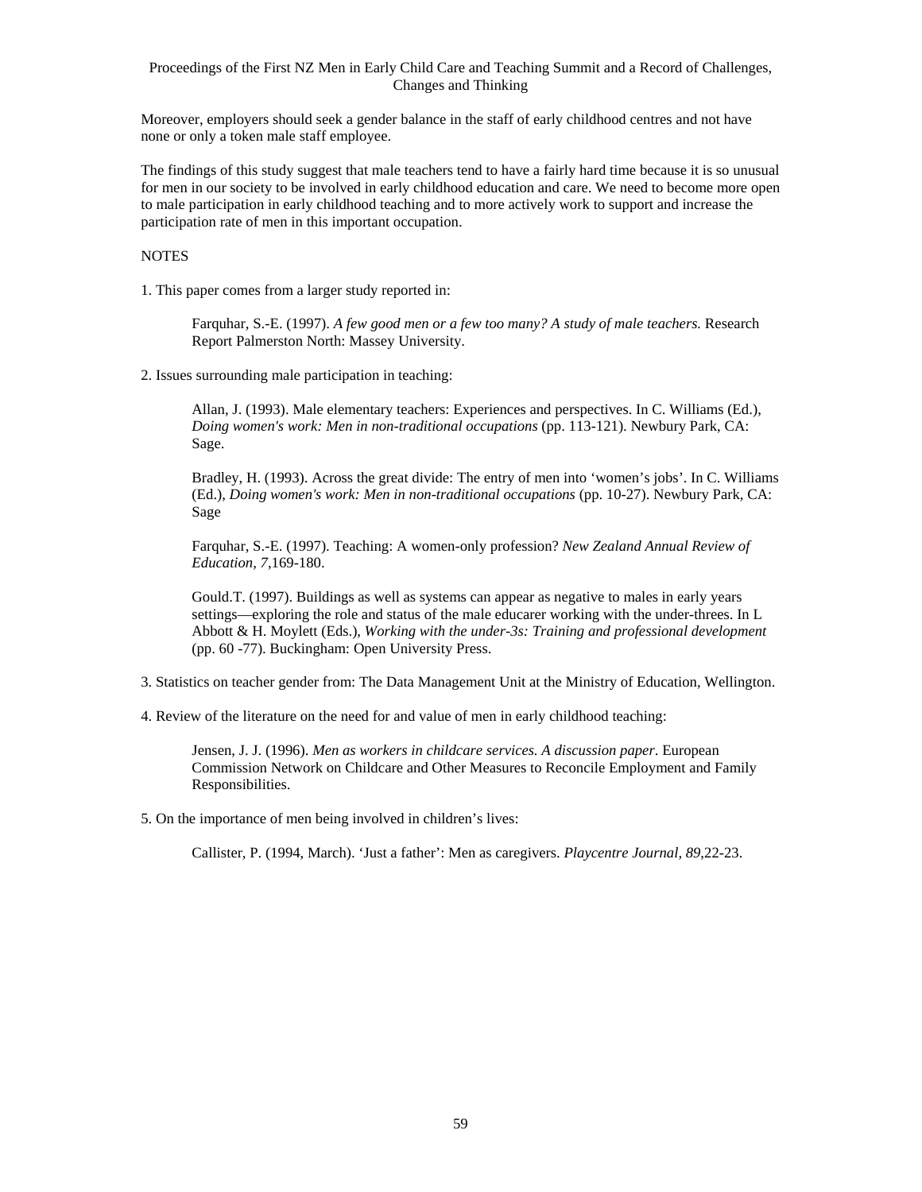Moreover, employers should seek a gender balance in the staff of early childhood centres and not have none or only a token male staff employee.

The findings of this study suggest that male teachers tend to have a fairly hard time because it is so unusual for men in our society to be involved in early childhood education and care. We need to become more open to male participation in early childhood teaching and to more actively work to support and increase the participation rate of men in this important occupation.

NOTES

1. This paper comes from a larger study reported in:

    Farquhar, S.-E. (1997). *A few good men or a few too many? A study of male teachers.* Research Report Palmerston North: Massey University.

2. Issues surrounding male participation in teaching:

    Allan, J. (1993). Male elementary teachers: Experiences and perspectives. In C. Williams (Ed.), *Doing women's work: Men in non-traditional occupations* (pp. 113-121). Newbury Park, CA: Sage.

    Bradley, H. (1993). Across the great divide: The entry of men into 'women's jobs'. In C. Williams (Ed.), *Doing women's work: Men in non-traditional occupations* (pp. 10-27). Newbury Park, CA: Sage

    Farquhar, S.-E. (1997). Teaching: A women-only profession? *New Zealand Annual Review of Education, 7*,169-180.

    Gould.T. (1997). Buildings as well as systems can appear as negative to males in early years settings—exploring the role and status of the male educarer working with the under-threes. In L Abbott & H. Moylett (Eds.), *Working with the under-3s: Training and professional development* (pp. 60 -77). Buckingham: Open University Press.

3. Statistics on teacher gender from: The Data Management Unit at the Ministry of Education, Wellington.

4. Review of the literature on the need for and value of men in early childhood teaching:

    Jensen, J. J. (1996). *Men as workers in childcare services. A discussion paper*. European Commission Network on Childcare and Other Measures to Reconcile Employment and Family Responsibilities.

5. On the importance of men being involved in children's lives:

    Callister, P. (1994, March). 'Just a father': Men as caregivers. *Playcentre Journal, 89*,22-23.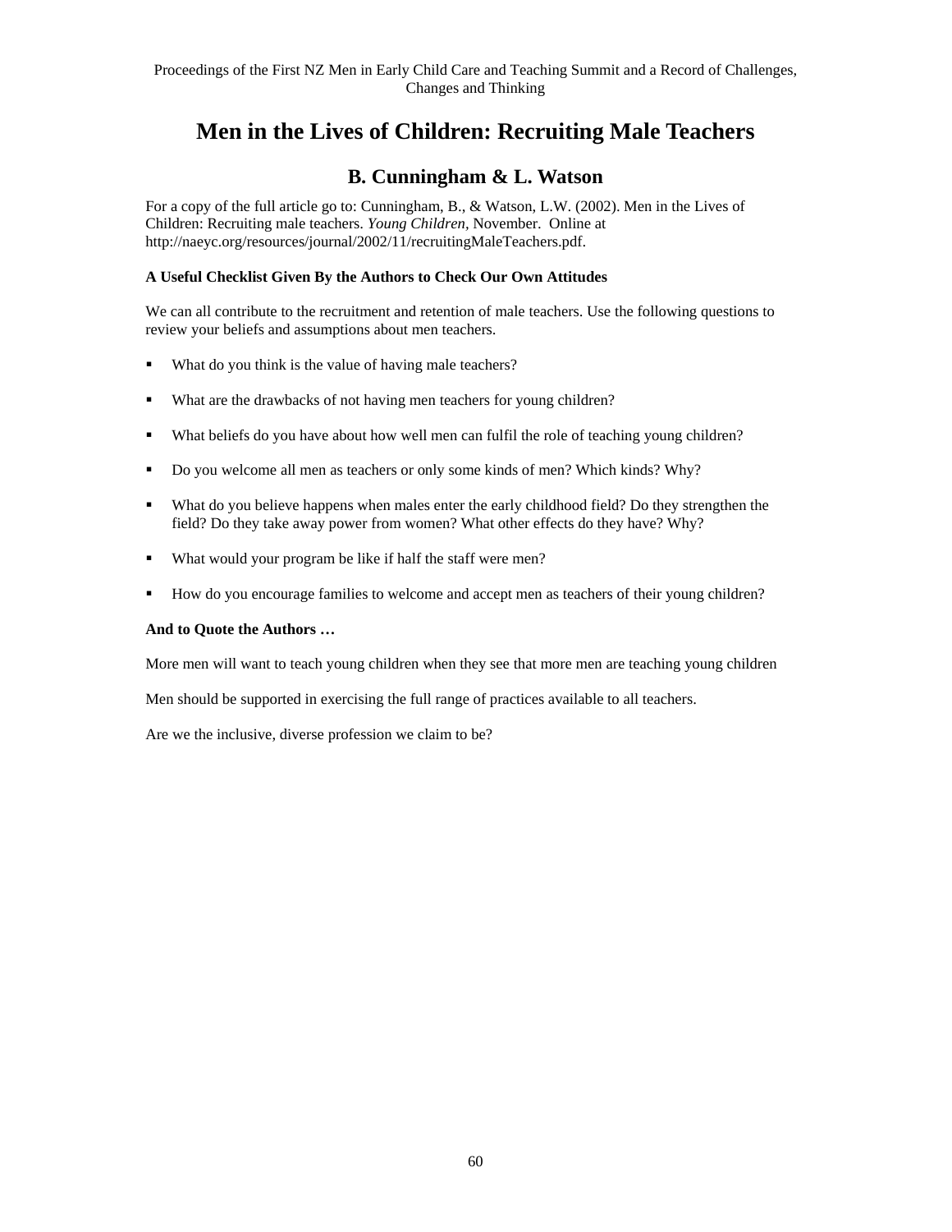# Men in the Lives of Children: Recruiting Male Teachers

## B. Cunningham & L. Watson

For a copy of the full article go to: Cunningham, B., & Watson, L.W. (2002). Men in the Lives of Children: Recruiting male teachers. *Young Children*, November. Online at http://naeyc.org/resources/journal/2002/11/recruitingMaleTeachers.pdf.

**A Useful Checklist Given By the Authors to Check Our Own Attitudes**

We can all contribute to the recruitment and retention of male teachers. Use the following questions to review your beliefs and assumptions about men teachers.

- What do you think is the value of having male teachers?
- What are the drawbacks of not having men teachers for young children?
- What beliefs do you have about how well men can fulfil the role of teaching young children?
- Do you welcome all men as teachers or only some kinds of men? Which kinds? Why?
- What do you believe happens when males enter the early childhood field? Do they strengthen the field? Do they take away power from women? What other effects do they have? Why?
- What would your program be like if half the staff were men?
- How do you encourage families to welcome and accept men as teachers of their young children?

**And to Quote the Authors …**

More men will want to teach young children when they see that more men are teaching young children

Men should be supported in exercising the full range of practices available to all teachers.

Are we the inclusive, diverse profession we claim to be?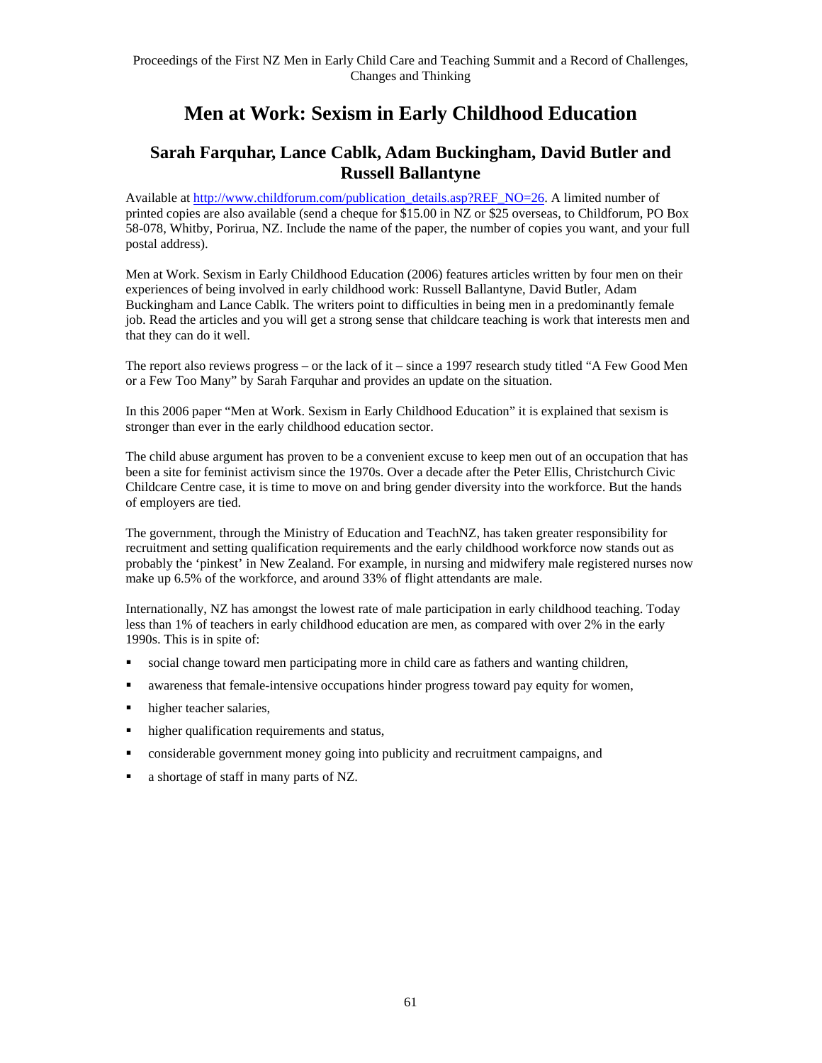# Men at Work: Sexism in Early Childhood Education

## Sarah Farquhar, Lance Cablk, Adam Buckingham, David Butler and Russell Ballantyne

Available at http://www.childforum.com/publication_details.asp?REF_NO=26. A limited number of printed copies are also available (send a cheque for $15.00 in NZ or $25 overseas, to Childforum, PO Box 58-078, Whitby, Porirua, NZ. Include the name of the paper, the number of copies you want, and your full postal address).

Men at Work. Sexism in Early Childhood Education (2006) features articles written by four men on their experiences of being involved in early childhood work: Russell Ballantyne, David Butler, Adam Buckingham and Lance Cablk. The writers point to difficulties in being men in a predominantly female job. Read the articles and you will get a strong sense that childcare teaching is work that interests men and that they can do it well.

The report also reviews progress – or the lack of it – since a 1997 research study titled "A Few Good Men or a Few Too Many" by Sarah Farquhar and provides an update on the situation.

In this 2006 paper "Men at Work. Sexism in Early Childhood Education" it is explained that sexism is stronger than ever in the early childhood education sector.

The child abuse argument has proven to be a convenient excuse to keep men out of an occupation that has been a site for feminist activism since the 1970s. Over a decade after the Peter Ellis, Christchurch Civic Childcare Centre case, it is time to move on and bring gender diversity into the workforce. But the hands of employers are tied.

The government, through the Ministry of Education and TeachNZ, has taken greater responsibility for recruitment and setting qualification requirements and the early childhood workforce now stands out as probably the 'pinkest' in New Zealand. For example, in nursing and midwifery male registered nurses now make up 6.5% of the workforce, and around 33% of flight attendants are male.

Internationally, NZ has amongst the lowest rate of male participation in early childhood teaching. Today less than 1% of teachers in early childhood education are men, as compared with over 2% in the early 1990s. This is in spite of:

- social change toward men participating more in child care as fathers and wanting children,
- awareness that female-intensive occupations hinder progress toward pay equity for women,
- higher teacher salaries,
- higher qualification requirements and status,
- considerable government money going into publicity and recruitment campaigns, and
- a shortage of staff in many parts of NZ.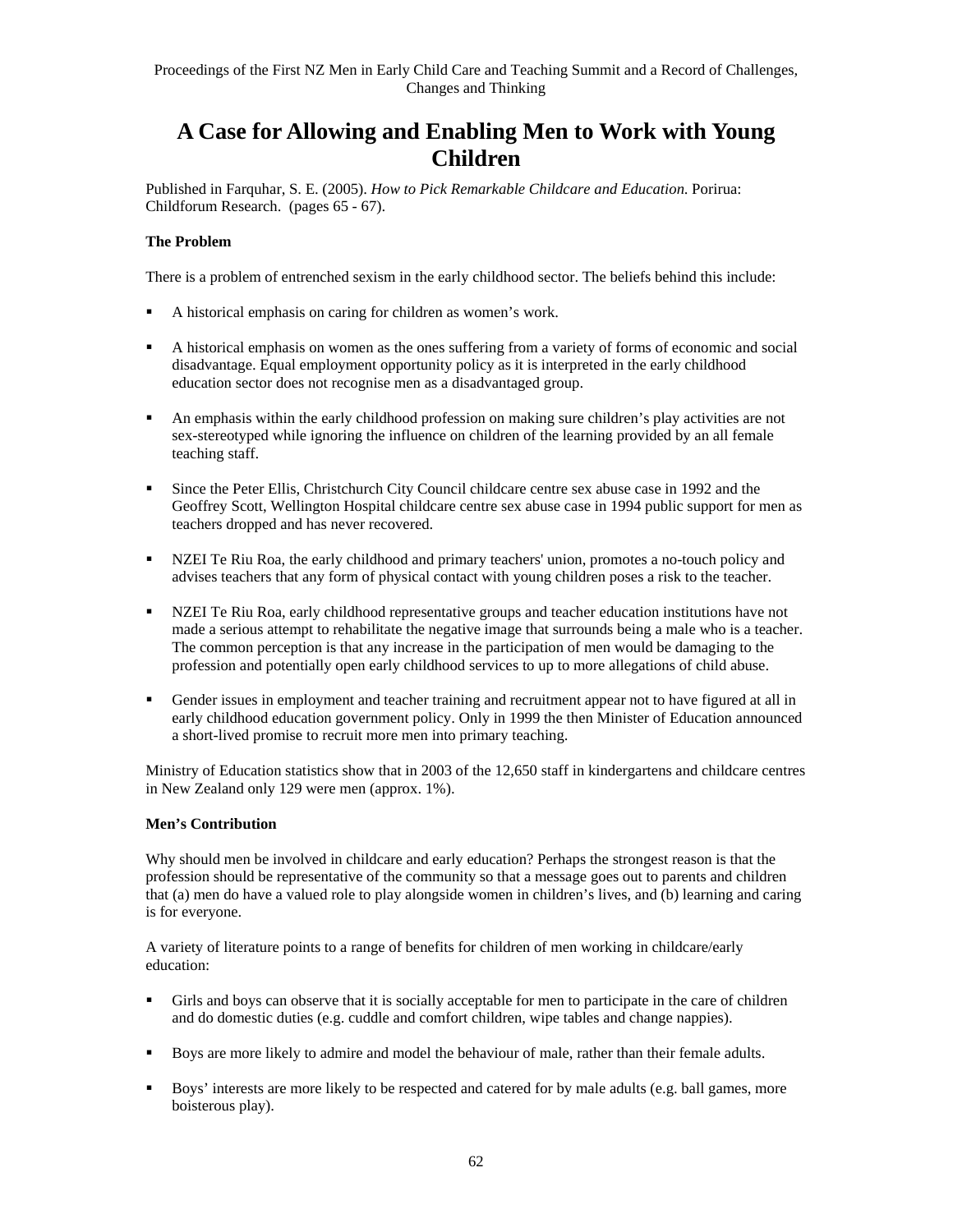# A Case for Allowing and Enabling Men to Work with Young Children

Published in Farquhar, S. E. (2005). *How to Pick Remarkable Childcare and Education.* Porirua: Childforum Research. (pages 65 - 67).

**The Problem**

There is a problem of entrenched sexism in the early childhood sector. The beliefs behind this include:

- A historical emphasis on caring for children as women's work.
- A historical emphasis on women as the ones suffering from a variety of forms of economic and social disadvantage. Equal employment opportunity policy as it is interpreted in the early childhood education sector does not recognise men as a disadvantaged group.
- An emphasis within the early childhood profession on making sure children's play activities are not sex-stereotyped while ignoring the influence on children of the learning provided by an all female teaching staff.
- Since the Peter Ellis, Christchurch City Council childcare centre sex abuse case in 1992 and the Geoffrey Scott, Wellington Hospital childcare centre sex abuse case in 1994 public support for men as teachers dropped and has never recovered.
- NZEI Te Riu Roa, the early childhood and primary teachers' union, promotes a no-touch policy and advises teachers that any form of physical contact with young children poses a risk to the teacher.
- NZEI Te Riu Roa, early childhood representative groups and teacher education institutions have not made a serious attempt to rehabilitate the negative image that surrounds being a male who is a teacher. The common perception is that any increase in the participation of men would be damaging to the profession and potentially open early childhood services to up to more allegations of child abuse.
- Gender issues in employment and teacher training and recruitment appear not to have figured at all in early childhood education government policy. Only in 1999 the then Minister of Education announced a short-lived promise to recruit more men into primary teaching.

Ministry of Education statistics show that in 2003 of the 12,650 staff in kindergartens and childcare centres in New Zealand only 129 were men (approx. 1%).

**Men's Contribution**

Why should men be involved in childcare and early education? Perhaps the strongest reason is that the profession should be representative of the community so that a message goes out to parents and children that (a) men do have a valued role to play alongside women in children's lives, and (b) learning and caring is for everyone.

A variety of literature points to a range of benefits for children of men working in childcare/early education:

- Girls and boys can observe that it is socially acceptable for men to participate in the care of children and do domestic duties (e.g. cuddle and comfort children, wipe tables and change nappies).
- Boys are more likely to admire and model the behaviour of male, rather than their female adults.
- Boys' interests are more likely to be respected and catered for by male adults (e.g. ball games, more boisterous play).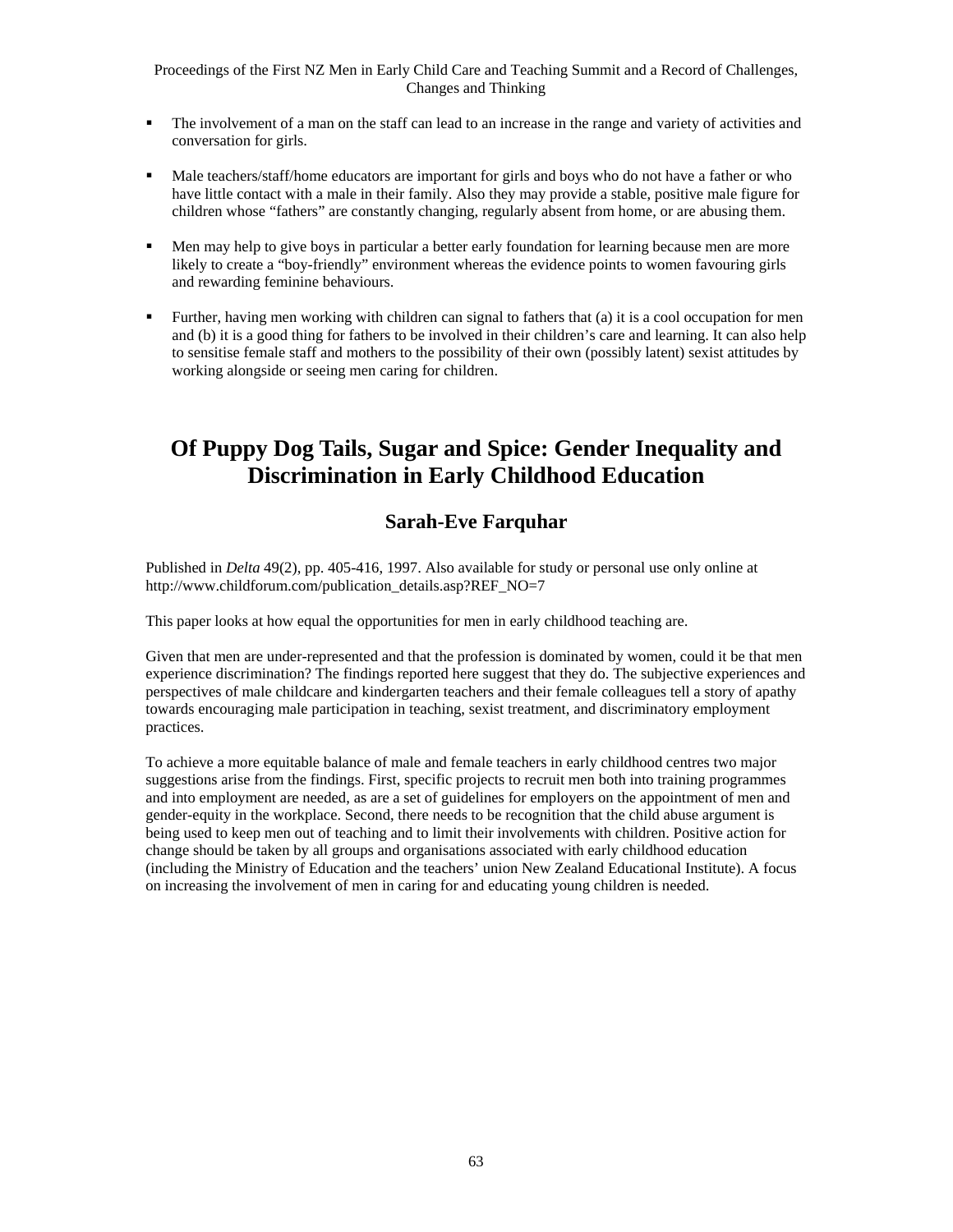- The involvement of a man on the staff can lead to an increase in the range and variety of activities and conversation for girls.

- Male teachers/staff/home educators are important for girls and boys who do not have a father or who have little contact with a male in their family. Also they may provide a stable, positive male figure for children whose "fathers" are constantly changing, regularly absent from home, or are abusing them.

- Men may help to give boys in particular a better early foundation for learning because men are more likely to create a "boy-friendly" environment whereas the evidence points to women favouring girls and rewarding feminine behaviours.

- Further, having men working with children can signal to fathers that (a) it is a cool occupation for men and (b) it is a good thing for fathers to be involved in their children's care and learning. It can also help to sensitise female staff and mothers to the possibility of their own (possibly latent) sexist attitudes by working alongside or seeing men caring for children.

# Of Puppy Dog Tails, Sugar and Spice: Gender Inequality and Discrimination in Early Childhood Education

## Sarah-Eve Farquhar

Published in *Delta* 49(2), pp. 405-416, 1997. Also available for study or personal use only online at http://www.childforum.com/publication_details.asp?REF_NO=7

This paper looks at how equal the opportunities for men in early childhood teaching are.

Given that men are under-represented and that the profession is dominated by women, could it be that men experience discrimination? The findings reported here suggest that they do. The subjective experiences and perspectives of male childcare and kindergarten teachers and their female colleagues tell a story of apathy towards encouraging male participation in teaching, sexist treatment, and discriminatory employment practices.

To achieve a more equitable balance of male and female teachers in early childhood centres two major suggestions arise from the findings. First, specific projects to recruit men both into training programmes and into employment are needed, as are a set of guidelines for employers on the appointment of men and gender-equity in the workplace. Second, there needs to be recognition that the child abuse argument is being used to keep men out of teaching and to limit their involvements with children. Positive action for change should be taken by all groups and organisations associated with early childhood education (including the Ministry of Education and the teachers' union New Zealand Educational Institute). A focus on increasing the involvement of men in caring for and educating young children is needed.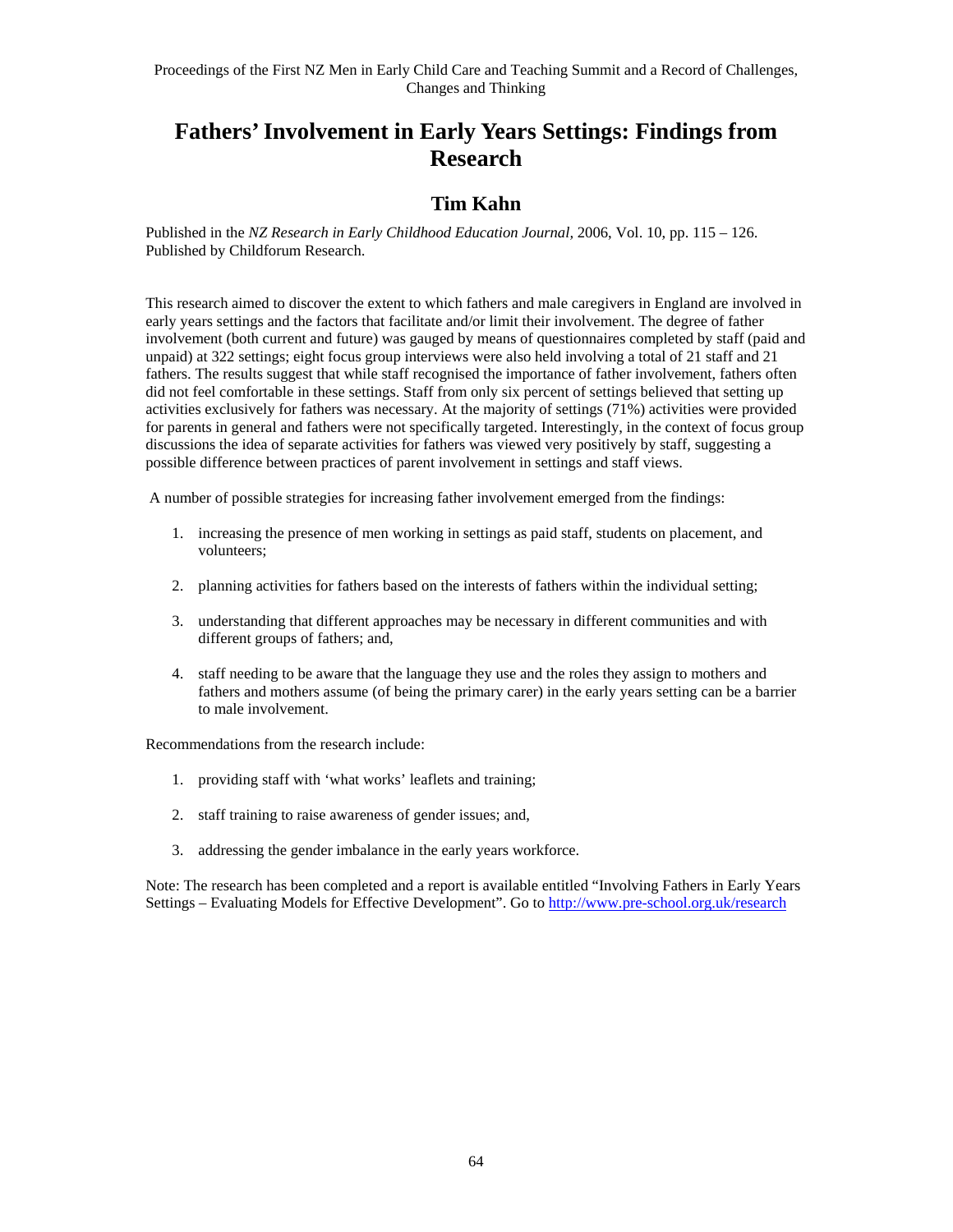# Fathers' Involvement in Early Years Settings: Findings from Research

## Tim Kahn

Published in the *NZ Research in Early Childhood Education Journal*, 2006, Vol. 10, pp. 115 – 126. Published by Childforum Research.

This research aimed to discover the extent to which fathers and male caregivers in England are involved in early years settings and the factors that facilitate and/or limit their involvement. The degree of father involvement (both current and future) was gauged by means of questionnaires completed by staff (paid and unpaid) at 322 settings; eight focus group interviews were also held involving a total of 21 staff and 21 fathers. The results suggest that while staff recognised the importance of father involvement, fathers often did not feel comfortable in these settings. Staff from only six percent of settings believed that setting up activities exclusively for fathers was necessary. At the majority of settings (71%) activities were provided for parents in general and fathers were not specifically targeted. Interestingly, in the context of focus group discussions the idea of separate activities for fathers was viewed very positively by staff, suggesting a possible difference between practices of parent involvement in settings and staff views.

A number of possible strategies for increasing father involvement emerged from the findings:

1. increasing the presence of men working in settings as paid staff, students on placement, and volunteers;
2. planning activities for fathers based on the interests of fathers within the individual setting;
3. understanding that different approaches may be necessary in different communities and with different groups of fathers; and,
4. staff needing to be aware that the language they use and the roles they assign to mothers and fathers and mothers assume (of being the primary carer) in the early years setting can be a barrier to male involvement.

Recommendations from the research include:

1. providing staff with 'what works' leaflets and training;
2. staff training to raise awareness of gender issues; and,
3. addressing the gender imbalance in the early years workforce.

Note: The research has been completed and a report is available entitled "Involving Fathers in Early Years Settings – Evaluating Models for Effective Development". Go to http://www.pre-school.org.uk/research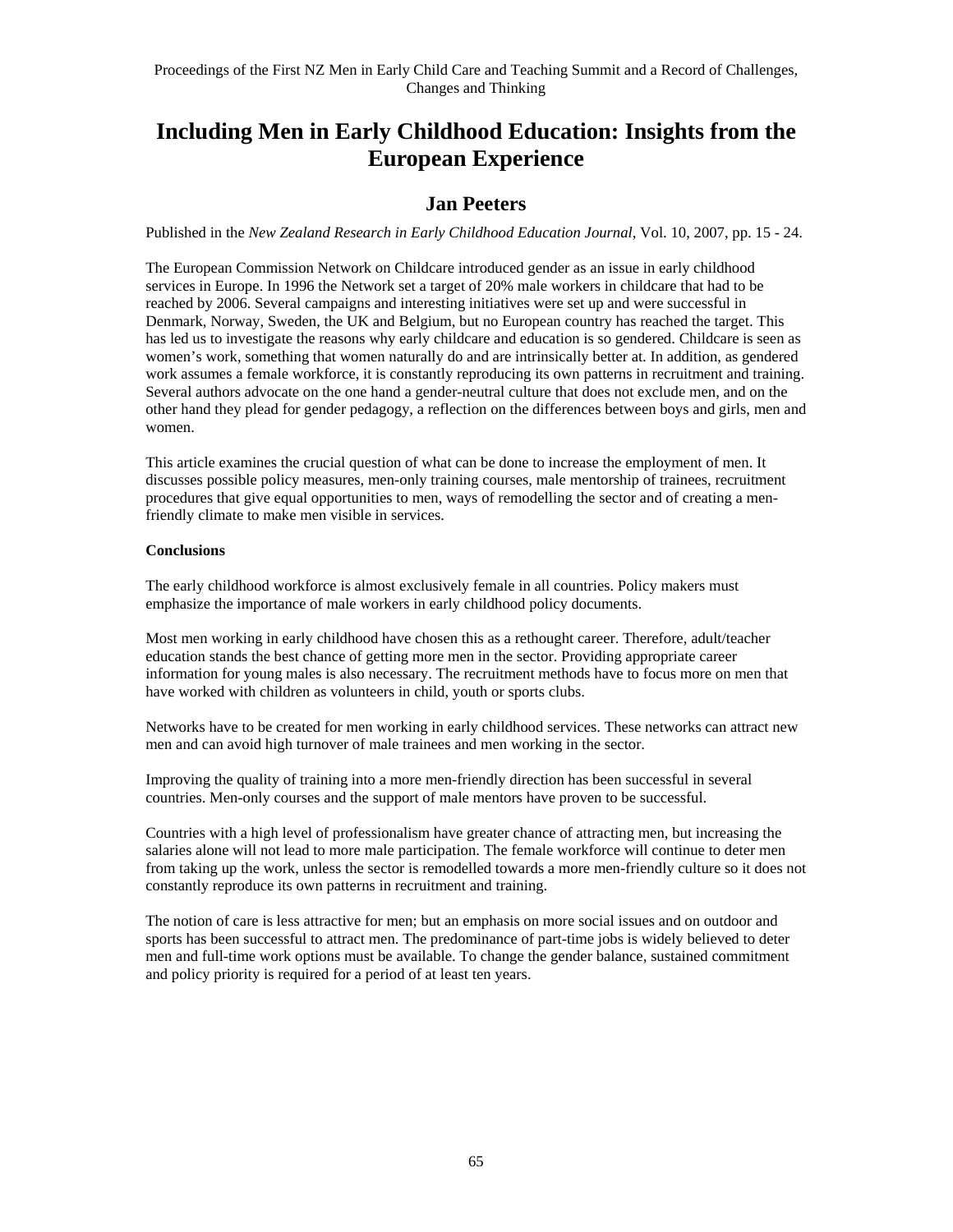# Including Men in Early Childhood Education: Insights from the European Experience

## Jan Peeters

Published in the *New Zealand Research in Early Childhood Education Journal*, Vol. 10, 2007, pp. 15 - 24.

The European Commission Network on Childcare introduced gender as an issue in early childhood services in Europe. In 1996 the Network set a target of 20% male workers in childcare that had to be reached by 2006. Several campaigns and interesting initiatives were set up and were successful in Denmark, Norway, Sweden, the UK and Belgium, but no European country has reached the target. This has led us to investigate the reasons why early childcare and education is so gendered. Childcare is seen as women's work, something that women naturally do and are intrinsically better at. In addition, as gendered work assumes a female workforce, it is constantly reproducing its own patterns in recruitment and training. Several authors advocate on the one hand a gender-neutral culture that does not exclude men, and on the other hand they plead for gender pedagogy, a reflection on the differences between boys and girls, men and women.

This article examines the crucial question of what can be done to increase the employment of men. It discusses possible policy measures, men-only training courses, male mentorship of trainees, recruitment procedures that give equal opportunities to men, ways of remodelling the sector and of creating a men-friendly climate to make men visible in services.

**Conclusions**

The early childhood workforce is almost exclusively female in all countries. Policy makers must emphasize the importance of male workers in early childhood policy documents.

Most men working in early childhood have chosen this as a rethought career. Therefore, adult/teacher education stands the best chance of getting more men in the sector. Providing appropriate career information for young males is also necessary. The recruitment methods have to focus more on men that have worked with children as volunteers in child, youth or sports clubs.

Networks have to be created for men working in early childhood services. These networks can attract new men and can avoid high turnover of male trainees and men working in the sector.

Improving the quality of training into a more men-friendly direction has been successful in several countries. Men-only courses and the support of male mentors have proven to be successful.

Countries with a high level of professionalism have greater chance of attracting men, but increasing the salaries alone will not lead to more male participation. The female workforce will continue to deter men from taking up the work, unless the sector is remodelled towards a more men-friendly culture so it does not constantly reproduce its own patterns in recruitment and training.

The notion of care is less attractive for men; but an emphasis on more social issues and on outdoor and sports has been successful to attract men. The predominance of part-time jobs is widely believed to deter men and full-time work options must be available. To change the gender balance, sustained commitment and policy priority is required for a period of at least ten years.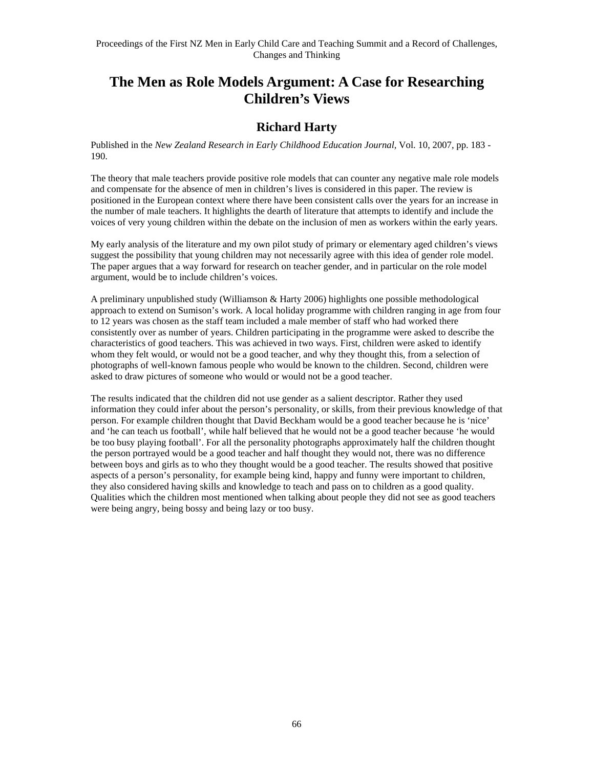# The Men as Role Models Argument: A Case for Researching Children's Views

## Richard Harty

Published in the *New Zealand Research in Early Childhood Education Journal,* Vol. 10, 2007, pp. 183 - 190.

The theory that male teachers provide positive role models that can counter any negative male role models and compensate for the absence of men in children's lives is considered in this paper. The review is positioned in the European context where there have been consistent calls over the years for an increase in the number of male teachers. It highlights the dearth of literature that attempts to identify and include the voices of very young children within the debate on the inclusion of men as workers within the early years.

My early analysis of the literature and my own pilot study of primary or elementary aged children's views suggest the possibility that young children may not necessarily agree with this idea of gender role model. The paper argues that a way forward for research on teacher gender, and in particular on the role model argument, would be to include children's voices.

A preliminary unpublished study (Williamson & Harty 2006) highlights one possible methodological approach to extend on Sumison's work. A local holiday programme with children ranging in age from four to 12 years was chosen as the staff team included a male member of staff who had worked there consistently over as number of years. Children participating in the programme were asked to describe the characteristics of good teachers. This was achieved in two ways. First, children were asked to identify whom they felt would, or would not be a good teacher, and why they thought this, from a selection of photographs of well-known famous people who would be known to the children. Second, children were asked to draw pictures of someone who would or would not be a good teacher.

The results indicated that the children did not use gender as a salient descriptor. Rather they used information they could infer about the person's personality, or skills, from their previous knowledge of that person. For example children thought that David Beckham would be a good teacher because he is 'nice' and 'he can teach us football', while half believed that he would not be a good teacher because 'he would be too busy playing football'. For all the personality photographs approximately half the children thought the person portrayed would be a good teacher and half thought they would not, there was no difference between boys and girls as to who they thought would be a good teacher. The results showed that positive aspects of a person's personality, for example being kind, happy and funny were important to children, they also considered having skills and knowledge to teach and pass on to children as a good quality. Qualities which the children most mentioned when talking about people they did not see as good teachers were being angry, being bossy and being lazy or too busy.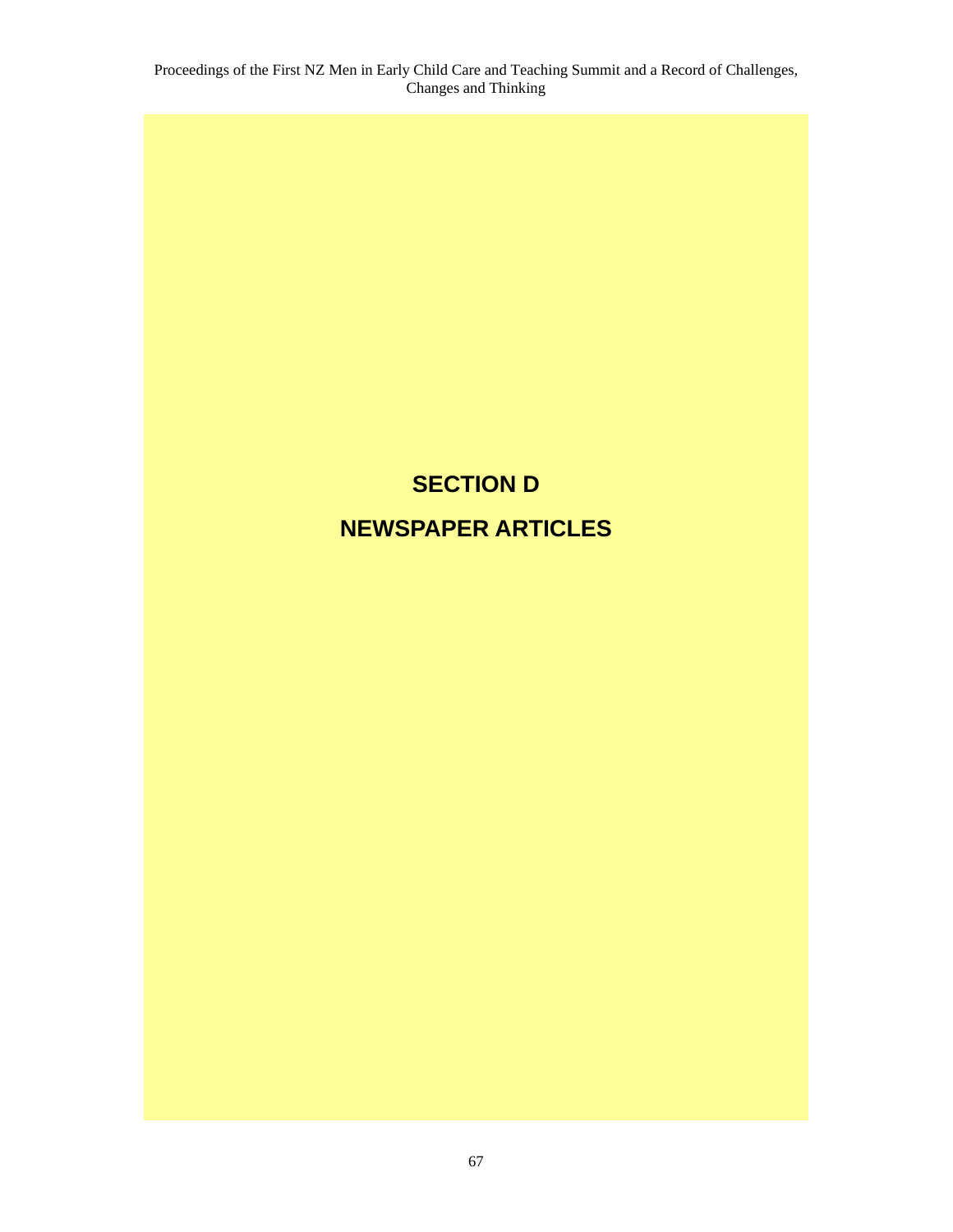# SECTION D

# NEWSPAPER ARTICLES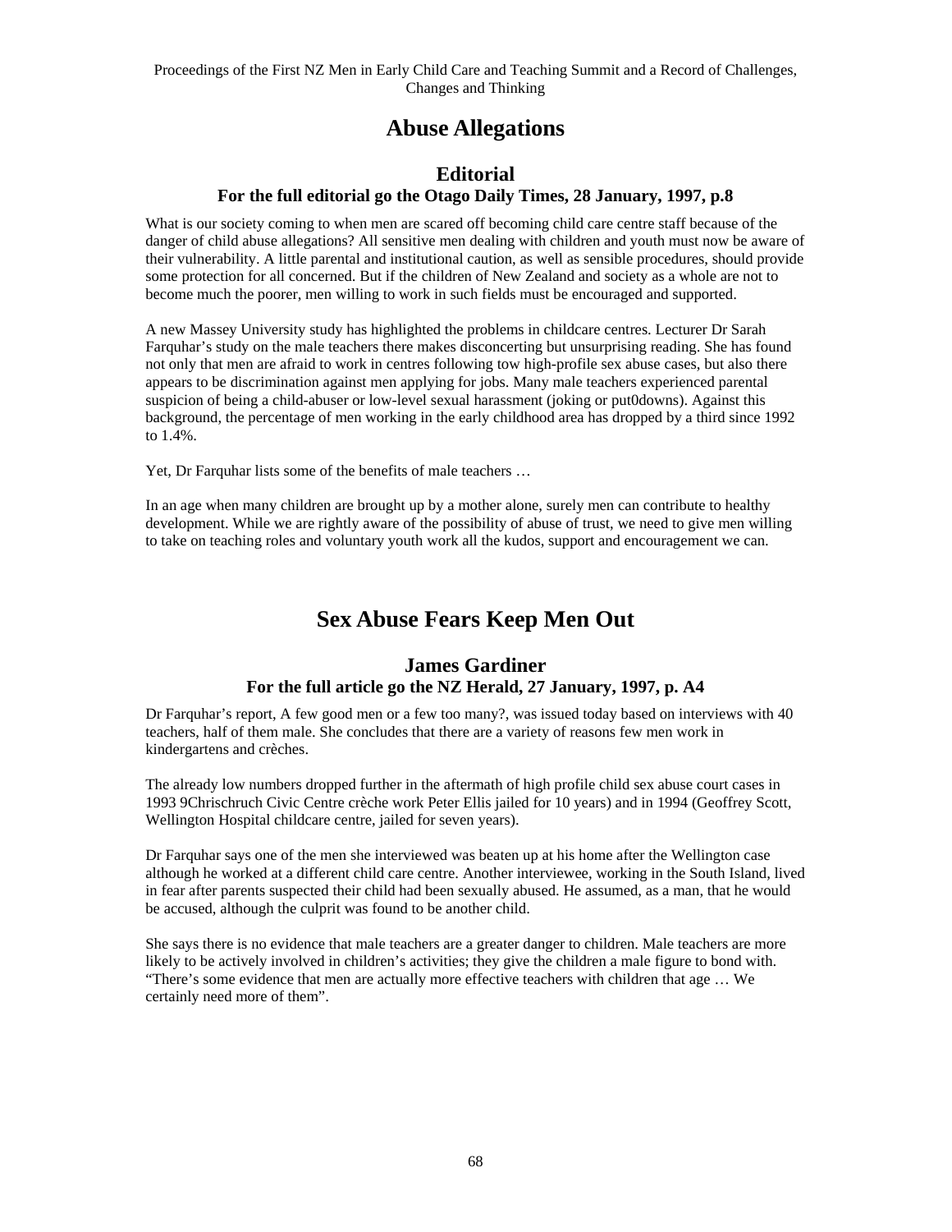# Abuse Allegations

## Editorial

### For the full editorial go the Otago Daily Times, 28 January, 1997, p.8

What is our society coming to when men are scared off becoming child care centre staff because of the danger of child abuse allegations? All sensitive men dealing with children and youth must now be aware of their vulnerability. A little parental and institutional caution, as well as sensible procedures, should provide some protection for all concerned. But if the children of New Zealand and society as a whole are not to become much the poorer, men willing to work in such fields must be encouraged and supported.

A new Massey University study has highlighted the problems in childcare centres. Lecturer Dr Sarah Farquhar's study on the male teachers there makes disconcerting but unsurprising reading. She has found not only that men are afraid to work in centres following tow high-profile sex abuse cases, but also there appears to be discrimination against men applying for jobs. Many male teachers experienced parental suspicion of being a child-abuser or low-level sexual harassment (joking or put0downs). Against this background, the percentage of men working in the early childhood area has dropped by a third since 1992 to 1.4%.

Yet, Dr Farquhar lists some of the benefits of male teachers …

In an age when many children are brought up by a mother alone, surely men can contribute to healthy development. While we are rightly aware of the possibility of abuse of trust, we need to give men willing to take on teaching roles and voluntary youth work all the kudos, support and encouragement we can.

# Sex Abuse Fears Keep Men Out

## James Gardiner

### For the full article go the NZ Herald, 27 January, 1997, p. A4

Dr Farquhar's report, A few good men or a few too many?, was issued today based on interviews with 40 teachers, half of them male. She concludes that there are a variety of reasons few men work in kindergartens and crèches.

The already low numbers dropped further in the aftermath of high profile child sex abuse court cases in 1993 9Chrischruch Civic Centre crèche work Peter Ellis jailed for 10 years) and in 1994 (Geoffrey Scott, Wellington Hospital childcare centre, jailed for seven years).

Dr Farquhar says one of the men she interviewed was beaten up at his home after the Wellington case although he worked at a different child care centre. Another interviewee, working in the South Island, lived in fear after parents suspected their child had been sexually abused. He assumed, as a man, that he would be accused, although the culprit was found to be another child.

She says there is no evidence that male teachers are a greater danger to children. Male teachers are more likely to be actively involved in children's activities; they give the children a male figure to bond with. "There's some evidence that men are actually more effective teachers with children that age … We certainly need more of them".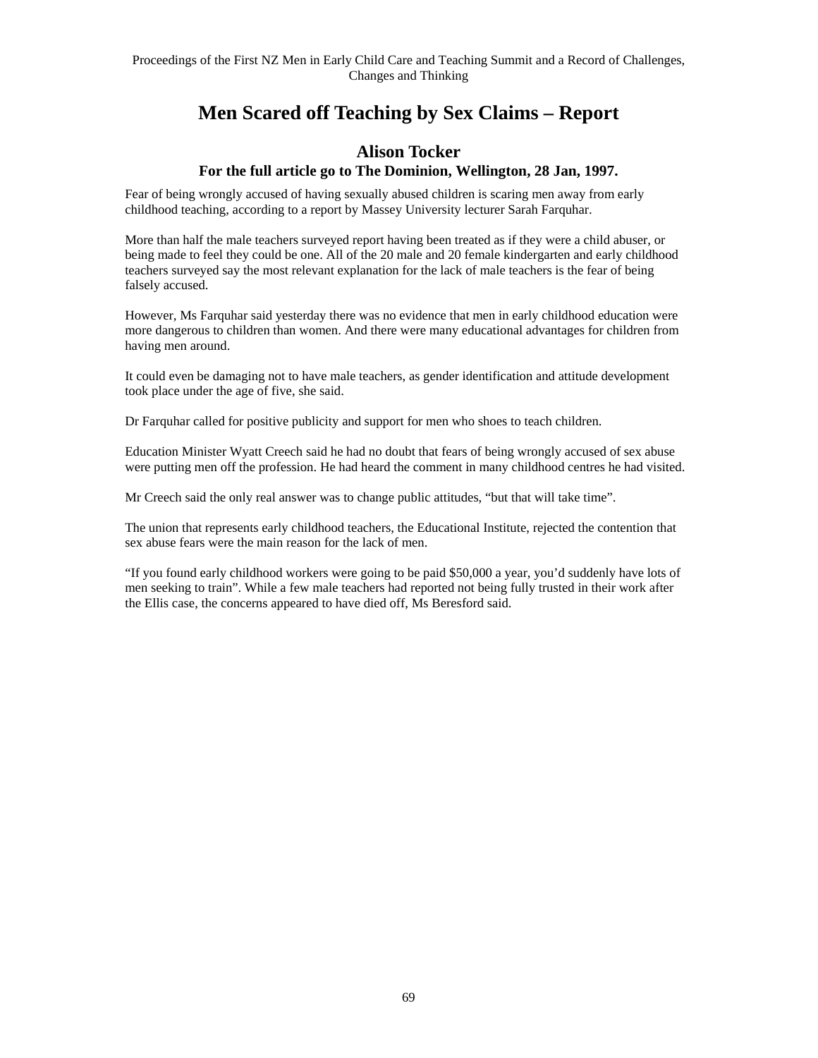# Men Scared off Teaching by Sex Claims – Report

## Alison Tocker

### For the full article go to The Dominion, Wellington, 28 Jan, 1997.

Fear of being wrongly accused of having sexually abused children is scaring men away from early childhood teaching, according to a report by Massey University lecturer Sarah Farquhar.

More than half the male teachers surveyed report having been treated as if they were a child abuser, or being made to feel they could be one. All of the 20 male and 20 female kindergarten and early childhood teachers surveyed say the most relevant explanation for the lack of male teachers is the fear of being falsely accused.

However, Ms Farquhar said yesterday there was no evidence that men in early childhood education were more dangerous to children than women. And there were many educational advantages for children from having men around.

It could even be damaging not to have male teachers, as gender identification and attitude development took place under the age of five, she said.

Dr Farquhar called for positive publicity and support for men who shoes to teach children.

Education Minister Wyatt Creech said he had no doubt that fears of being wrongly accused of sex abuse were putting men off the profession. He had heard the comment in many childhood centres he had visited.

Mr Creech said the only real answer was to change public attitudes, "but that will take time".

The union that represents early childhood teachers, the Educational Institute, rejected the contention that sex abuse fears were the main reason for the lack of men.

"If you found early childhood workers were going to be paid $50,000 a year, you'd suddenly have lots of men seeking to train". While a few male teachers had reported not being fully trusted in their work after the Ellis case, the concerns appeared to have died off, Ms Beresford said.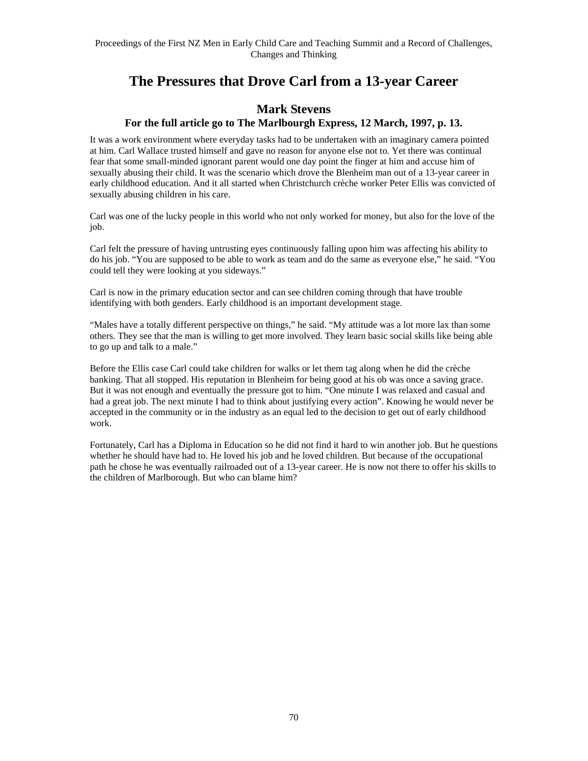# The Pressures that Drove Carl from a 13-year Career

## Mark Stevens

### For the full article go to The Marlbourgh Express, 12 March, 1997, p. 13.

It was a work environment where everyday tasks had to be undertaken with an imaginary camera pointed at him. Carl Wallace trusted himself and gave no reason for anyone else not to. Yet there was continual fear that some small-minded ignorant parent would one day point the finger at him and accuse him of sexually abusing their child. It was the scenario which drove the Blenheim man out of a 13-year career in early childhood education. And it all started when Christchurch crèche worker Peter Ellis was convicted of sexually abusing children in his care.

Carl was one of the lucky people in this world who not only worked for money, but also for the love of the job.

Carl felt the pressure of having untrusting eyes continuously falling upon him was affecting his ability to do his job. "You are supposed to be able to work as team and do the same as everyone else," he said. "You could tell they were looking at you sideways."

Carl is now in the primary education sector and can see children coming through that have trouble identifying with both genders. Early childhood is an important development stage.

"Males have a totally different perspective on things," he said. "My attitude was a lot more lax than some others. They see that the man is willing to get more involved. They learn basic social skills like being able to go up and talk to a male."

Before the Ellis case Carl could take children for walks or let them tag along when he did the crèche banking. That all stopped. His reputation in Blenheim for being good at his ob was once a saving grace. But it was not enough and eventually the pressure got to him. "One minute I was relaxed and casual and had a great job. The next minute I had to think about justifying every action". Knowing he would never be accepted in the community or in the industry as an equal led to the decision to get out of early childhood work.

Fortunately, Carl has a Diploma in Education so he did not find it hard to win another job. But he questions whether he should have had to. He loved his job and he loved children. But because of the occupational path he chose he was eventually railroaded out of a 13-year career. He is now not there to offer his skills to the children of Marlborough. But who can blame him?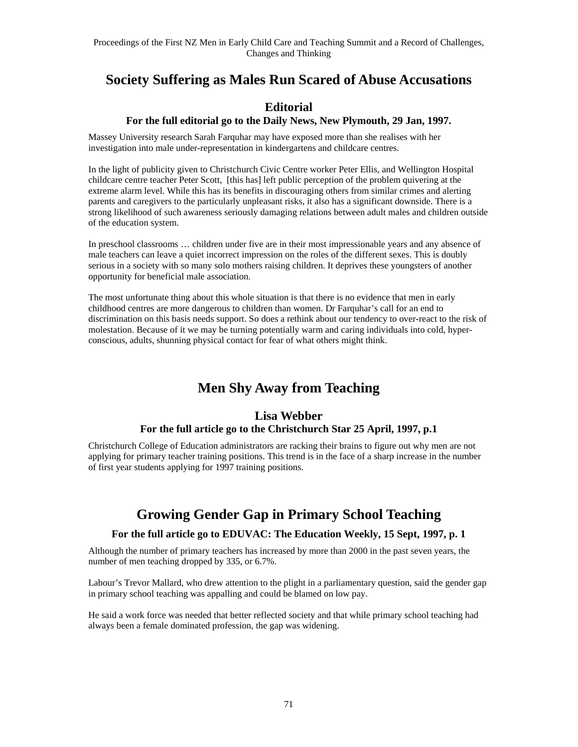## Society Suffering as Males Run Scared of Abuse Accusations

### Editorial

**For the full editorial go to the Daily News, New Plymouth, 29 Jan, 1997.**

Massey University research Sarah Farquhar may have exposed more than she realises with her investigation into male under-representation in kindergartens and childcare centres.

In the light of publicity given to Christchurch Civic Centre worker Peter Ellis, and Wellington Hospital childcare centre teacher Peter Scott, [this has] left public perception of the problem quivering at the extreme alarm level. While this has its benefits in discouraging others from similar crimes and alerting parents and caregivers to the particularly unpleasant risks, it also has a significant downside. There is a strong likelihood of such awareness seriously damaging relations between adult males and children outside of the education system.

In preschool classrooms … children under five are in their most impressionable years and any absence of male teachers can leave a quiet incorrect impression on the roles of the different sexes. This is doubly serious in a society with so many solo mothers raising children. It deprives these youngsters of another opportunity for beneficial male association.

The most unfortunate thing about this whole situation is that there is no evidence that men in early childhood centres are more dangerous to children than women. Dr Farquhar's call for an end to discrimination on this basis needs support. So does a rethink about our tendency to over-react to the risk of molestation. Because of it we may be turning potentially warm and caring individuals into cold, hyper-conscious, adults, shunning physical contact for fear of what others might think.

## Men Shy Away from Teaching

### Lisa Webber

**For the full article go to the Christchurch Star 25 April, 1997, p.1**

Christchurch College of Education administrators are racking their brains to figure out why men are not applying for primary teacher training positions. This trend is in the face of a sharp increase in the number of first year students applying for 1997 training positions.

## Growing Gender Gap in Primary School Teaching

**For the full article go to EDUVAC: The Education Weekly, 15 Sept, 1997, p. 1**

Although the number of primary teachers has increased by more than 2000 in the past seven years, the number of men teaching dropped by 335, or 6.7%.

Labour's Trevor Mallard, who drew attention to the plight in a parliamentary question, said the gender gap in primary school teaching was appalling and could be blamed on low pay.

He said a work force was needed that better reflected society and that while primary school teaching had always been a female dominated profession, the gap was widening.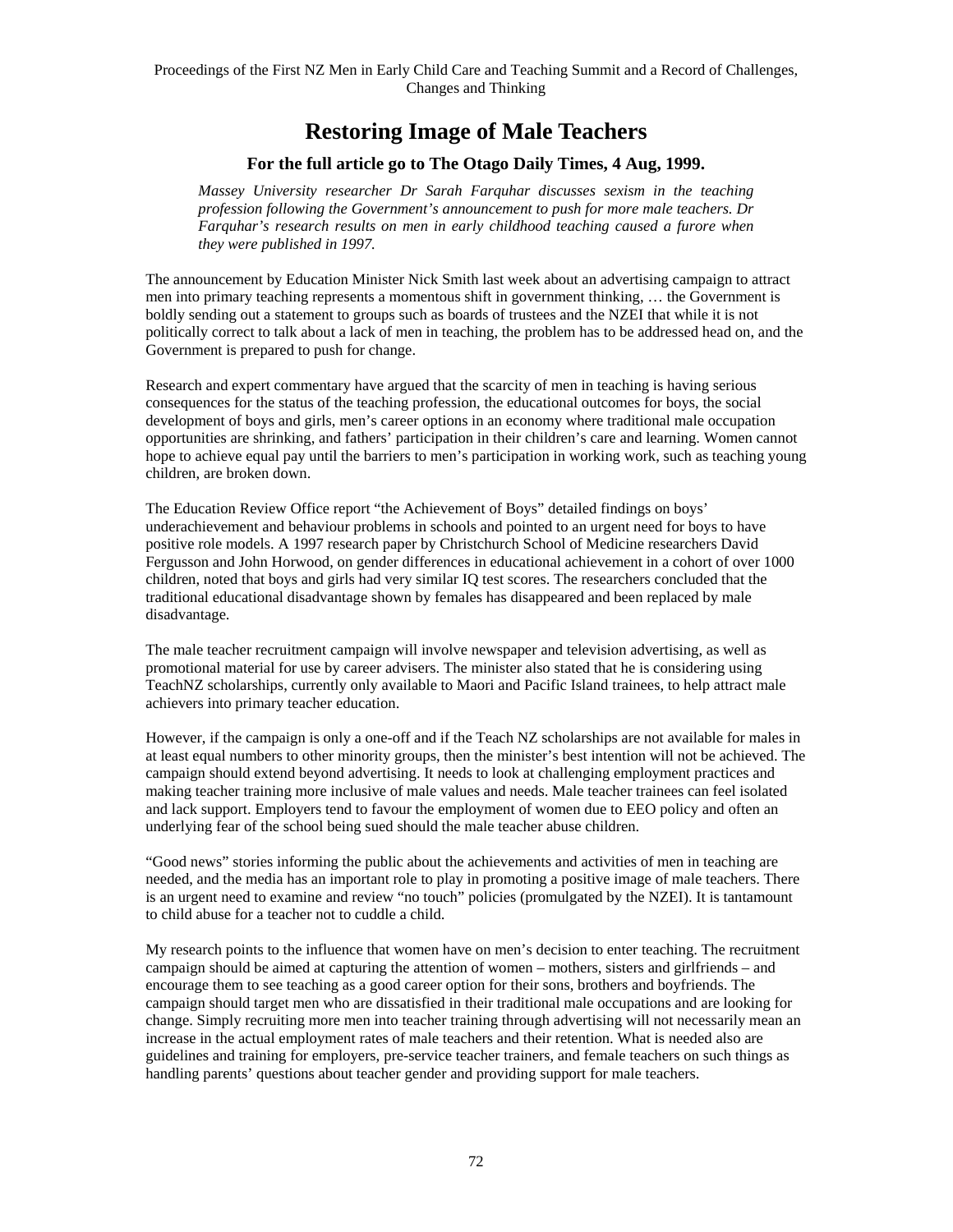# Restoring Image of Male Teachers

### For the full article go to The Otago Daily Times, 4 Aug, 1999.

*Massey University researcher Dr Sarah Farquhar discusses sexism in the teaching profession following the Government's announcement to push for more male teachers. Dr Farquhar's research results on men in early childhood teaching caused a furore when they were published in 1997.*

The announcement by Education Minister Nick Smith last week about an advertising campaign to attract men into primary teaching represents a momentous shift in government thinking, … the Government is boldly sending out a statement to groups such as boards of trustees and the NZEI that while it is not politically correct to talk about a lack of men in teaching, the problem has to be addressed head on, and the Government is prepared to push for change.

Research and expert commentary have argued that the scarcity of men in teaching is having serious consequences for the status of the teaching profession, the educational outcomes for boys, the social development of boys and girls, men's career options in an economy where traditional male occupation opportunities are shrinking, and fathers' participation in their children's care and learning. Women cannot hope to achieve equal pay until the barriers to men's participation in working work, such as teaching young children, are broken down.

The Education Review Office report "the Achievement of Boys" detailed findings on boys' underachievement and behaviour problems in schools and pointed to an urgent need for boys to have positive role models. A 1997 research paper by Christchurch School of Medicine researchers David Fergusson and John Horwood, on gender differences in educational achievement in a cohort of over 1000 children, noted that boys and girls had very similar IQ test scores. The researchers concluded that the traditional educational disadvantage shown by females has disappeared and been replaced by male disadvantage.

The male teacher recruitment campaign will involve newspaper and television advertising, as well as promotional material for use by career advisers. The minister also stated that he is considering using TeachNZ scholarships, currently only available to Maori and Pacific Island trainees, to help attract male achievers into primary teacher education.

However, if the campaign is only a one-off and if the Teach NZ scholarships are not available for males in at least equal numbers to other minority groups, then the minister's best intention will not be achieved. The campaign should extend beyond advertising. It needs to look at challenging employment practices and making teacher training more inclusive of male values and needs. Male teacher trainees can feel isolated and lack support. Employers tend to favour the employment of women due to EEO policy and often an underlying fear of the school being sued should the male teacher abuse children.

"Good news" stories informing the public about the achievements and activities of men in teaching are needed, and the media has an important role to play in promoting a positive image of male teachers. There is an urgent need to examine and review "no touch" policies (promulgated by the NZEI). It is tantamount to child abuse for a teacher not to cuddle a child.

My research points to the influence that women have on men's decision to enter teaching. The recruitment campaign should be aimed at capturing the attention of women – mothers, sisters and girlfriends – and encourage them to see teaching as a good career option for their sons, brothers and boyfriends. The campaign should target men who are dissatisfied in their traditional male occupations and are looking for change. Simply recruiting more men into teacher training through advertising will not necessarily mean an increase in the actual employment rates of male teachers and their retention. What is needed also are guidelines and training for employers, pre-service teacher trainers, and female teachers on such things as handling parents' questions about teacher gender and providing support for male teachers.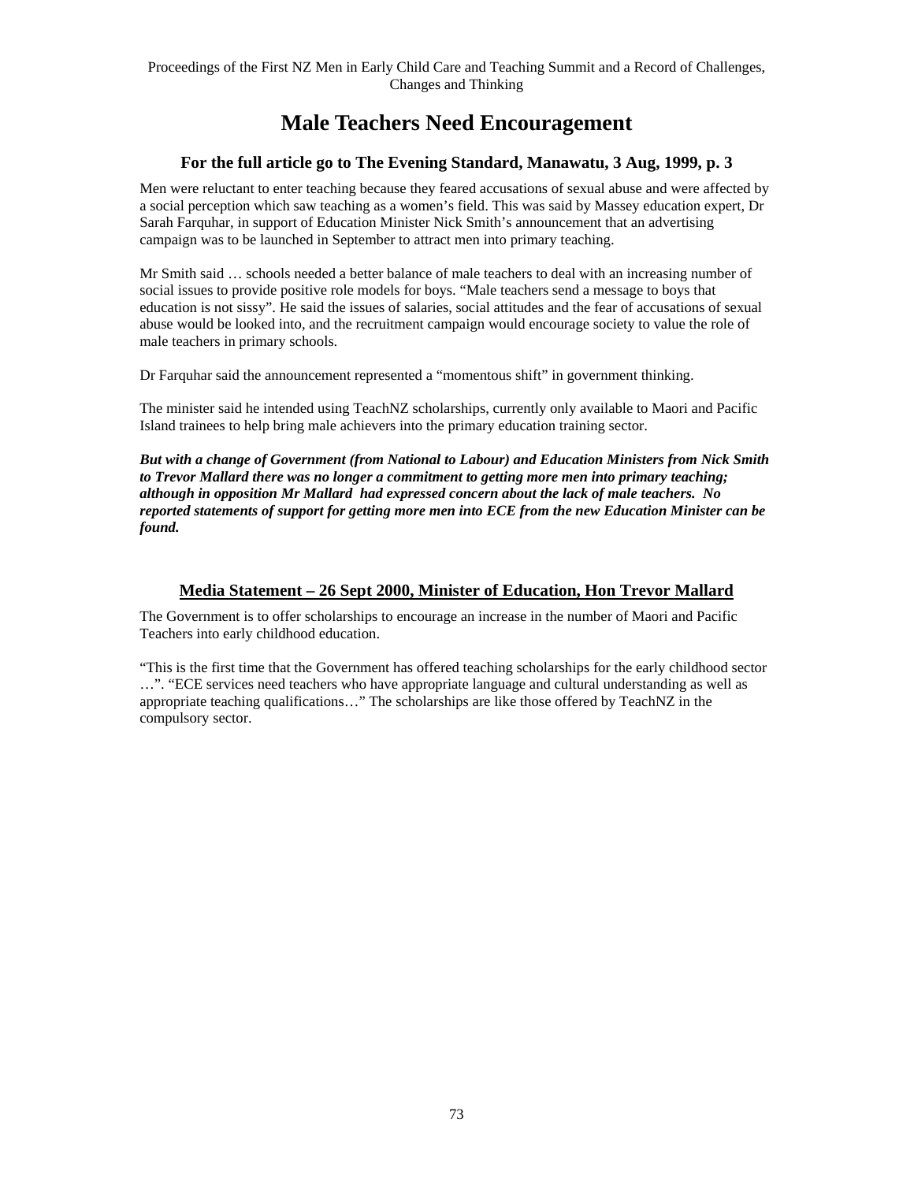# Male Teachers Need Encouragement

### For the full article go to The Evening Standard, Manawatu, 3 Aug, 1999, p. 3

Men were reluctant to enter teaching because they feared accusations of sexual abuse and were affected by a social perception which saw teaching as a women's field. This was said by Massey education expert, Dr Sarah Farquhar, in support of Education Minister Nick Smith's announcement that an advertising campaign was to be launched in September to attract men into primary teaching.

Mr Smith said … schools needed a better balance of male teachers to deal with an increasing number of social issues to provide positive role models for boys. "Male teachers send a message to boys that education is not sissy". He said the issues of salaries, social attitudes and the fear of accusations of sexual abuse would be looked into, and the recruitment campaign would encourage society to value the role of male teachers in primary schools.

Dr Farquhar said the announcement represented a "momentous shift" in government thinking.

The minister said he intended using TeachNZ scholarships, currently only available to Maori and Pacific Island trainees to help bring male achievers into the primary education training sector.

***But with a change of Government (from National to Labour) and Education Ministers from Nick Smith to Trevor Mallard there was no longer a commitment to getting more men into primary teaching; although in opposition Mr Mallard had expressed concern about the lack of male teachers. No reported statements of support for getting more men into ECE from the new Education Minister can be found.***

### Media Statement – 26 Sept 2000, Minister of Education, Hon Trevor Mallard

The Government is to offer scholarships to encourage an increase in the number of Maori and Pacific Teachers into early childhood education.

"This is the first time that the Government has offered teaching scholarships for the early childhood sector …". "ECE services need teachers who have appropriate language and cultural understanding as well as appropriate teaching qualifications…" The scholarships are like those offered by TeachNZ in the compulsory sector.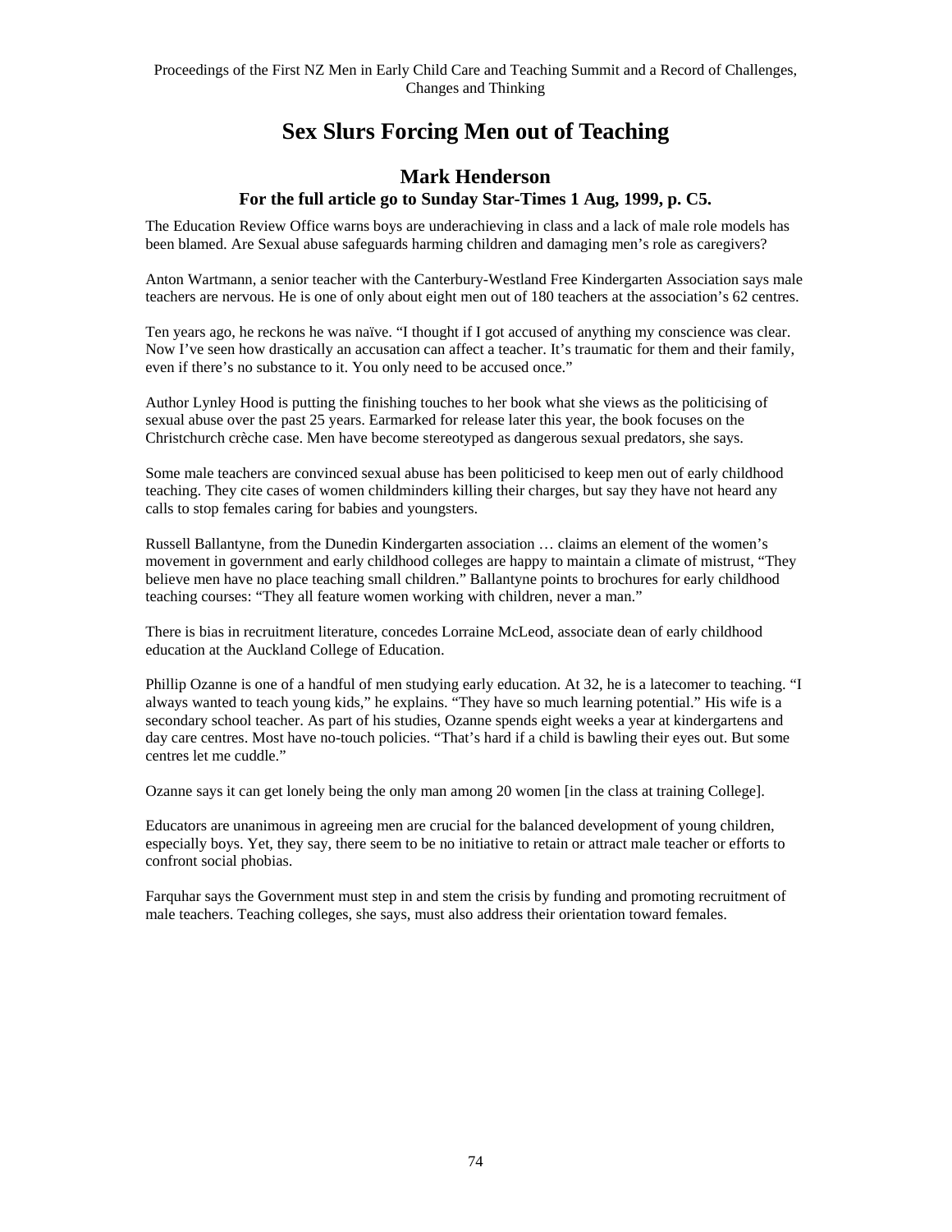# Sex Slurs Forcing Men out of Teaching

## Mark Henderson

**For the full article go to Sunday Star-Times 1 Aug, 1999, p. C5.**

The Education Review Office warns boys are underachieving in class and a lack of male role models has been blamed. Are Sexual abuse safeguards harming children and damaging men's role as caregivers?

Anton Wartmann, a senior teacher with the Canterbury-Westland Free Kindergarten Association says male teachers are nervous. He is one of only about eight men out of 180 teachers at the association's 62 centres.

Ten years ago, he reckons he was naïve. "I thought if I got accused of anything my conscience was clear. Now I've seen how drastically an accusation can affect a teacher. It's traumatic for them and their family, even if there's no substance to it. You only need to be accused once."

Author Lynley Hood is putting the finishing touches to her book what she views as the politicising of sexual abuse over the past 25 years. Earmarked for release later this year, the book focuses on the Christchurch crèche case. Men have become stereotyped as dangerous sexual predators, she says.

Some male teachers are convinced sexual abuse has been politicised to keep men out of early childhood teaching. They cite cases of women childminders killing their charges, but say they have not heard any calls to stop females caring for babies and youngsters.

Russell Ballantyne, from the Dunedin Kindergarten association … claims an element of the women's movement in government and early childhood colleges are happy to maintain a climate of mistrust, "They believe men have no place teaching small children." Ballantyne points to brochures for early childhood teaching courses: "They all feature women working with children, never a man."

There is bias in recruitment literature, concedes Lorraine McLeod, associate dean of early childhood education at the Auckland College of Education.

Phillip Ozanne is one of a handful of men studying early education. At 32, he is a latecomer to teaching. "I always wanted to teach young kids," he explains. "They have so much learning potential." His wife is a secondary school teacher. As part of his studies, Ozanne spends eight weeks a year at kindergartens and day care centres. Most have no-touch policies. "That's hard if a child is bawling their eyes out. But some centres let me cuddle."

Ozanne says it can get lonely being the only man among 20 women [in the class at training College].

Educators are unanimous in agreeing men are crucial for the balanced development of young children, especially boys. Yet, they say, there seem to be no initiative to retain or attract male teacher or efforts to confront social phobias.

Farquhar says the Government must step in and stem the crisis by funding and promoting recruitment of male teachers. Teaching colleges, she says, must also address their orientation toward females.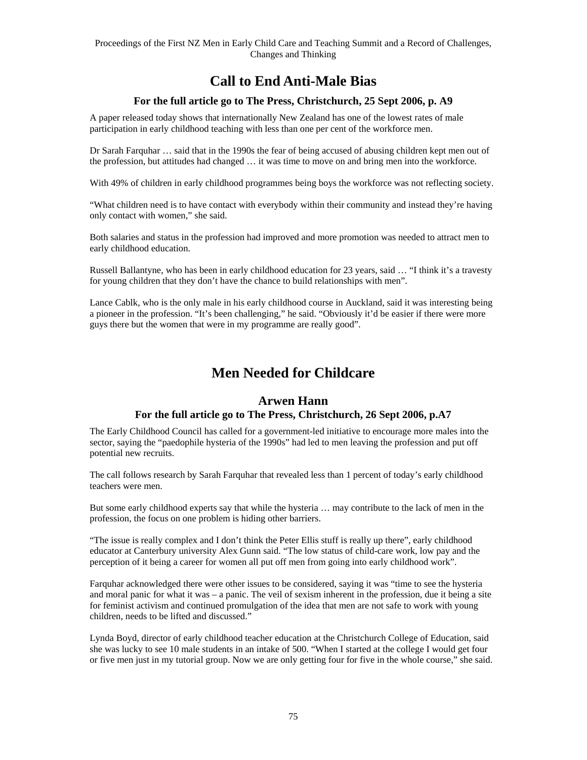# Call to End Anti-Male Bias

### For the full article go to The Press, Christchurch, 25 Sept 2006, p. A9

A paper released today shows that internationally New Zealand has one of the lowest rates of male participation in early childhood teaching with less than one per cent of the workforce men.

Dr Sarah Farquhar … said that in the 1990s the fear of being accused of abusing children kept men out of the profession, but attitudes had changed … it was time to move on and bring men into the workforce.

With 49% of children in early childhood programmes being boys the workforce was not reflecting society.

"What children need is to have contact with everybody within their community and instead they're having only contact with women," she said.

Both salaries and status in the profession had improved and more promotion was needed to attract men to early childhood education.

Russell Ballantyne, who has been in early childhood education for 23 years, said … "I think it's a travesty for young children that they don't have the chance to build relationships with men".

Lance Cablk, who is the only male in his early childhood course in Auckland, said it was interesting being a pioneer in the profession. "It's been challenging," he said. "Obviously it'd be easier if there were more guys there but the women that were in my programme are really good".

# Men Needed for Childcare

## Arwen Hann

### For the full article go to The Press, Christchurch, 26 Sept 2006, p.A7

The Early Childhood Council has called for a government-led initiative to encourage more males into the sector, saying the "paedophile hysteria of the 1990s" had led to men leaving the profession and put off potential new recruits.

The call follows research by Sarah Farquhar that revealed less than 1 percent of today's early childhood teachers were men.

But some early childhood experts say that while the hysteria … may contribute to the lack of men in the profession, the focus on one problem is hiding other barriers.

"The issue is really complex and I don't think the Peter Ellis stuff is really up there", early childhood educator at Canterbury university Alex Gunn said. "The low status of child-care work, low pay and the perception of it being a career for women all put off men from going into early childhood work".

Farquhar acknowledged there were other issues to be considered, saying it was "time to see the hysteria and moral panic for what it was – a panic. The veil of sexism inherent in the profession, due it being a site for feminist activism and continued promulgation of the idea that men are not safe to work with young children, needs to be lifted and discussed."

Lynda Boyd, director of early childhood teacher education at the Christchurch College of Education, said she was lucky to see 10 male students in an intake of 500. "When I started at the college I would get four or five men just in my tutorial group. Now we are only getting four for five in the whole course," she said.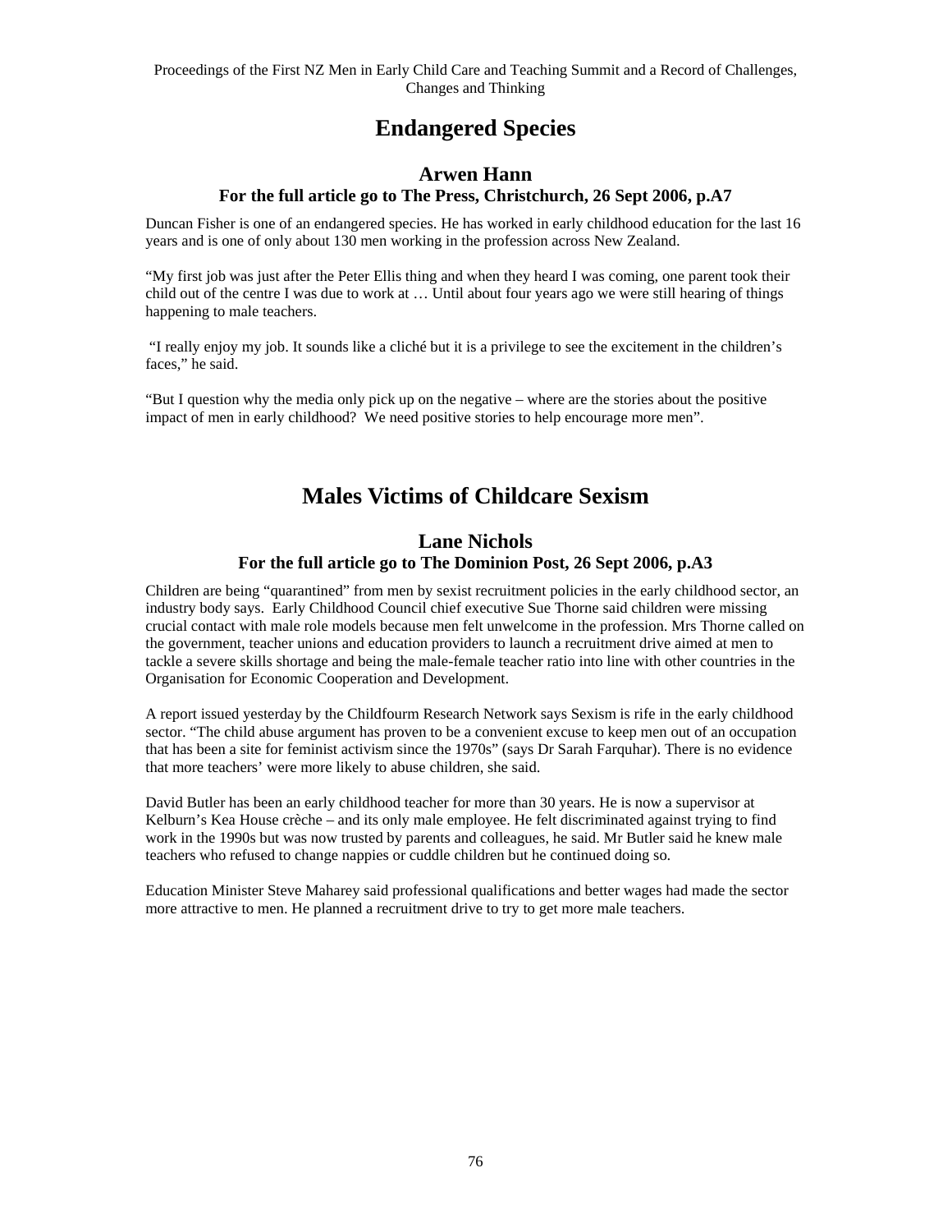# Endangered Species

### Arwen Hann

**For the full article go to The Press, Christchurch, 26 Sept 2006, p.A7**

Duncan Fisher is one of an endangered species. He has worked in early childhood education for the last 16 years and is one of only about 130 men working in the profession across New Zealand.

"My first job was just after the Peter Ellis thing and when they heard I was coming, one parent took their child out of the centre I was due to work at … Until about four years ago we were still hearing of things happening to male teachers.

"I really enjoy my job. It sounds like a cliché but it is a privilege to see the excitement in the children's faces," he said.

"But I question why the media only pick up on the negative – where are the stories about the positive impact of men in early childhood? We need positive stories to help encourage more men".

# Males Victims of Childcare Sexism

### Lane Nichols

**For the full article go to The Dominion Post, 26 Sept 2006, p.A3**

Children are being "quarantined" from men by sexist recruitment policies in the early childhood sector, an industry body says. Early Childhood Council chief executive Sue Thorne said children were missing crucial contact with male role models because men felt unwelcome in the profession. Mrs Thorne called on the government, teacher unions and education providers to launch a recruitment drive aimed at men to tackle a severe skills shortage and being the male-female teacher ratio into line with other countries in the Organisation for Economic Cooperation and Development.

A report issued yesterday by the Childfourm Research Network says Sexism is rife in the early childhood sector. "The child abuse argument has proven to be a convenient excuse to keep men out of an occupation that has been a site for feminist activism since the 1970s" (says Dr Sarah Farquhar). There is no evidence that more teachers' were more likely to abuse children, she said.

David Butler has been an early childhood teacher for more than 30 years. He is now a supervisor at Kelburn's Kea House crèche – and its only male employee. He felt discriminated against trying to find work in the 1990s but was now trusted by parents and colleagues, he said. Mr Butler said he knew male teachers who refused to change nappies or cuddle children but he continued doing so.

Education Minister Steve Maharey said professional qualifications and better wages had made the sector more attractive to men. He planned a recruitment drive to try to get more male teachers.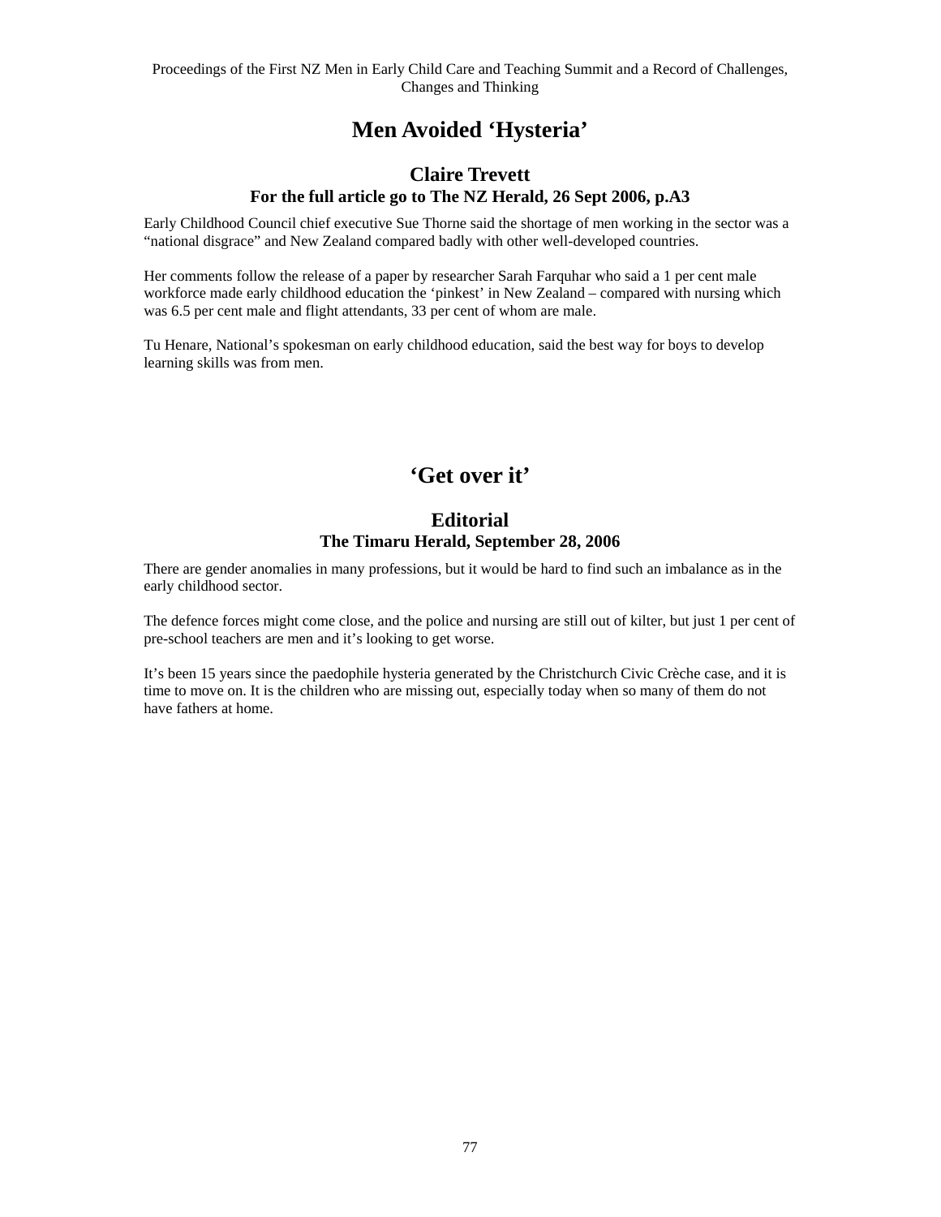# Men Avoided 'Hysteria'

## Claire Trevett

### For the full article go to The NZ Herald, 26 Sept 2006, p.A3

Early Childhood Council chief executive Sue Thorne said the shortage of men working in the sector was a "national disgrace" and New Zealand compared badly with other well-developed countries.

Her comments follow the release of a paper by researcher Sarah Farquhar who said a 1 per cent male workforce made early childhood education the 'pinkest' in New Zealand – compared with nursing which was 6.5 per cent male and flight attendants, 33 per cent of whom are male.

Tu Henare, National's spokesman on early childhood education, said the best way for boys to develop learning skills was from men.

# 'Get over it'

## Editorial

### The Timaru Herald, September 28, 2006

There are gender anomalies in many professions, but it would be hard to find such an imbalance as in the early childhood sector.

The defence forces might come close, and the police and nursing are still out of kilter, but just 1 per cent of pre-school teachers are men and it's looking to get worse.

It's been 15 years since the paedophile hysteria generated by the Christchurch Civic Crèche case, and it is time to move on. It is the children who are missing out, especially today when so many of them do not have fathers at home.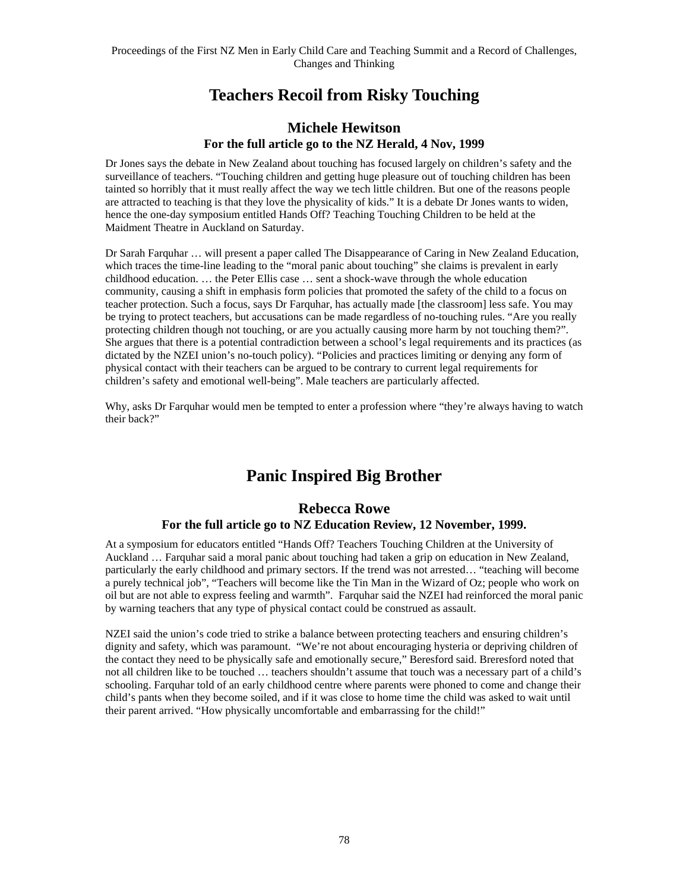# Teachers Recoil from Risky Touching

## Michele Hewitson

**For the full article go to the NZ Herald, 4 Nov, 1999**

Dr Jones says the debate in New Zealand about touching has focused largely on children's safety and the surveillance of teachers. "Touching children and getting huge pleasure out of touching children has been tainted so horribly that it must really affect the way we tech little children. But one of the reasons people are attracted to teaching is that they love the physicality of kids." It is a debate Dr Jones wants to widen, hence the one-day symposium entitled Hands Off? Teaching Touching Children to be held at the Maidment Theatre in Auckland on Saturday.

Dr Sarah Farquhar … will present a paper called The Disappearance of Caring in New Zealand Education, which traces the time-line leading to the "moral panic about touching" she claims is prevalent in early childhood education. … the Peter Ellis case … sent a shock-wave through the whole education community, causing a shift in emphasis form policies that promoted the safety of the child to a focus on teacher protection. Such a focus, says Dr Farquhar, has actually made [the classroom] less safe. You may be trying to protect teachers, but accusations can be made regardless of no-touching rules. "Are you really protecting children though not touching, or are you actually causing more harm by not touching them?". She argues that there is a potential contradiction between a school's legal requirements and its practices (as dictated by the NZEI union's no-touch policy). "Policies and practices limiting or denying any form of physical contact with their teachers can be argued to be contrary to current legal requirements for children's safety and emotional well-being". Male teachers are particularly affected.

Why, asks Dr Farquhar would men be tempted to enter a profession where "they're always having to watch their back?"

# Panic Inspired Big Brother

## Rebecca Rowe

**For the full article go to NZ Education Review, 12 November, 1999.**

At a symposium for educators entitled "Hands Off? Teachers Touching Children at the University of Auckland … Farquhar said a moral panic about touching had taken a grip on education in New Zealand, particularly the early childhood and primary sectors. If the trend was not arrested… "teaching will become a purely technical job", "Teachers will become like the Tin Man in the Wizard of Oz; people who work on oil but are not able to express feeling and warmth". Farquhar said the NZEI had reinforced the moral panic by warning teachers that any type of physical contact could be construed as assault.

NZEI said the union's code tried to strike a balance between protecting teachers and ensuring children's dignity and safety, which was paramount. "We're not about encouraging hysteria or depriving children of the contact they need to be physically safe and emotionally secure," Beresford said. Breresford noted that not all children like to be touched … teachers shouldn't assume that touch was a necessary part of a child's schooling. Farquhar told of an early childhood centre where parents were phoned to come and change their child's pants when they become soiled, and if it was close to home time the child was asked to wait until their parent arrived. "How physically uncomfortable and embarrassing for the child!"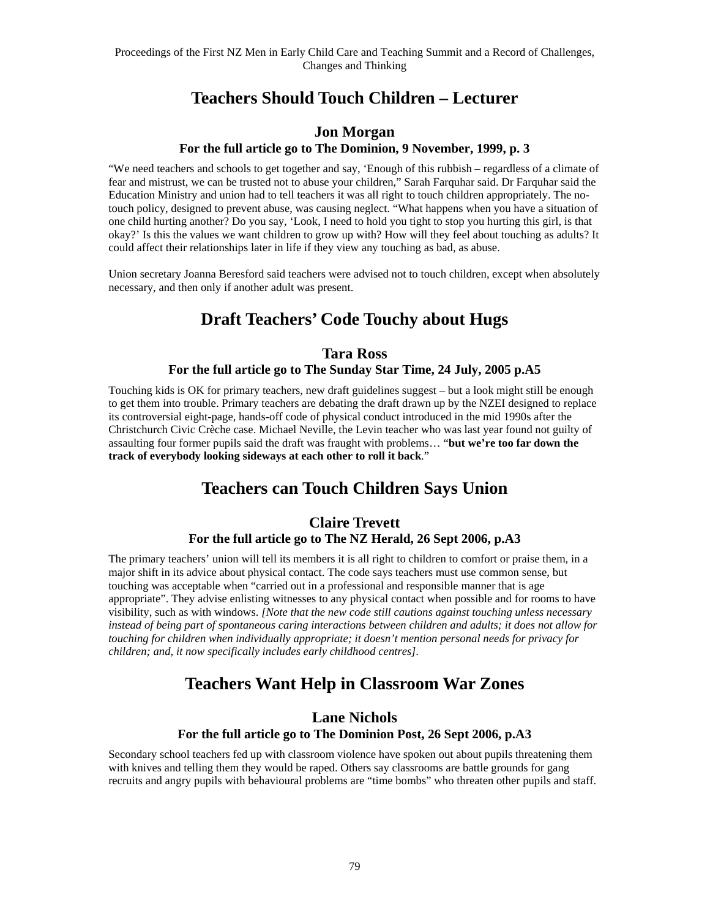## Teachers Should Touch Children – Lecturer

### Jon Morgan

**For the full article go to The Dominion, 9 November, 1999, p. 3**

"We need teachers and schools to get together and say, 'Enough of this rubbish – regardless of a climate of fear and mistrust, we can be trusted not to abuse your children," Sarah Farquhar said. Dr Farquhar said the Education Ministry and union had to tell teachers it was all right to touch children appropriately. The no-touch policy, designed to prevent abuse, was causing neglect. "What happens when you have a situation of one child hurting another? Do you say, 'Look, I need to hold you tight to stop you hurting this girl, is that okay?' Is this the values we want children to grow up with? How will they feel about touching as adults? It could affect their relationships later in life if they view any touching as bad, as abuse.

Union secretary Joanna Beresford said teachers were advised not to touch children, except when absolutely necessary, and then only if another adult was present.

## Draft Teachers' Code Touchy about Hugs

### Tara Ross

**For the full article go to The Sunday Star Time, 24 July, 2005 p.A5**

Touching kids is OK for primary teachers, new draft guidelines suggest – but a look might still be enough to get them into trouble. Primary teachers are debating the draft drawn up by the NZEI designed to replace its controversial eight-page, hands-off code of physical conduct introduced in the mid 1990s after the Christchurch Civic Crèche case. Michael Neville, the Levin teacher who was last year found not guilty of assaulting four former pupils said the draft was fraught with problems… "**but we're too far down the track of everybody looking sideways at each other to roll it back**."

## Teachers can Touch Children Says Union

### Claire Trevett

**For the full article go to The NZ Herald, 26 Sept 2006, p.A3**

The primary teachers' union will tell its members it is all right to children to comfort or praise them, in a major shift in its advice about physical contact. The code says teachers must use common sense, but touching was acceptable when "carried out in a professional and responsible manner that is age appropriate". They advise enlisting witnesses to any physical contact when possible and for rooms to have visibility, such as with windows. *[Note that the new code still cautions against touching unless necessary instead of being part of spontaneous caring interactions between children and adults; it does not allow for touching for children when individually appropriate; it doesn't mention personal needs for privacy for children; and, it now specifically includes early childhood centres]*.

## Teachers Want Help in Classroom War Zones

### Lane Nichols

**For the full article go to The Dominion Post, 26 Sept 2006, p.A3**

Secondary school teachers fed up with classroom violence have spoken out about pupils threatening them with knives and telling them they would be raped. Others say classrooms are battle grounds for gang recruits and angry pupils with behavioural problems are "time bombs" who threaten other pupils and staff.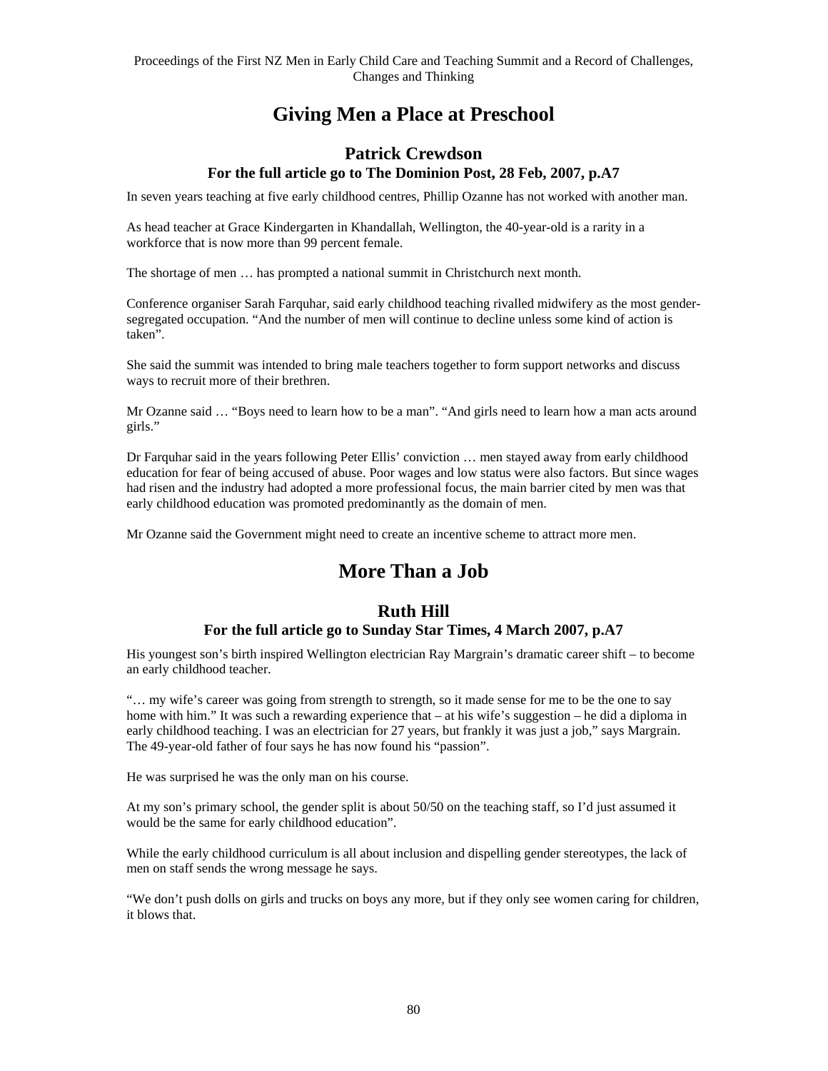# Giving Men a Place at Preschool

### Patrick Crewdson

**For the full article go to The Dominion Post, 28 Feb, 2007, p.A7**

In seven years teaching at five early childhood centres, Phillip Ozanne has not worked with another man.

As head teacher at Grace Kindergarten in Khandallah, Wellington, the 40-year-old is a rarity in a workforce that is now more than 99 percent female.

The shortage of men … has prompted a national summit in Christchurch next month.

Conference organiser Sarah Farquhar, said early childhood teaching rivalled midwifery as the most gender-segregated occupation. “And the number of men will continue to decline unless some kind of action is taken”.

She said the summit was intended to bring male teachers together to form support networks and discuss ways to recruit more of their brethren.

Mr Ozanne said … “Boys need to learn how to be a man”. “And girls need to learn how a man acts around girls.”

Dr Farquhar said in the years following Peter Ellis’ conviction … men stayed away from early childhood education for fear of being accused of abuse. Poor wages and low status were also factors. But since wages had risen and the industry had adopted a more professional focus, the main barrier cited by men was that early childhood education was promoted predominantly as the domain of men.

Mr Ozanne said the Government might need to create an incentive scheme to attract more men.

# More Than a Job

### Ruth Hill

**For the full article go to Sunday Star Times, 4 March 2007, p.A7**

His youngest son’s birth inspired Wellington electrician Ray Margrain’s dramatic career shift – to become an early childhood teacher.

“… my wife’s career was going from strength to strength, so it made sense for me to be the one to say home with him.” It was such a rewarding experience that – at his wife’s suggestion – he did a diploma in early childhood teaching. I was an electrician for 27 years, but frankly it was just a job,” says Margrain. The 49-year-old father of four says he has now found his “passion”.

He was surprised he was the only man on his course.

At my son’s primary school, the gender split is about 50/50 on the teaching staff, so I’d just assumed it would be the same for early childhood education”.

While the early childhood curriculum is all about inclusion and dispelling gender stereotypes, the lack of men on staff sends the wrong message he says.

“We don’t push dolls on girls and trucks on boys any more, but if they only see women caring for children, it blows that.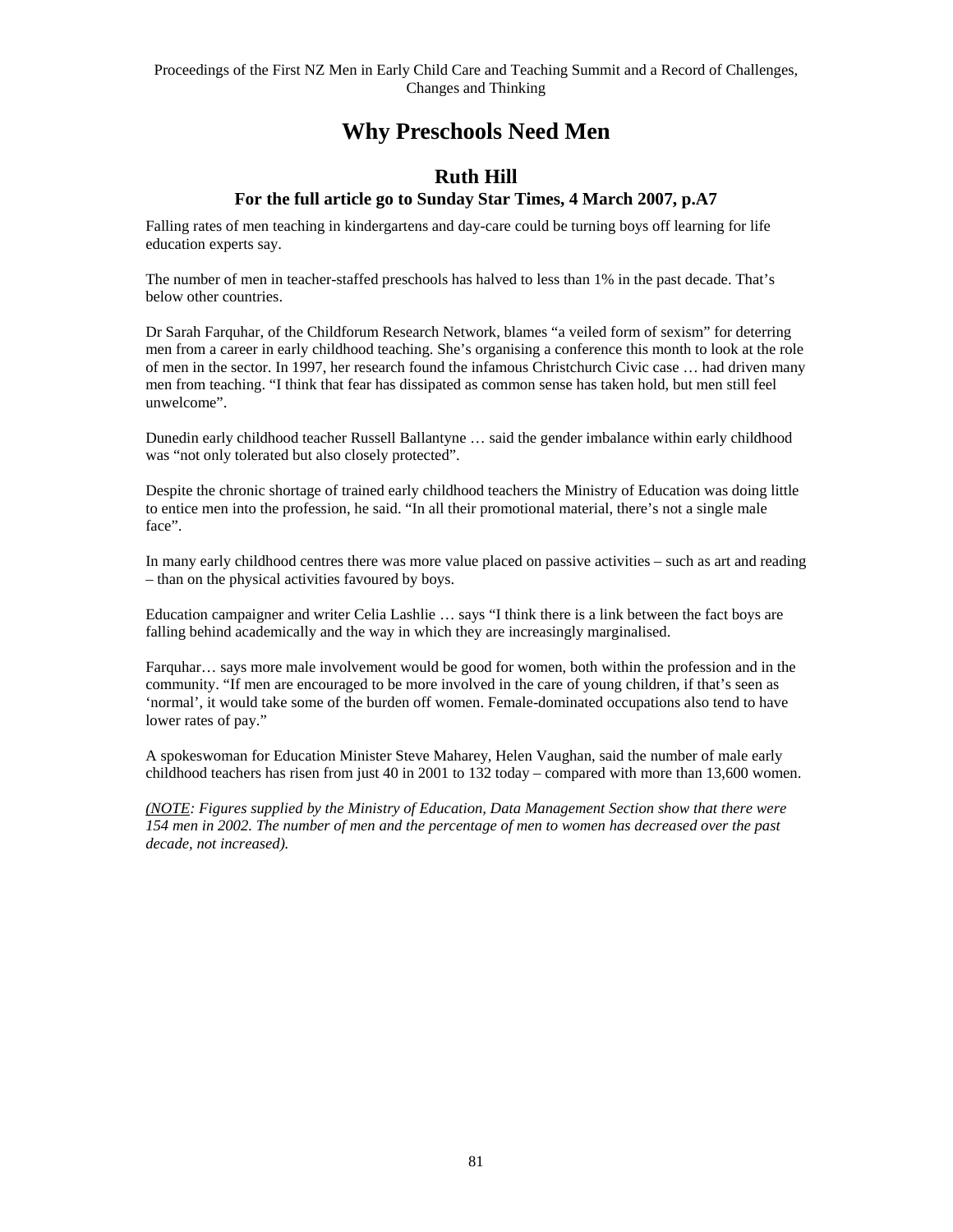# Why Preschools Need Men

## Ruth Hill

### For the full article go to Sunday Star Times, 4 March 2007, p.A7

Falling rates of men teaching in kindergartens and day-care could be turning boys off learning for life education experts say.

The number of men in teacher-staffed preschools has halved to less than 1% in the past decade. That's below other countries.

Dr Sarah Farquhar, of the Childforum Research Network, blames "a veiled form of sexism" for deterring men from a career in early childhood teaching. She's organising a conference this month to look at the role of men in the sector. In 1997, her research found the infamous Christchurch Civic case … had driven many men from teaching. "I think that fear has dissipated as common sense has taken hold, but men still feel unwelcome".

Dunedin early childhood teacher Russell Ballantyne … said the gender imbalance within early childhood was "not only tolerated but also closely protected".

Despite the chronic shortage of trained early childhood teachers the Ministry of Education was doing little to entice men into the profession, he said. "In all their promotional material, there's not a single male face".

In many early childhood centres there was more value placed on passive activities – such as art and reading – than on the physical activities favoured by boys.

Education campaigner and writer Celia Lashlie … says "I think there is a link between the fact boys are falling behind academically and the way in which they are increasingly marginalised.

Farquhar… says more male involvement would be good for women, both within the profession and in the community. "If men are encouraged to be more involved in the care of young children, if that's seen as 'normal', it would take some of the burden off women. Female-dominated occupations also tend to have lower rates of pay."

A spokeswoman for Education Minister Steve Maharey, Helen Vaughan, said the number of male early childhood teachers has risen from just 40 in 2001 to 132 today – compared with more than 13,600 women.

*(<u>NOTE</u>: Figures supplied by the Ministry of Education, Data Management Section show that there were 154 men in 2002. The number of men and the percentage of men to women has decreased over the past decade, not increased).*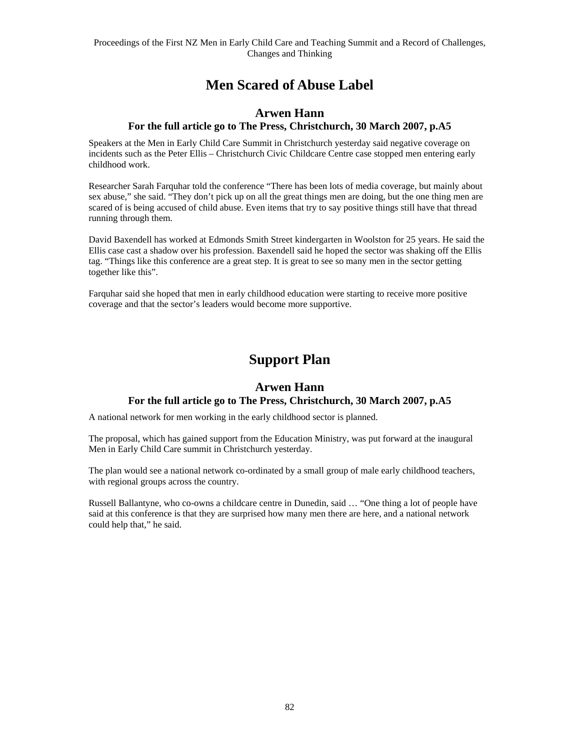# Men Scared of Abuse Label

## Arwen Hann

### For the full article go to The Press, Christchurch, 30 March 2007, p.A5

Speakers at the Men in Early Child Care Summit in Christchurch yesterday said negative coverage on incidents such as the Peter Ellis – Christchurch Civic Childcare Centre case stopped men entering early childhood work.

Researcher Sarah Farquhar told the conference "There has been lots of media coverage, but mainly about sex abuse," she said. "They don't pick up on all the great things men are doing, but the one thing men are scared of is being accused of child abuse. Even items that try to say positive things still have that thread running through them.

David Baxendell has worked at Edmonds Smith Street kindergarten in Woolston for 25 years. He said the Ellis case cast a shadow over his profession. Baxendell said he hoped the sector was shaking off the Ellis tag. "Things like this conference are a great step. It is great to see so many men in the sector getting together like this".

Farquhar said she hoped that men in early childhood education were starting to receive more positive coverage and that the sector's leaders would become more supportive.

# Support Plan

## Arwen Hann

### For the full article go to The Press, Christchurch, 30 March 2007, p.A5

A national network for men working in the early childhood sector is planned.

The proposal, which has gained support from the Education Ministry, was put forward at the inaugural Men in Early Child Care summit in Christchurch yesterday.

The plan would see a national network co-ordinated by a small group of male early childhood teachers, with regional groups across the country.

Russell Ballantyne, who co-owns a childcare centre in Dunedin, said … "One thing a lot of people have said at this conference is that they are surprised how many men there are here, and a national network could help that," he said.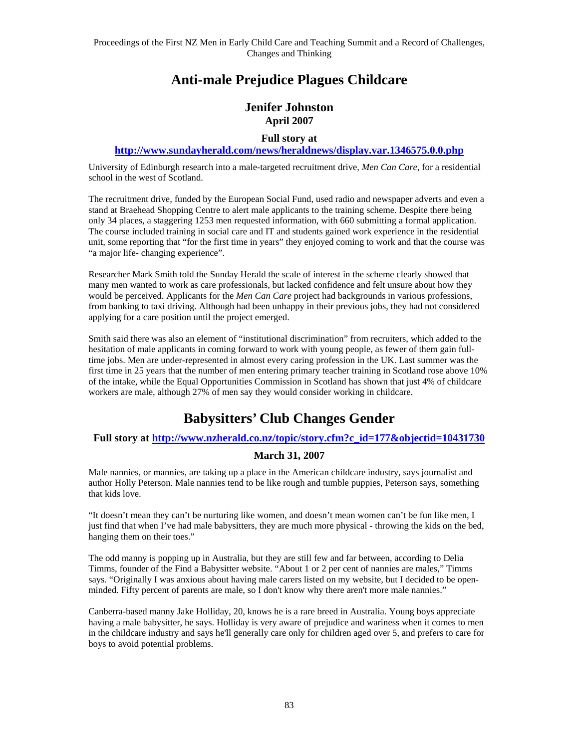# Anti-male Prejudice Plagues Childcare

## Jenifer Johnston
### April 2007

**Full story at**
**http://www.sundayherald.com/news/heraldnews/display.var.1346575.0.0.php**

University of Edinburgh research into a male-targeted recruitment drive, *Men Can Care*, for a residential school in the west of Scotland.

The recruitment drive, funded by the European Social Fund, used radio and newspaper adverts and even a stand at Braehead Shopping Centre to alert male applicants to the training scheme. Despite there being only 34 places, a staggering 1253 men requested information, with 660 submitting a formal application. The course included training in social care and IT and students gained work experience in the residential unit, some reporting that "for the first time in years" they enjoyed coming to work and that the course was "a major life- changing experience".

Researcher Mark Smith told the Sunday Herald the scale of interest in the scheme clearly showed that many men wanted to work as care professionals, but lacked confidence and felt unsure about how they would be perceived. Applicants for the *Men Can Care* project had backgrounds in various professions, from banking to taxi driving. Although had been unhappy in their previous jobs, they had not considered applying for a care position until the project emerged.

Smith said there was also an element of "institutional discrimination" from recruiters, which added to the hesitation of male applicants in coming forward to work with young people, as fewer of them gain full-time jobs. Men are under-represented in almost every caring profession in the UK. Last summer was the first time in 25 years that the number of men entering primary teacher training in Scotland rose above 10% of the intake, while the Equal Opportunities Commission in Scotland has shown that just 4% of childcare workers are male, although 27% of men say they would consider working in childcare.

# Babysitters' Club Changes Gender

**Full story at http://www.nzherald.co.nz/topic/story.cfm?c_id=177&objectid=10431730**

**March 31, 2007**

Male nannies, or mannies, are taking up a place in the American childcare industry, says journalist and author Holly Peterson. Male nannies tend to be like rough and tumble puppies, Peterson says, something that kids love.

"It doesn't mean they can't be nurturing like women, and doesn't mean women can't be fun like men, I just find that when I've had male babysitters, they are much more physical - throwing the kids on the bed, hanging them on their toes."

The odd manny is popping up in Australia, but they are still few and far between, according to Delia Timms, founder of the Find a Babysitter website. "About 1 or 2 per cent of nannies are males," Timms says. "Originally I was anxious about having male carers listed on my website, but I decided to be open-minded. Fifty percent of parents are male, so I don't know why there aren't more male nannies."

Canberra-based manny Jake Holliday, 20, knows he is a rare breed in Australia. Young boys appreciate having a male babysitter, he says. Holliday is very aware of prejudice and wariness when it comes to men in the childcare industry and says he'll generally care only for children aged over 5, and prefers to care for boys to avoid potential problems.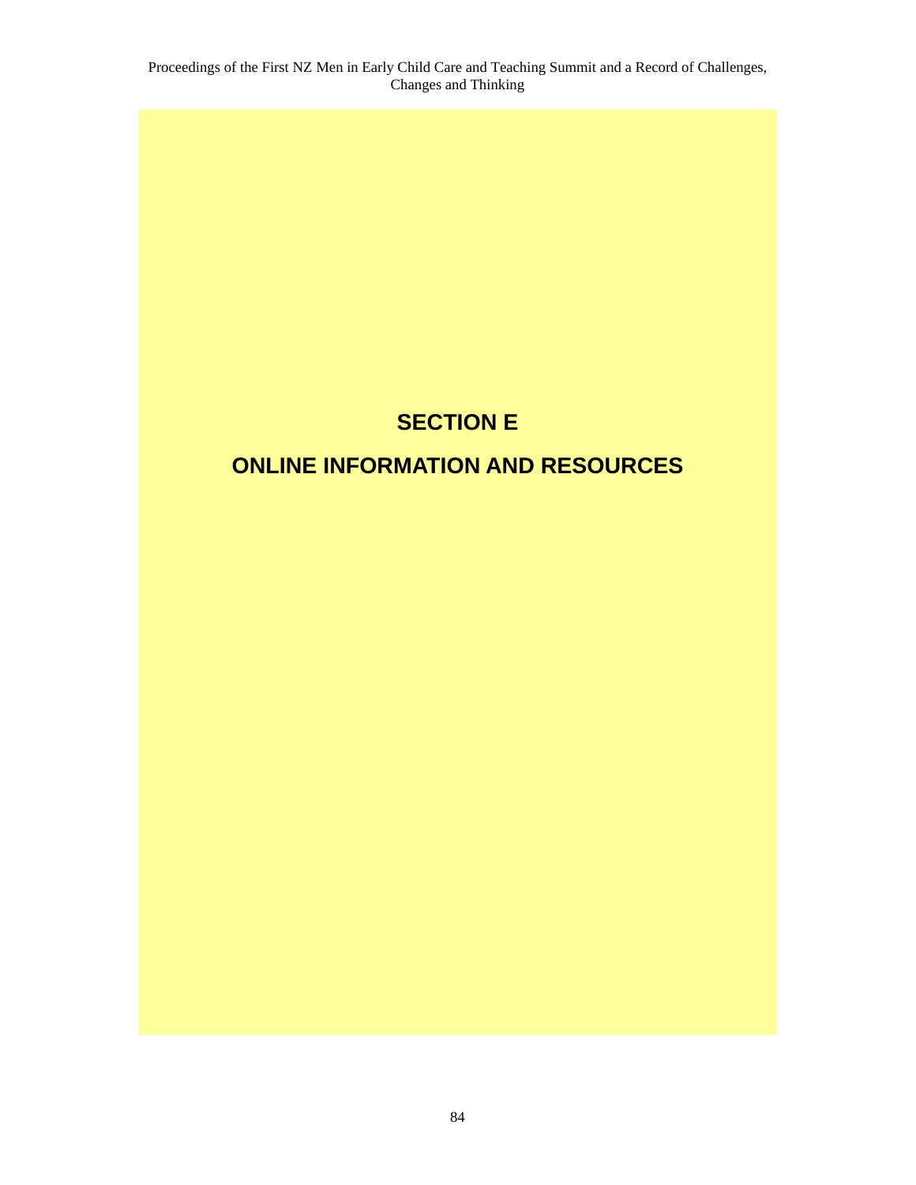# SECTION E

# ONLINE INFORMATION AND RESOURCES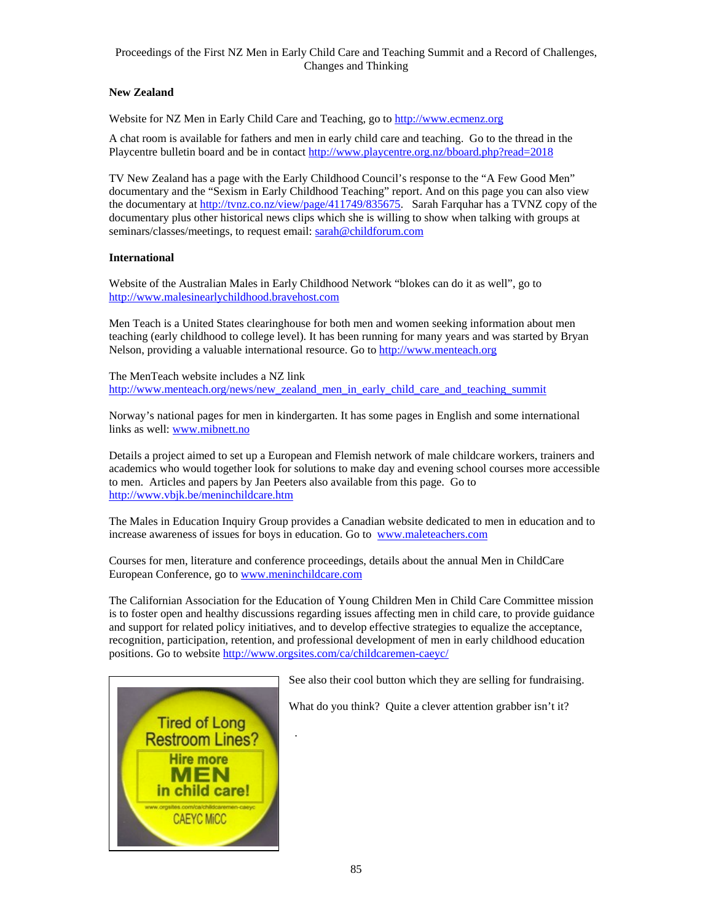**New Zealand**

Website for NZ Men in Early Child Care and Teaching, go to http://www.ecmenz.org

A chat room is available for fathers and men in early child care and teaching. Go to the thread in the Playcentre bulletin board and be in contact http://www.playcentre.org.nz/bboard.php?read=2018

TV New Zealand has a page with the Early Childhood Council's response to the "A Few Good Men" documentary and the "Sexism in Early Childhood Teaching" report. And on this page you can also view the documentary at http://tvnz.co.nz/view/page/411749/835675. Sarah Farquhar has a TVNZ copy of the documentary plus other historical news clips which she is willing to show when talking with groups at seminars/classes/meetings, to request email: sarah@childforum.com

**International**

Website of the Australian Males in Early Childhood Network "blokes can do it as well", go to http://www.malesinearlychildhood.bravehost.com

Men Teach is a United States clearinghouse for both men and women seeking information about men teaching (early childhood to college level). It has been running for many years and was started by Bryan Nelson, providing a valuable international resource. Go to http://www.menteach.org

The MenTeach website includes a NZ link http://www.menteach.org/news/new_zealand_men_in_early_child_care_and_teaching_summit

Norway's national pages for men in kindergarten. It has some pages in English and some international links as well: www.mibnett.no

Details a project aimed to set up a European and Flemish network of male childcare workers, trainers and academics who would together look for solutions to make day and evening school courses more accessible to men. Articles and papers by Jan Peeters also available from this page. Go to http://www.vbjk.be/meninchildcare.htm

The Males in Education Inquiry Group provides a Canadian website dedicated to men in education and to increase awareness of issues for boys in education. Go to www.maleteachers.com

Courses for men, literature and conference proceedings, details about the annual Men in ChildCare European Conference, go to www.meninchildcare.com

The Californian Association for the Education of Young Children Men in Child Care Committee mission is to foster open and healthy discussions regarding issues affecting men in child care, to provide guidance and support for related policy initiatives, and to develop effective strategies to equalize the acceptance, recognition, participation, retention, and professional development of men in early childhood education positions. Go to website http://www.orgsites.com/ca/childcaremen-caeyc/

Tired of Long Restroom Lines? Hire more MEN in child care! www.orgsites.com/ca/childcaremen-caeyc CAEYC MiCC

See also their cool button which they are selling for fundraising.

What do you think? Quite a clever attention grabber isn't it?